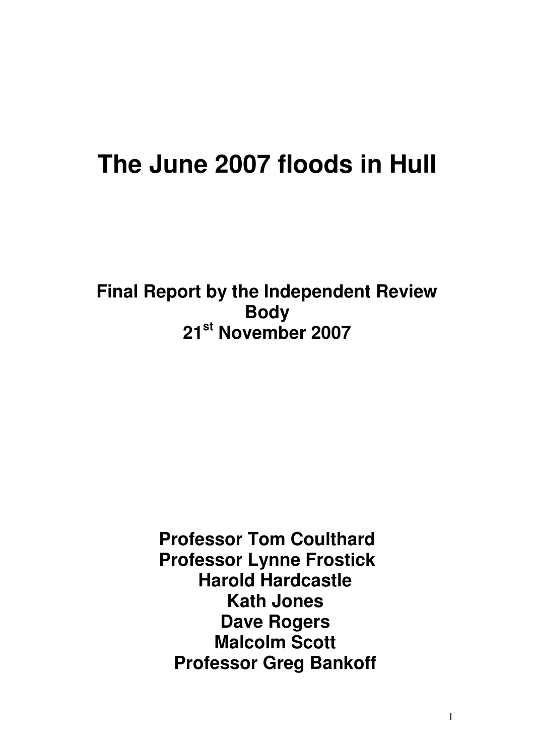# The June 2007 floods in Hull

**Final Report by the Independent Review Body**
**21st November 2007**

**Professor Tom Coulthard**
**Professor Lynne Frostick**
**Harold Hardcastle**
**Kath Jones**
**Dave Rogers**
**Malcolm Scott**
**Professor Greg Bankoff**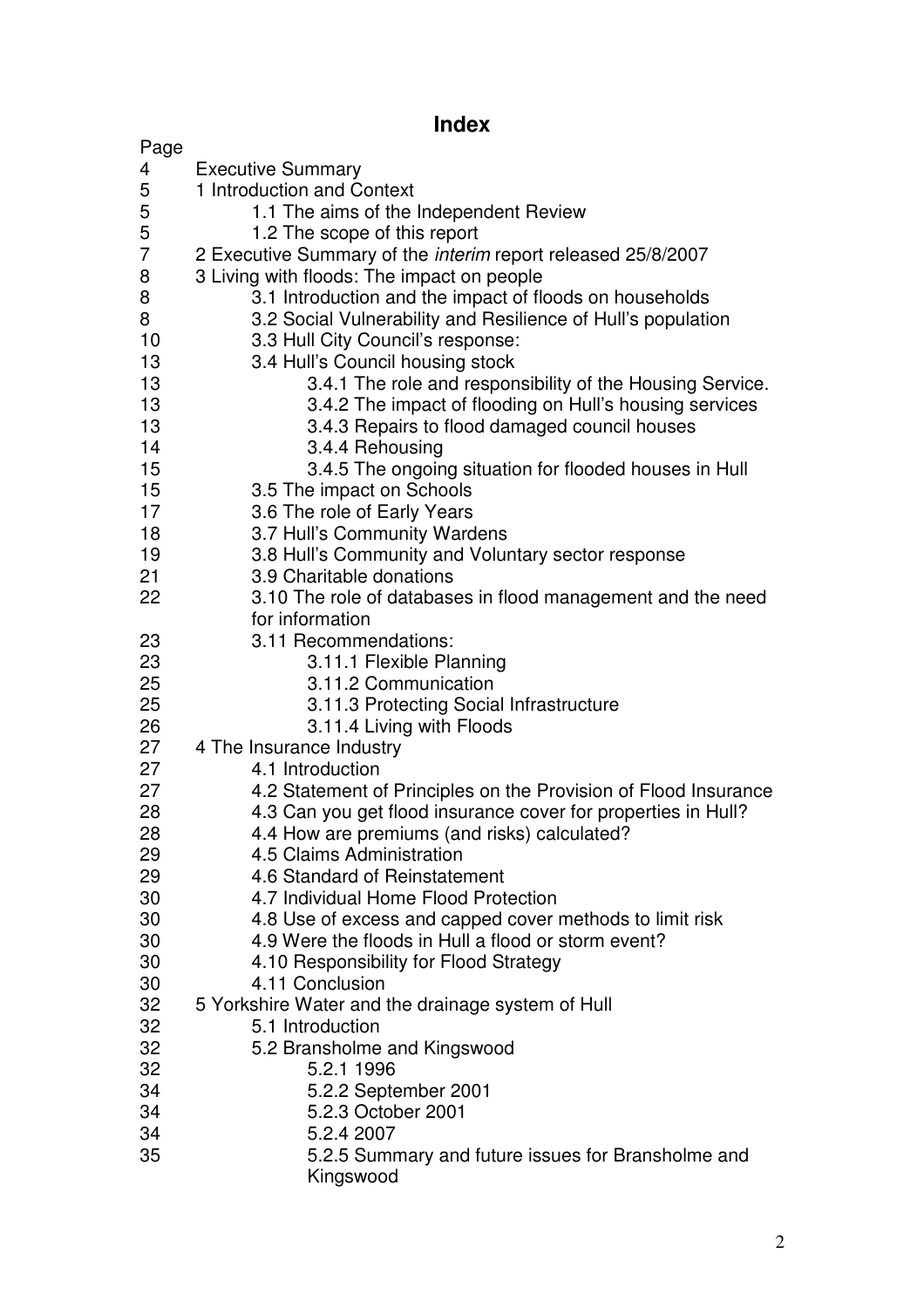# Index

| Page | |
|---|---|
| 4 | Executive Summary |
| 5 | 1 Introduction and Context |
| 5 | 1.1 The aims of the Independent Review |
| 5 | 1.2 The scope of this report |
| 7 | 2 Executive Summary of the *interim* report released 25/8/2007 |
| 8 | 3 Living with floods: The impact on people |
| 8 | 3.1 Introduction and the impact of floods on households |
| 8 | 3.2 Social Vulnerability and Resilience of Hull's population |
| 10 | 3.3 Hull City Council's response: |
| 13 | 3.4 Hull's Council housing stock |
| 13 | 3.4.1 The role and responsibility of the Housing Service. |
| 13 | 3.4.2 The impact of flooding on Hull's housing services |
| 13 | 3.4.3 Repairs to flood damaged council houses |
| 14 | 3.4.4 Rehousing |
| 15 | 3.4.5 The ongoing situation for flooded houses in Hull |
| 15 | 3.5 The impact on Schools |
| 17 | 3.6 The role of Early Years |
| 18 | 3.7 Hull's Community Wardens |
| 19 | 3.8 Hull's Community and Voluntary sector response |
| 21 | 3.9 Charitable donations |
| 22 | 3.10 The role of databases in flood management and the need for information |
| 23 | 3.11 Recommendations: |
| 23 | 3.11.1 Flexible Planning |
| 25 | 3.11.2 Communication |
| 25 | 3.11.3 Protecting Social Infrastructure |
| 26 | 3.11.4 Living with Floods |
| 27 | 4 The Insurance Industry |
| 27 | 4.1 Introduction |
| 27 | 4.2 Statement of Principles on the Provision of Flood Insurance |
| 28 | 4.3 Can you get flood insurance cover for properties in Hull? |
| 28 | 4.4 How are premiums (and risks) calculated? |
| 29 | 4.5 Claims Administration |
| 29 | 4.6 Standard of Reinstatement |
| 30 | 4.7 Individual Home Flood Protection |
| 30 | 4.8 Use of excess and capped cover methods to limit risk |
| 30 | 4.9 Were the floods in Hull a flood or storm event? |
| 30 | 4.10 Responsibility for Flood Strategy |
| 30 | 4.11 Conclusion |
| 32 | 5 Yorkshire Water and the drainage system of Hull |
| 32 | 5.1 Introduction |
| 32 | 5.2 Bransholme and Kingswood |
| 32 | 5.2.1 1996 |
| 34 | 5.2.2 September 2001 |
| 34 | 5.2.3 October 2001 |
| 34 | 5.2.4 2007 |
| 35 | 5.2.5 Summary and future issues for Bransholme and Kingswood |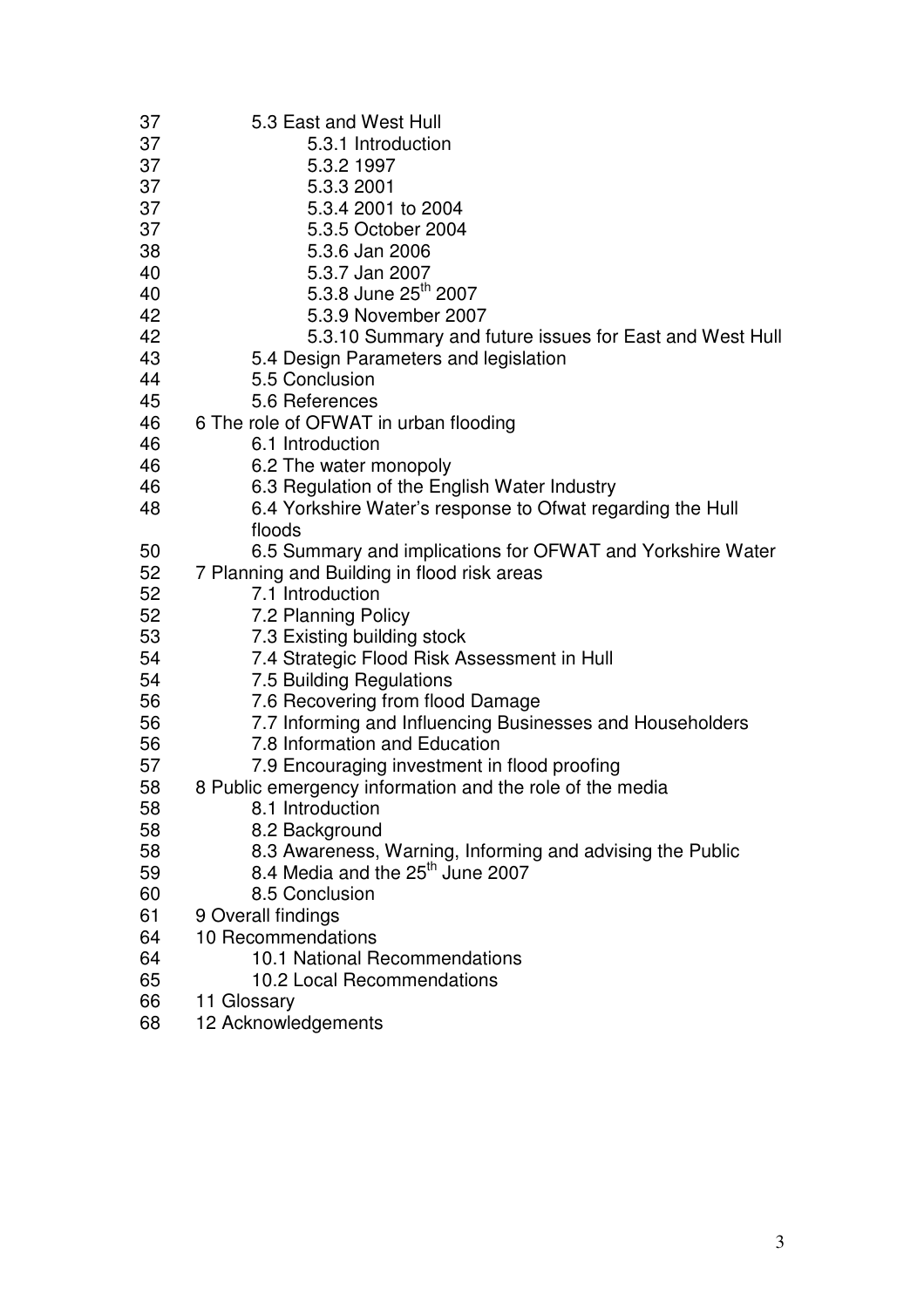| | |
|---|---|
| 37 | 5.3 East and West Hull |
| 37 | 5.3.1 Introduction |
| 37 | 5.3.2 1997 |
| 37 | 5.3.3 2001 |
| 37 | 5.3.4 2001 to 2004 |
| 37 | 5.3.5 October 2004 |
| 38 | 5.3.6 Jan 2006 |
| 40 | 5.3.7 Jan 2007 |
| 40 | 5.3.8 June 25th 2007 |
| 42 | 5.3.9 November 2007 |
| 42 | 5.3.10 Summary and future issues for East and West Hull |
| 43 | 5.4 Design Parameters and legislation |
| 44 | 5.5 Conclusion |
| 45 | 5.6 References |
| 46 | 6 The role of OFWAT in urban flooding |
| 46 | 6.1 Introduction |
| 46 | 6.2 The water monopoly |
| 46 | 6.3 Regulation of the English Water Industry |
| 48 | 6.4 Yorkshire Water's response to Ofwat regarding the Hull floods |
| 50 | 6.5 Summary and implications for OFWAT and Yorkshire Water |
| 52 | 7 Planning and Building in flood risk areas |
| 52 | 7.1 Introduction |
| 52 | 7.2 Planning Policy |
| 53 | 7.3 Existing building stock |
| 54 | 7.4 Strategic Flood Risk Assessment in Hull |
| 54 | 7.5 Building Regulations |
| 56 | 7.6 Recovering from flood Damage |
| 56 | 7.7 Informing and Influencing Businesses and Householders |
| 56 | 7.8 Information and Education |
| 57 | 7.9 Encouraging investment in flood proofing |
| 58 | 8 Public emergency information and the role of the media |
| 58 | 8.1 Introduction |
| 58 | 8.2 Background |
| 58 | 8.3 Awareness, Warning, Informing and advising the Public |
| 59 | 8.4 Media and the 25th June 2007 |
| 60 | 8.5 Conclusion |
| 61 | 9 Overall findings |
| 64 | 10 Recommendations |
| 64 | 10.1 National Recommendations |
| 65 | 10.2 Local Recommendations |
| 66 | 11 Glossary |
| 68 | 12 Acknowledgements |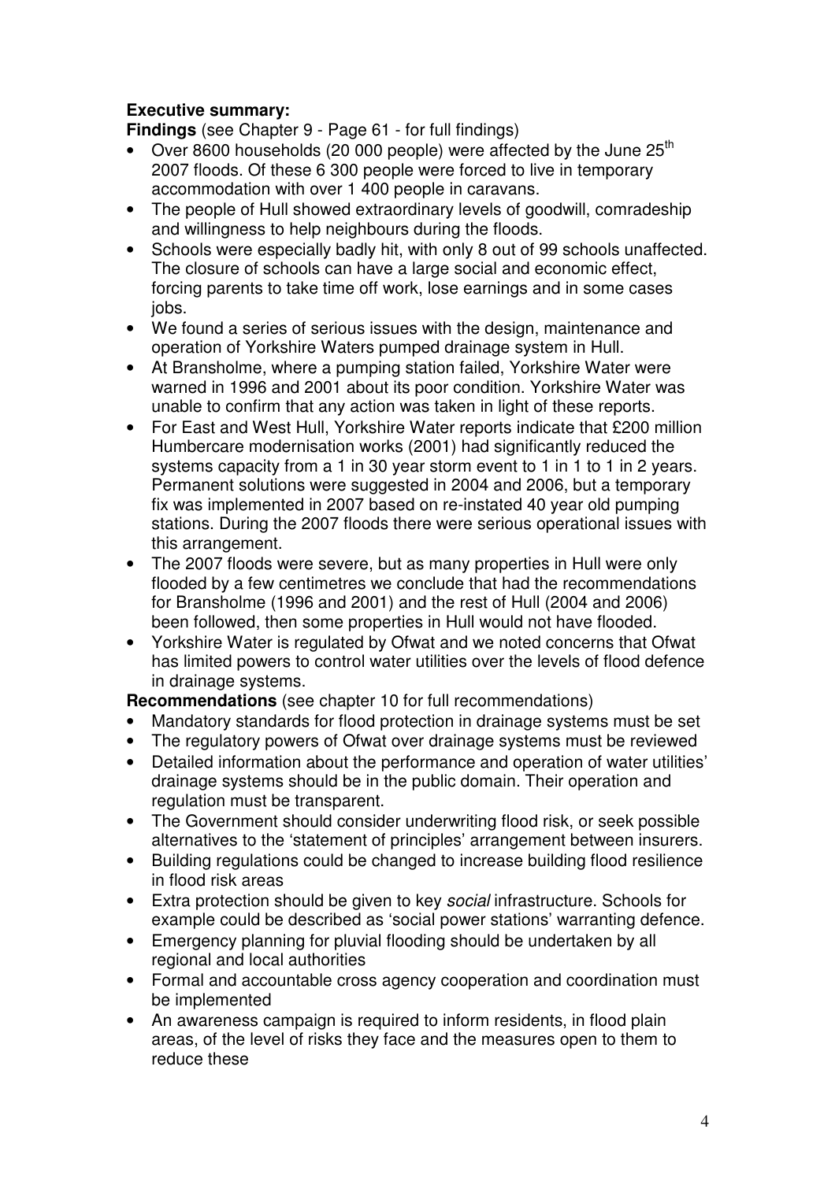**Executive summary:**

**Findings** (see Chapter 9 - Page 61 - for full findings)

- Over 8600 households (20 000 people) were affected by the June 25th 2007 floods. Of these 6 300 people were forced to live in temporary accommodation with over 1 400 people in caravans.
- The people of Hull showed extraordinary levels of goodwill, comradeship and willingness to help neighbours during the floods.
- Schools were especially badly hit, with only 8 out of 99 schools unaffected. The closure of schools can have a large social and economic effect, forcing parents to take time off work, lose earnings and in some cases jobs.
- We found a series of serious issues with the design, maintenance and operation of Yorkshire Waters pumped drainage system in Hull.
- At Bransholme, where a pumping station failed, Yorkshire Water were warned in 1996 and 2001 about its poor condition. Yorkshire Water was unable to confirm that any action was taken in light of these reports.
- For East and West Hull, Yorkshire Water reports indicate that £200 million Humbercare modernisation works (2001) had significantly reduced the systems capacity from a 1 in 30 year storm event to 1 in 1 to 1 in 2 years. Permanent solutions were suggested in 2004 and 2006, but a temporary fix was implemented in 2007 based on re-instated 40 year old pumping stations. During the 2007 floods there were serious operational issues with this arrangement.
- The 2007 floods were severe, but as many properties in Hull were only flooded by a few centimetres we conclude that had the recommendations for Bransholme (1996 and 2001) and the rest of Hull (2004 and 2006) been followed, then some properties in Hull would not have flooded.
- Yorkshire Water is regulated by Ofwat and we noted concerns that Ofwat has limited powers to control water utilities over the levels of flood defence in drainage systems.

**Recommendations** (see chapter 10 for full recommendations)

- Mandatory standards for flood protection in drainage systems must be set
- The regulatory powers of Ofwat over drainage systems must be reviewed
- Detailed information about the performance and operation of water utilities' drainage systems should be in the public domain. Their operation and regulation must be transparent.
- The Government should consider underwriting flood risk, or seek possible alternatives to the 'statement of principles' arrangement between insurers.
- Building regulations could be changed to increase building flood resilience in flood risk areas
- Extra protection should be given to key *social* infrastructure. Schools for example could be described as 'social power stations' warranting defence.
- Emergency planning for pluvial flooding should be undertaken by all regional and local authorities
- Formal and accountable cross agency cooperation and coordination must be implemented
- An awareness campaign is required to inform residents, in flood plain areas, of the level of risks they face and the measures open to them to reduce these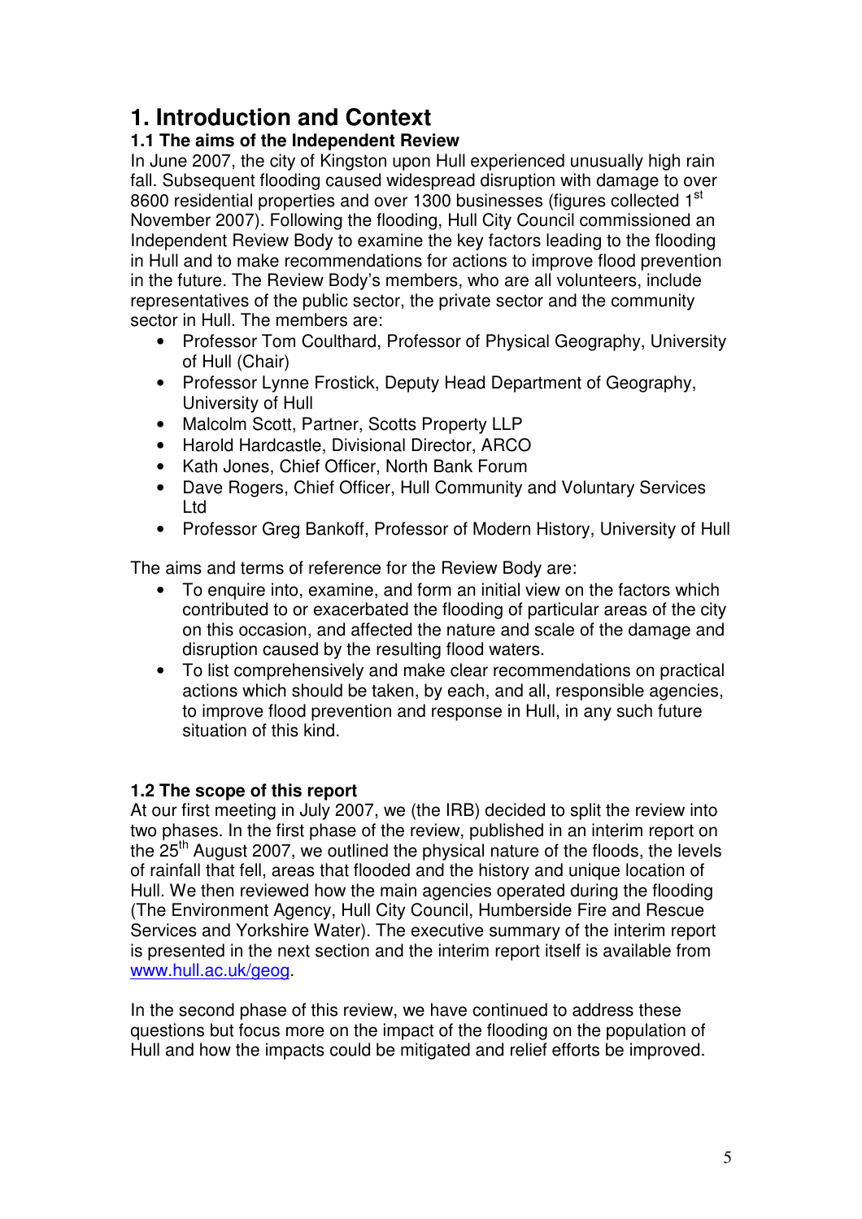# 1. Introduction and Context

### 1.1 The aims of the Independent Review

In June 2007, the city of Kingston upon Hull experienced unusually high rain fall. Subsequent flooding caused widespread disruption with damage to over 8600 residential properties and over 1300 businesses (figures collected 1st November 2007). Following the flooding, Hull City Council commissioned an Independent Review Body to examine the key factors leading to the flooding in Hull and to make recommendations for actions to improve flood prevention in the future. The Review Body's members, who are all volunteers, include representatives of the public sector, the private sector and the community sector in Hull. The members are:

- Professor Tom Coulthard, Professor of Physical Geography, University of Hull (Chair)
- Professor Lynne Frostick, Deputy Head Department of Geography, University of Hull
- Malcolm Scott, Partner, Scotts Property LLP
- Harold Hardcastle, Divisional Director, ARCO
- Kath Jones, Chief Officer, North Bank Forum
- Dave Rogers, Chief Officer, Hull Community and Voluntary Services Ltd
- Professor Greg Bankoff, Professor of Modern History, University of Hull

The aims and terms of reference for the Review Body are:

- To enquire into, examine, and form an initial view on the factors which contributed to or exacerbated the flooding of particular areas of the city on this occasion, and affected the nature and scale of the damage and disruption caused by the resulting flood waters.
- To list comprehensively and make clear recommendations on practical actions which should be taken, by each, and all, responsible agencies, to improve flood prevention and response in Hull, in any such future situation of this kind.

### 1.2 The scope of this report

At our first meeting in July 2007, we (the IRB) decided to split the review into two phases. In the first phase of the review, published in an interim report on the 25th August 2007, we outlined the physical nature of the floods, the levels of rainfall that fell, areas that flooded and the history and unique location of Hull. We then reviewed how the main agencies operated during the flooding (The Environment Agency, Hull City Council, Humberside Fire and Rescue Services and Yorkshire Water). The executive summary of the interim report is presented in the next section and the interim report itself is available from www.hull.ac.uk/geog.

In the second phase of this review, we have continued to address these questions but focus more on the impact of the flooding on the population of Hull and how the impacts could be mitigated and relief efforts be improved.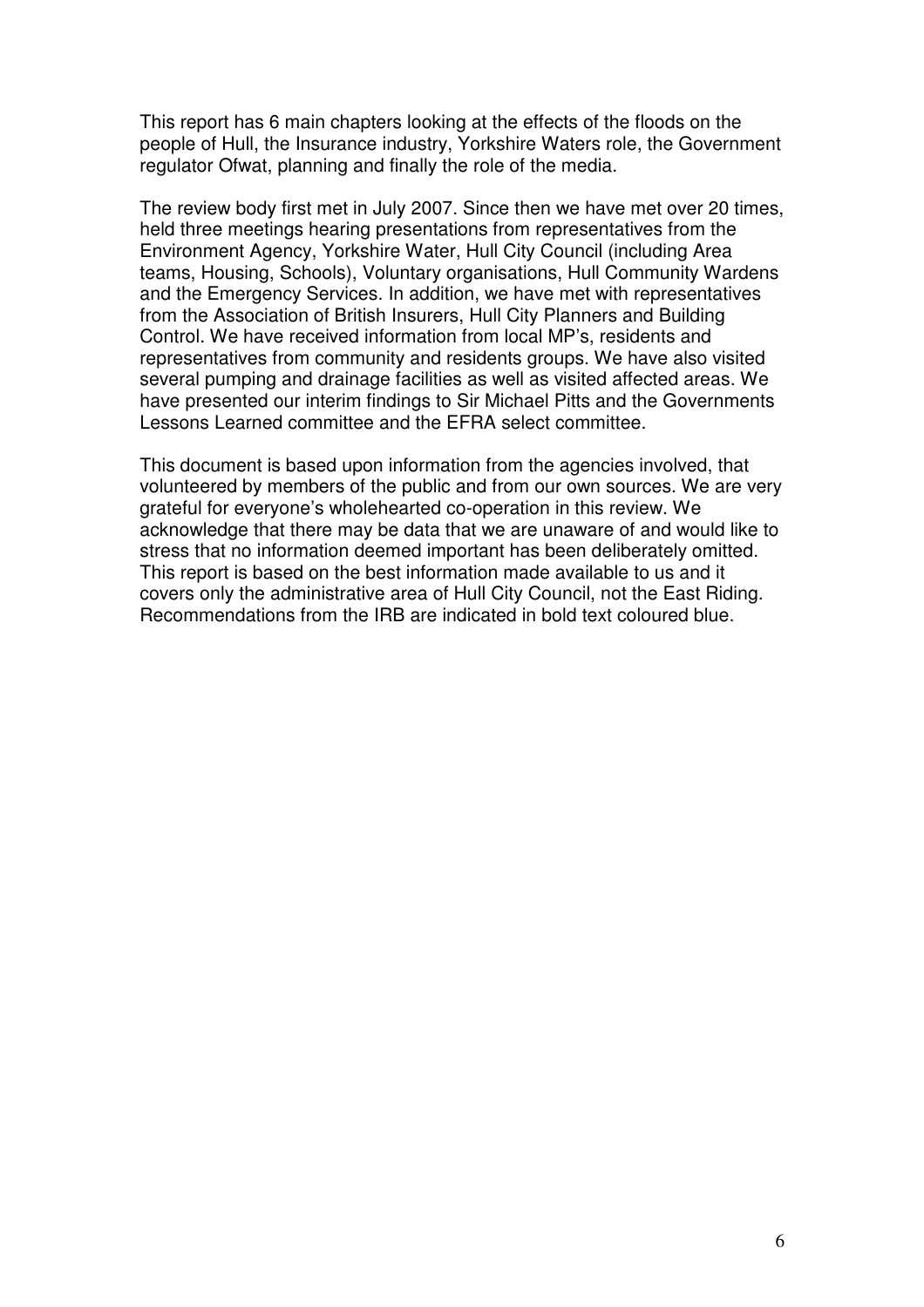This report has 6 main chapters looking at the effects of the floods on the people of Hull, the Insurance industry, Yorkshire Waters role, the Government regulator Ofwat, planning and finally the role of the media.

The review body first met in July 2007. Since then we have met over 20 times, held three meetings hearing presentations from representatives from the Environment Agency, Yorkshire Water, Hull City Council (including Area teams, Housing, Schools), Voluntary organisations, Hull Community Wardens and the Emergency Services. In addition, we have met with representatives from the Association of British Insurers, Hull City Planners and Building Control. We have received information from local MP's, residents and representatives from community and residents groups. We have also visited several pumping and drainage facilities as well as visited affected areas. We have presented our interim findings to Sir Michael Pitts and the Governments Lessons Learned committee and the EFRA select committee.

This document is based upon information from the agencies involved, that volunteered by members of the public and from our own sources. We are very grateful for everyone's wholehearted co-operation in this review. We acknowledge that there may be data that we are unaware of and would like to stress that no information deemed important has been deliberately omitted. This report is based on the best information made available to us and it covers only the administrative area of Hull City Council, not the East Riding. Recommendations from the IRB are indicated in bold text coloured blue.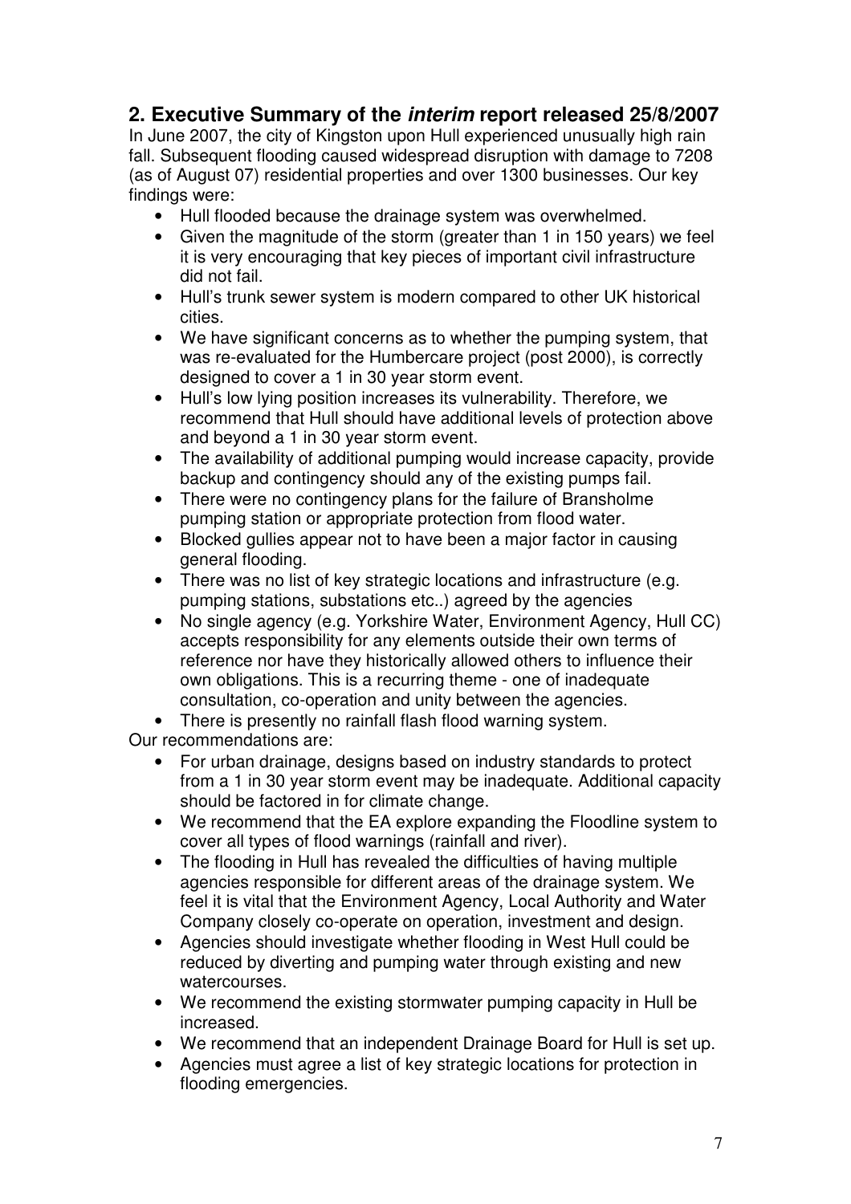## 2. Executive Summary of the *interim* report released 25/8/2007

In June 2007, the city of Kingston upon Hull experienced unusually high rain fall. Subsequent flooding caused widespread disruption with damage to 7208 (as of August 07) residential properties and over 1300 businesses. Our key findings were:

- Hull flooded because the drainage system was overwhelmed.
- Given the magnitude of the storm (greater than 1 in 150 years) we feel it is very encouraging that key pieces of important civil infrastructure did not fail.
- Hull's trunk sewer system is modern compared to other UK historical cities.
- We have significant concerns as to whether the pumping system, that was re-evaluated for the Humbercare project (post 2000), is correctly designed to cover a 1 in 30 year storm event.
- Hull's low lying position increases its vulnerability. Therefore, we recommend that Hull should have additional levels of protection above and beyond a 1 in 30 year storm event.
- The availability of additional pumping would increase capacity, provide backup and contingency should any of the existing pumps fail.
- There were no contingency plans for the failure of Bransholme pumping station or appropriate protection from flood water.
- Blocked gullies appear not to have been a major factor in causing general flooding.
- There was no list of key strategic locations and infrastructure (e.g. pumping stations, substations etc..) agreed by the agencies
- No single agency (e.g. Yorkshire Water, Environment Agency, Hull CC) accepts responsibility for any elements outside their own terms of reference nor have they historically allowed others to influence their own obligations. This is a recurring theme - one of inadequate consultation, co-operation and unity between the agencies.
- There is presently no rainfall flash flood warning system.

Our recommendations are:

- For urban drainage, designs based on industry standards to protect from a 1 in 30 year storm event may be inadequate. Additional capacity should be factored in for climate change.
- We recommend that the EA explore expanding the Floodline system to cover all types of flood warnings (rainfall and river).
- The flooding in Hull has revealed the difficulties of having multiple agencies responsible for different areas of the drainage system. We feel it is vital that the Environment Agency, Local Authority and Water Company closely co-operate on operation, investment and design.
- Agencies should investigate whether flooding in West Hull could be reduced by diverting and pumping water through existing and new watercourses.
- We recommend the existing stormwater pumping capacity in Hull be increased.
- We recommend that an independent Drainage Board for Hull is set up.
- Agencies must agree a list of key strategic locations for protection in flooding emergencies.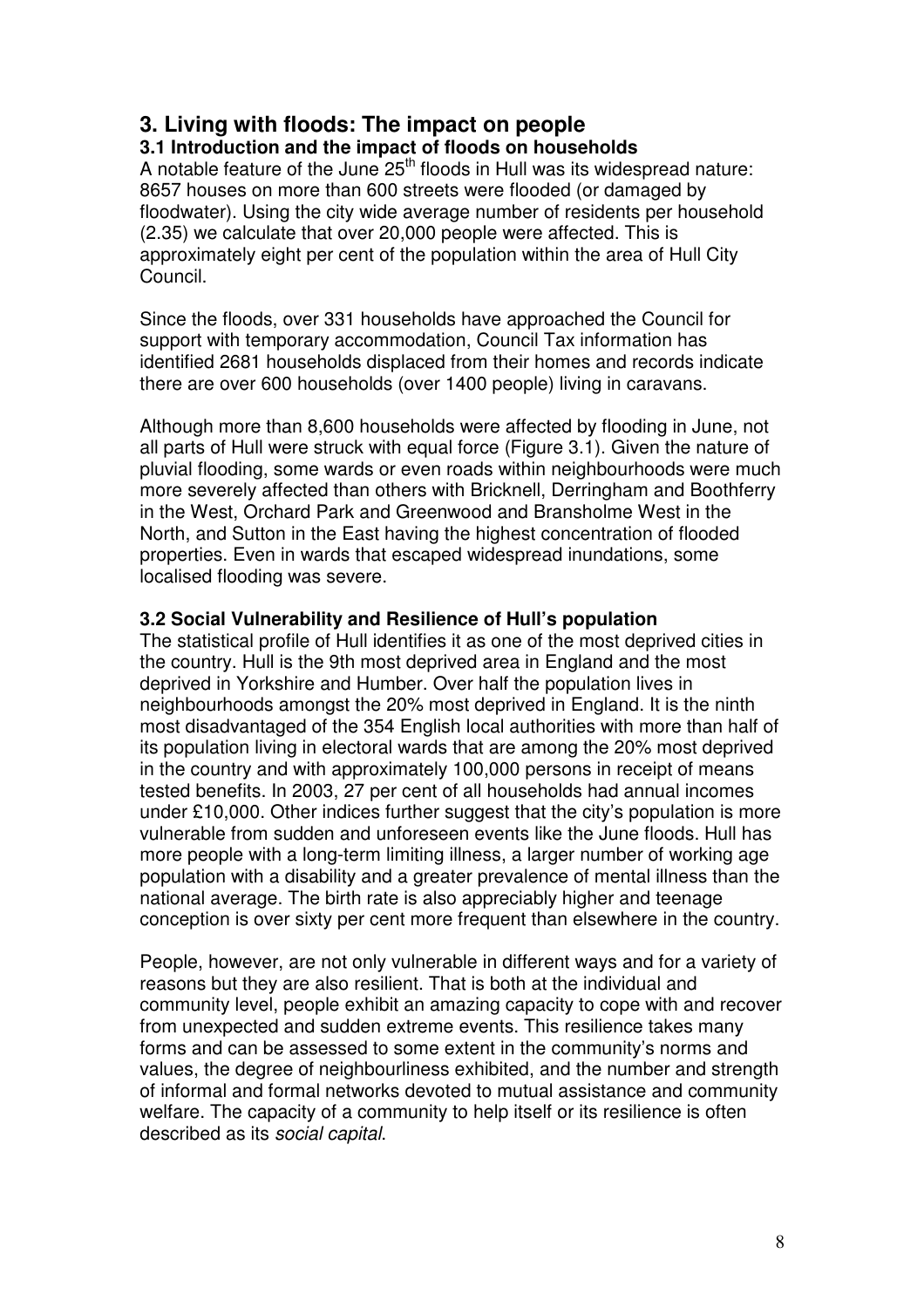# 3. Living with floods: The impact on people

## 3.1 Introduction and the impact of floods on households

A notable feature of the June 25th floods in Hull was its widespread nature: 8657 houses on more than 600 streets were flooded (or damaged by floodwater). Using the city wide average number of residents per household (2.35) we calculate that over 20,000 people were affected. This is approximately eight per cent of the population within the area of Hull City Council.

Since the floods, over 331 households have approached the Council for support with temporary accommodation, Council Tax information has identified 2681 households displaced from their homes and records indicate there are over 600 households (over 1400 people) living in caravans.

Although more than 8,600 households were affected by flooding in June, not all parts of Hull were struck with equal force (Figure 3.1). Given the nature of pluvial flooding, some wards or even roads within neighbourhoods were much more severely affected than others with Bricknell, Derringham and Boothferry in the West, Orchard Park and Greenwood and Bransholme West in the North, and Sutton in the East having the highest concentration of flooded properties. Even in wards that escaped widespread inundations, some localised flooding was severe.

## 3.2 Social Vulnerability and Resilience of Hull's population

The statistical profile of Hull identifies it as one of the most deprived cities in the country. Hull is the 9th most deprived area in England and the most deprived in Yorkshire and Humber. Over half the population lives in neighbourhoods amongst the 20% most deprived in England. It is the ninth most disadvantaged of the 354 English local authorities with more than half of its population living in electoral wards that are among the 20% most deprived in the country and with approximately 100,000 persons in receipt of means tested benefits. In 2003, 27 per cent of all households had annual incomes under £10,000. Other indices further suggest that the city's population is more vulnerable from sudden and unforeseen events like the June floods. Hull has more people with a long-term limiting illness, a larger number of working age population with a disability and a greater prevalence of mental illness than the national average. The birth rate is also appreciably higher and teenage conception is over sixty per cent more frequent than elsewhere in the country.

People, however, are not only vulnerable in different ways and for a variety of reasons but they are also resilient. That is both at the individual and community level, people exhibit an amazing capacity to cope with and recover from unexpected and sudden extreme events. This resilience takes many forms and can be assessed to some extent in the community's norms and values, the degree of neighbourliness exhibited, and the number and strength of informal and formal networks devoted to mutual assistance and community welfare. The capacity of a community to help itself or its resilience is often described as its *social capital*.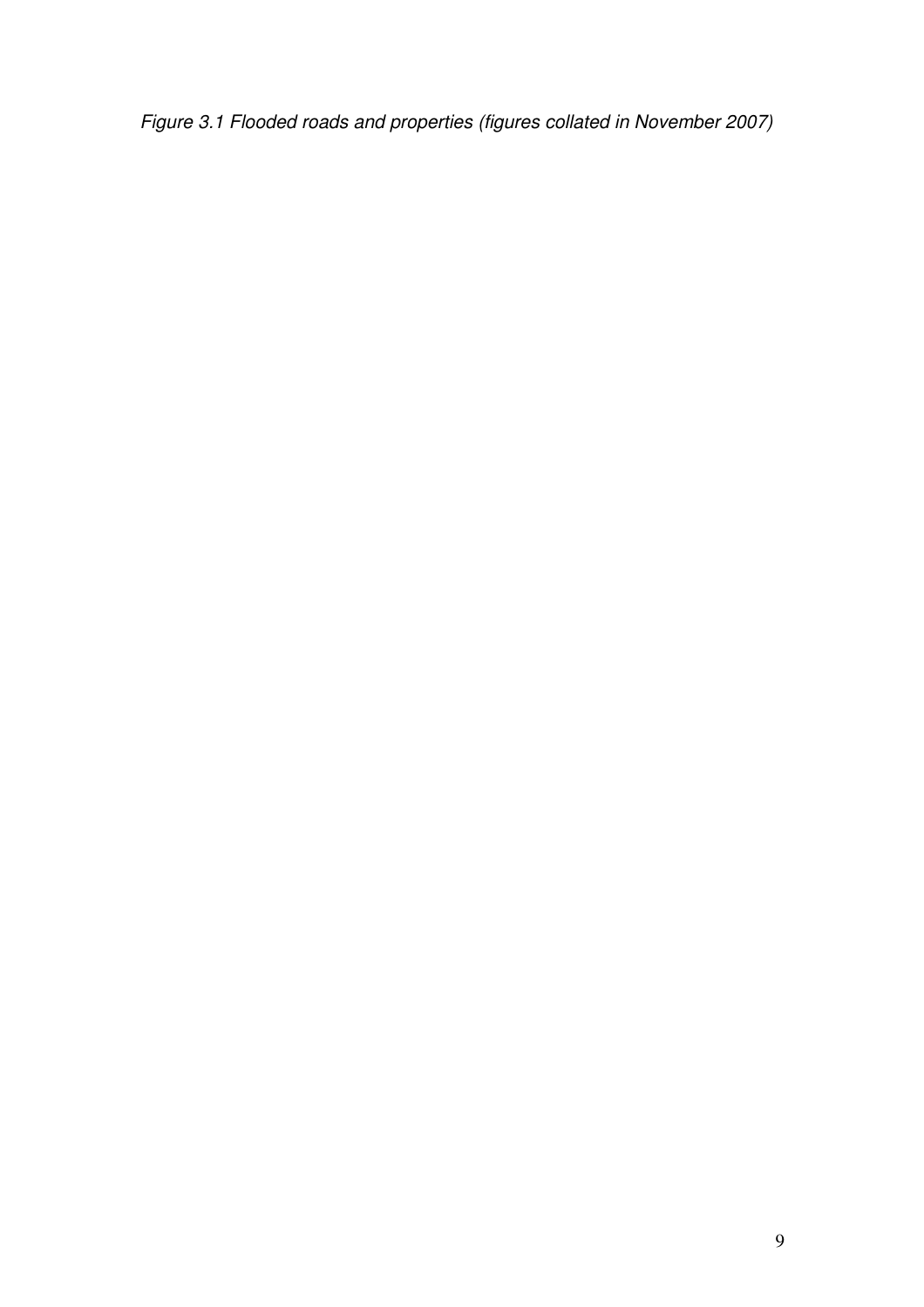*Figure 3.1 Flooded roads and properties (figures collated in November 2007)*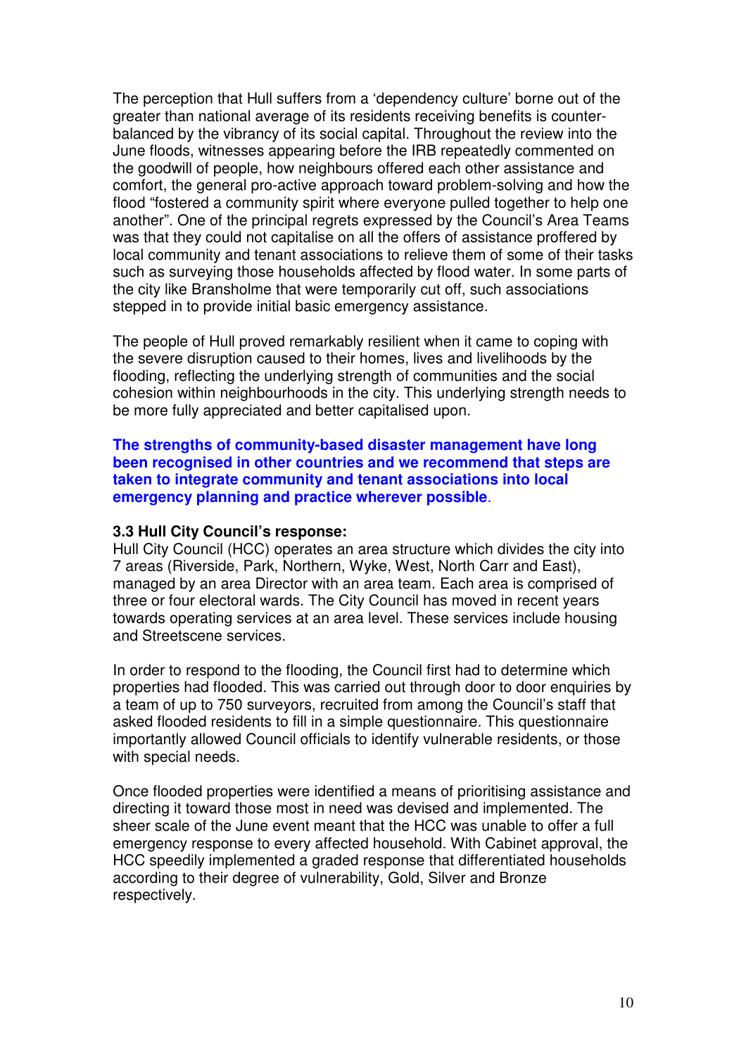The perception that Hull suffers from a 'dependency culture' borne out of the greater than national average of its residents receiving benefits is counter-balanced by the vibrancy of its social capital. Throughout the review into the June floods, witnesses appearing before the IRB repeatedly commented on the goodwill of people, how neighbours offered each other assistance and comfort, the general pro-active approach toward problem-solving and how the flood "fostered a community spirit where everyone pulled together to help one another". One of the principal regrets expressed by the Council's Area Teams was that they could not capitalise on all the offers of assistance proffered by local community and tenant associations to relieve them of some of their tasks such as surveying those households affected by flood water. In some parts of the city like Bransholme that were temporarily cut off, such associations stepped in to provide initial basic emergency assistance.

The people of Hull proved remarkably resilient when it came to coping with the severe disruption caused to their homes, lives and livelihoods by the flooding, reflecting the underlying strength of communities and the social cohesion within neighbourhoods in the city. This underlying strength needs to be more fully appreciated and better capitalised upon.

**The strengths of community-based disaster management have long been recognised in other countries and we recommend that steps are taken to integrate community and tenant associations into local emergency planning and practice wherever possible**.

**3.3 Hull City Council's response:**

Hull City Council (HCC) operates an area structure which divides the city into 7 areas (Riverside, Park, Northern, Wyke, West, North Carr and East), managed by an area Director with an area team. Each area is comprised of three or four electoral wards. The City Council has moved in recent years towards operating services at an area level. These services include housing and Streetscene services.

In order to respond to the flooding, the Council first had to determine which properties had flooded. This was carried out through door to door enquiries by a team of up to 750 surveyors, recruited from among the Council's staff that asked flooded residents to fill in a simple questionnaire. This questionnaire importantly allowed Council officials to identify vulnerable residents, or those with special needs.

Once flooded properties were identified a means of prioritising assistance and directing it toward those most in need was devised and implemented. The sheer scale of the June event meant that the HCC was unable to offer a full emergency response to every affected household. With Cabinet approval, the HCC speedily implemented a graded response that differentiated households according to their degree of vulnerability, Gold, Silver and Bronze respectively.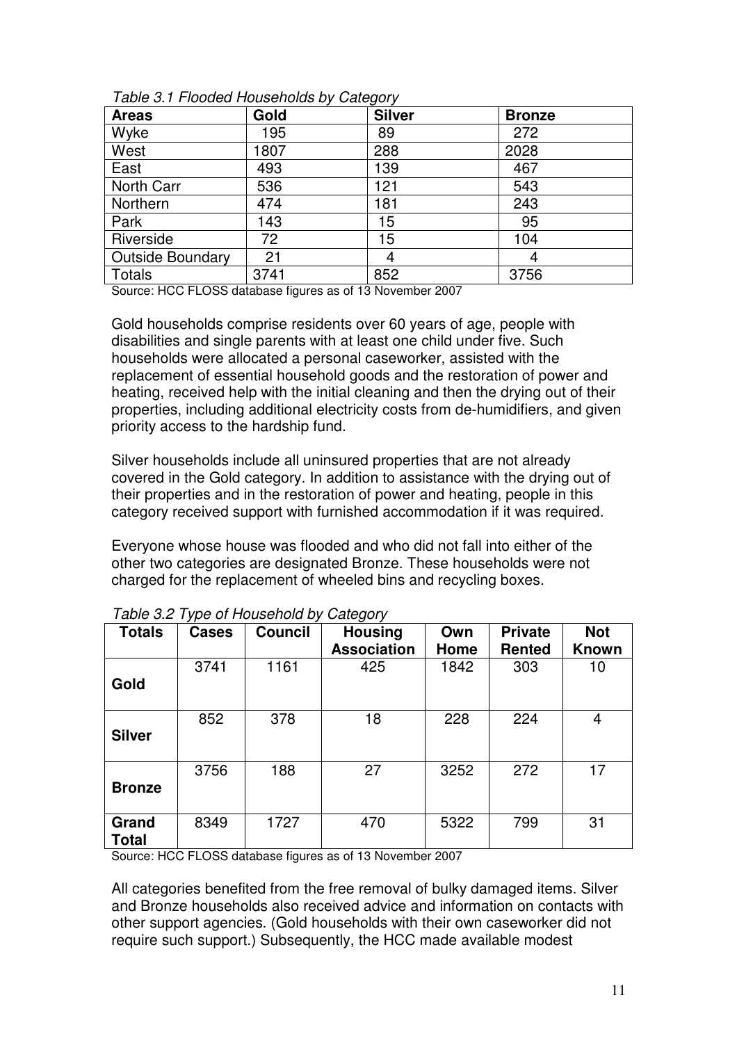*Table 3.1 Flooded Households by Category*

| Areas | Gold | Silver | Bronze |
|---|---|---|---|
| Wyke | 195 | 89 | 272 |
| West | 1807 | 288 | 2028 |
| East | 493 | 139 | 467 |
| North Carr | 536 | 121 | 543 |
| Northern | 474 | 181 | 243 |
| Park | 143 | 15 | 95 |
| Riverside | 72 | 15 | 104 |
| Outside Boundary | 21 | 4 | 4 |
| Totals | 3741 | 852 | 3756 |

Source: HCC FLOSS database figures as of 13 November 2007

Gold households comprise residents over 60 years of age, people with disabilities and single parents with at least one child under five. Such households were allocated a personal caseworker, assisted with the replacement of essential household goods and the restoration of power and heating, received help with the initial cleaning and then the drying out of their properties, including additional electricity costs from de-humidifiers, and given priority access to the hardship fund.

Silver households include all uninsured properties that are not already covered in the Gold category. In addition to assistance with the drying out of their properties and in the restoration of power and heating, people in this category received support with furnished accommodation if it was required.

Everyone whose house was flooded and who did not fall into either of the other two categories are designated Bronze. These households were not charged for the replacement of wheeled bins and recycling boxes.

*Table 3.2 Type of Household by Category*

| Totals | Cases | Council | Housing Association | Own Home | Private Rented | Not Known |
|---|---|---|---|---|---|---|
| Gold | 3741 | 1161 | 425 | 1842 | 303 | 10 |
| Silver | 852 | 378 | 18 | 228 | 224 | 4 |
| Bronze | 3756 | 188 | 27 | 3252 | 272 | 17 |
| Grand Total | 8349 | 1727 | 470 | 5322 | 799 | 31 |

Source: HCC FLOSS database figures as of 13 November 2007

All categories benefited from the free removal of bulky damaged items. Silver and Bronze households also received advice and information on contacts with other support agencies. (Gold households with their own caseworker did not require such support.) Subsequently, the HCC made available modest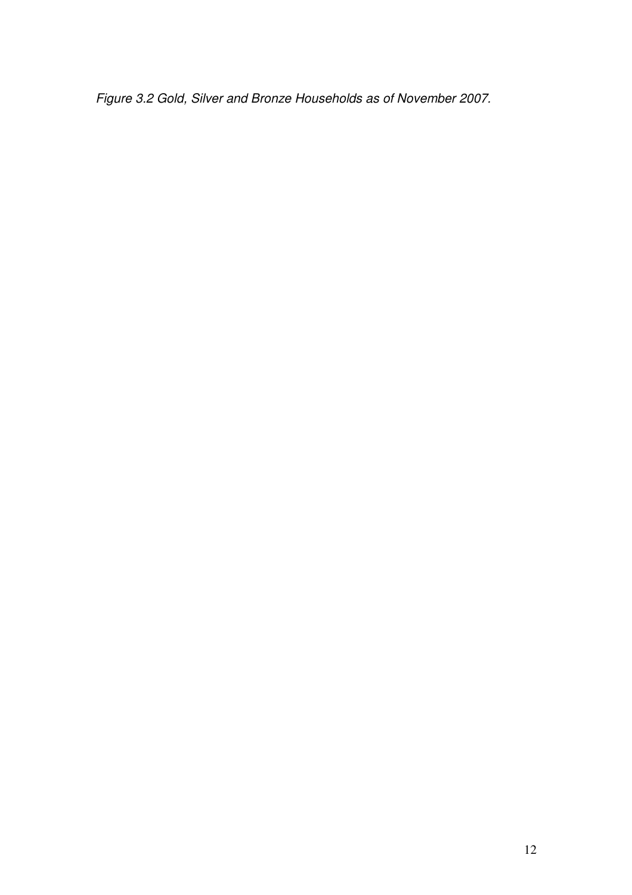*Figure 3.2 Gold, Silver and Bronze Households as of November 2007.*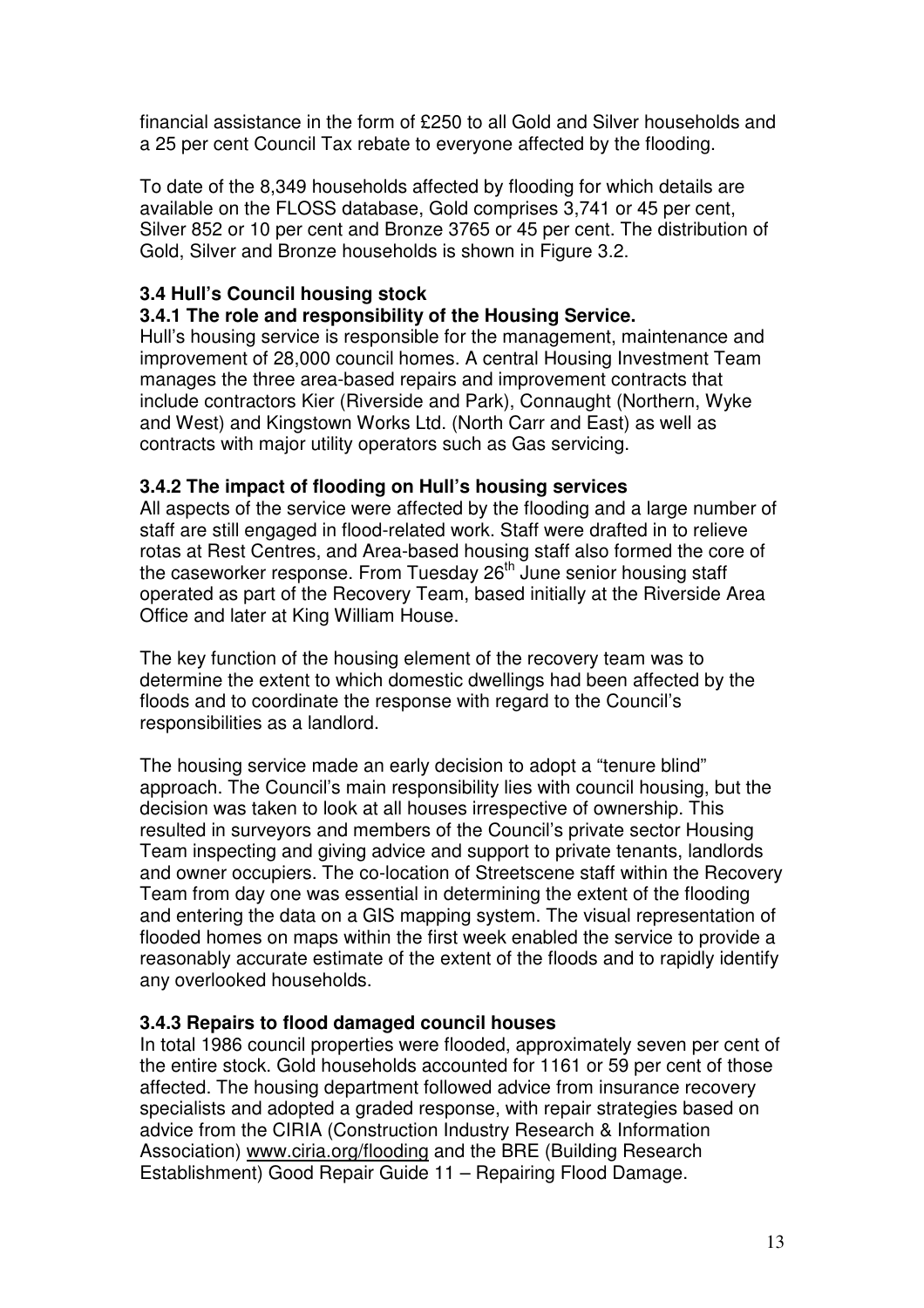financial assistance in the form of £250 to all Gold and Silver households and a 25 per cent Council Tax rebate to everyone affected by the flooding.

To date of the 8,349 households affected by flooding for which details are available on the FLOSS database, Gold comprises 3,741 or 45 per cent, Silver 852 or 10 per cent and Bronze 3765 or 45 per cent. The distribution of Gold, Silver and Bronze households is shown in Figure 3.2.

### 3.4 Hull's Council housing stock

#### 3.4.1 The role and responsibility of the Housing Service.

Hull's housing service is responsible for the management, maintenance and improvement of 28,000 council homes. A central Housing Investment Team manages the three area-based repairs and improvement contracts that include contractors Kier (Riverside and Park), Connaught (Northern, Wyke and West) and Kingstown Works Ltd. (North Carr and East) as well as contracts with major utility operators such as Gas servicing.

#### 3.4.2 The impact of flooding on Hull's housing services

All aspects of the service were affected by the flooding and a large number of staff are still engaged in flood-related work. Staff were drafted in to relieve rotas at Rest Centres, and Area-based housing staff also formed the core of the caseworker response. From Tuesday 26th June senior housing staff operated as part of the Recovery Team, based initially at the Riverside Area Office and later at King William House.

The key function of the housing element of the recovery team was to determine the extent to which domestic dwellings had been affected by the floods and to coordinate the response with regard to the Council's responsibilities as a landlord.

The housing service made an early decision to adopt a "tenure blind" approach. The Council's main responsibility lies with council housing, but the decision was taken to look at all houses irrespective of ownership. This resulted in surveyors and members of the Council's private sector Housing Team inspecting and giving advice and support to private tenants, landlords and owner occupiers. The co-location of Streetscene staff within the Recovery Team from day one was essential in determining the extent of the flooding and entering the data on a GIS mapping system. The visual representation of flooded homes on maps within the first week enabled the service to provide a reasonably accurate estimate of the extent of the floods and to rapidly identify any overlooked households.

#### 3.4.3 Repairs to flood damaged council houses

In total 1986 council properties were flooded, approximately seven per cent of the entire stock. Gold households accounted for 1161 or 59 per cent of those affected. The housing department followed advice from insurance recovery specialists and adopted a graded response, with repair strategies based on advice from the CIRIA (Construction Industry Research & Information Association) www.ciria.org/flooding and the BRE (Building Research Establishment) Good Repair Guide 11 – Repairing Flood Damage.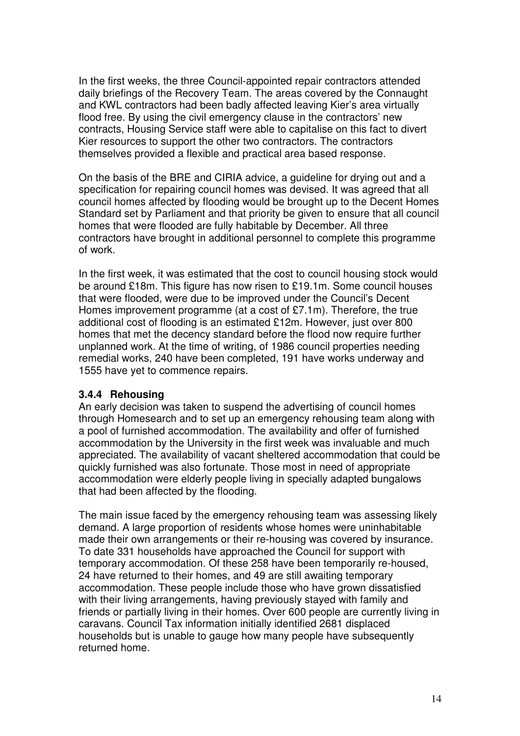In the first weeks, the three Council-appointed repair contractors attended daily briefings of the Recovery Team. The areas covered by the Connaught and KWL contractors had been badly affected leaving Kier's area virtually flood free. By using the civil emergency clause in the contractors' new contracts, Housing Service staff were able to capitalise on this fact to divert Kier resources to support the other two contractors. The contractors themselves provided a flexible and practical area based response.

On the basis of the BRE and CIRIA advice, a guideline for drying out and a specification for repairing council homes was devised. It was agreed that all council homes affected by flooding would be brought up to the Decent Homes Standard set by Parliament and that priority be given to ensure that all council homes that were flooded are fully habitable by December. All three contractors have brought in additional personnel to complete this programme of work.

In the first week, it was estimated that the cost to council housing stock would be around £18m. This figure has now risen to £19.1m. Some council houses that were flooded, were due to be improved under the Council's Decent Homes improvement programme (at a cost of £7.1m). Therefore, the true additional cost of flooding is an estimated £12m. However, just over 800 homes that met the decency standard before the flood now require further unplanned work. At the time of writing, of 1986 council properties needing remedial works, 240 have been completed, 191 have works underway and 1555 have yet to commence repairs.

### 3.4.4 Rehousing

An early decision was taken to suspend the advertising of council homes through Homesearch and to set up an emergency rehousing team along with a pool of furnished accommodation. The availability and offer of furnished accommodation by the University in the first week was invaluable and much appreciated. The availability of vacant sheltered accommodation that could be quickly furnished was also fortunate. Those most in need of appropriate accommodation were elderly people living in specially adapted bungalows that had been affected by the flooding.

The main issue faced by the emergency rehousing team was assessing likely demand. A large proportion of residents whose homes were uninhabitable made their own arrangements or their re-housing was covered by insurance. To date 331 households have approached the Council for support with temporary accommodation. Of these 258 have been temporarily re-housed, 24 have returned to their homes, and 49 are still awaiting temporary accommodation. These people include those who have grown dissatisfied with their living arrangements, having previously stayed with family and friends or partially living in their homes. Over 600 people are currently living in caravans. Council Tax information initially identified 2681 displaced households but is unable to gauge how many people have subsequently returned home.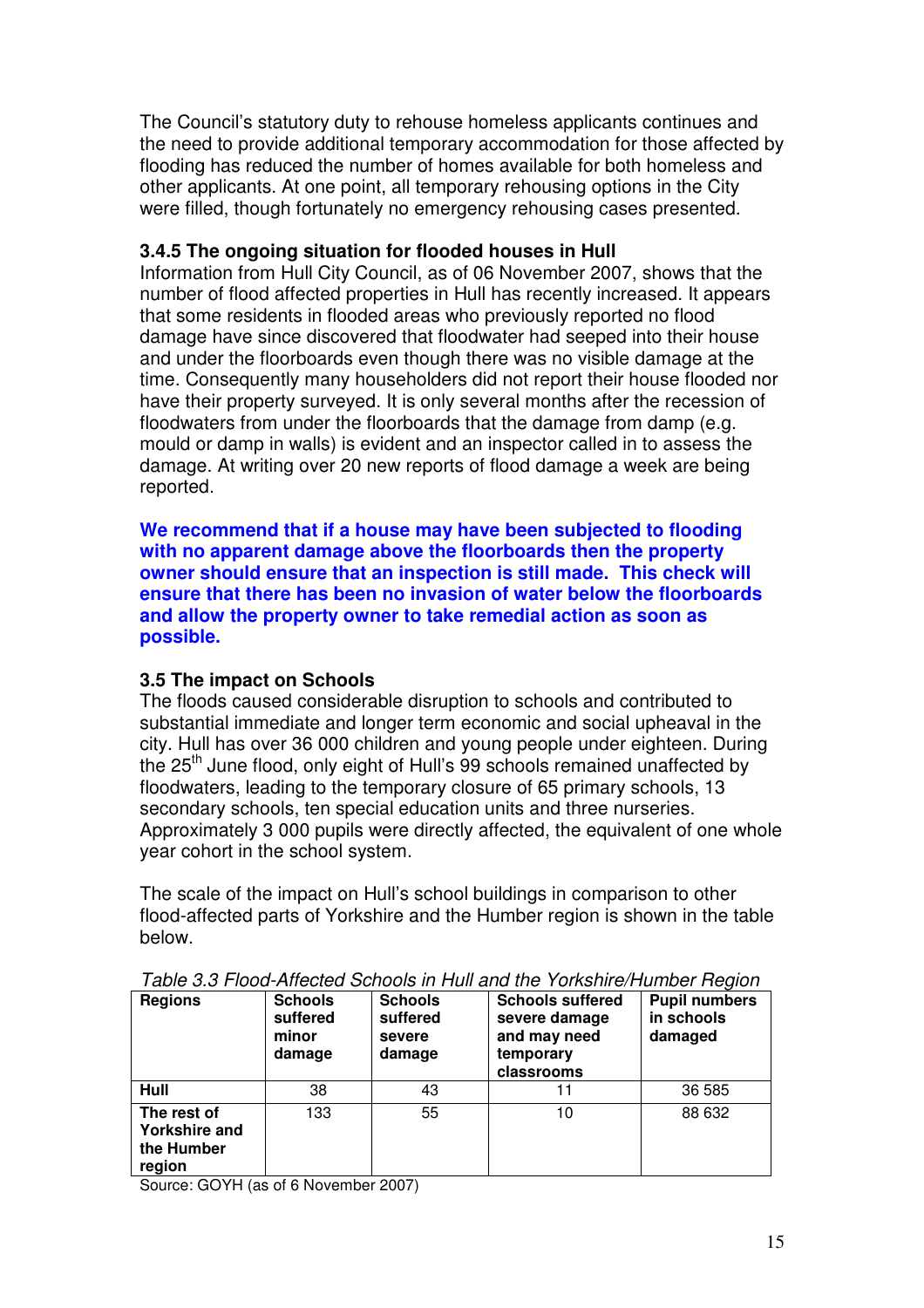The Council's statutory duty to rehouse homeless applicants continues and the need to provide additional temporary accommodation for those affected by flooding has reduced the number of homes available for both homeless and other applicants. At one point, all temporary rehousing options in the City were filled, though fortunately no emergency rehousing cases presented.

### 3.4.5 The ongoing situation for flooded houses in Hull

Information from Hull City Council, as of 06 November 2007, shows that the number of flood affected properties in Hull has recently increased. It appears that some residents in flooded areas who previously reported no flood damage have since discovered that floodwater had seeped into their house and under the floorboards even though there was no visible damage at the time. Consequently many householders did not report their house flooded nor have their property surveyed. It is only several months after the recession of floodwaters from under the floorboards that the damage from damp (e.g. mould or damp in walls) is evident and an inspector called in to assess the damage. At writing over 20 new reports of flood damage a week are being reported.

**We recommend that if a house may have been subjected to flooding with no apparent damage above the floorboards then the property owner should ensure that an inspection is still made. This check will ensure that there has been no invasion of water below the floorboards and allow the property owner to take remedial action as soon as possible.**

### 3.5 The impact on Schools

The floods caused considerable disruption to schools and contributed to substantial immediate and longer term economic and social upheaval in the city. Hull has over 36 000 children and young people under eighteen. During the 25th June flood, only eight of Hull's 99 schools remained unaffected by floodwaters, leading to the temporary closure of 65 primary schools, 13 secondary schools, ten special education units and three nurseries. Approximately 3 000 pupils were directly affected, the equivalent of one whole year cohort in the school system.

The scale of the impact on Hull's school buildings in comparison to other flood-affected parts of Yorkshire and the Humber region is shown in the table below.

*Table 3.3 Flood-Affected Schools in Hull and the Yorkshire/Humber Region*

| Regions | Schools suffered minor damage | Schools suffered severe damage | Schools suffered severe damage and may need temporary classrooms | Pupil numbers in schools damaged |
|---|---|---|---|---|
| **Hull** | 38 | 43 | 11 | 36 585 |
| **The rest of Yorkshire and the Humber region** | 133 | 55 | 10 | 88 632 |

Source: GOYH (as of 6 November 2007)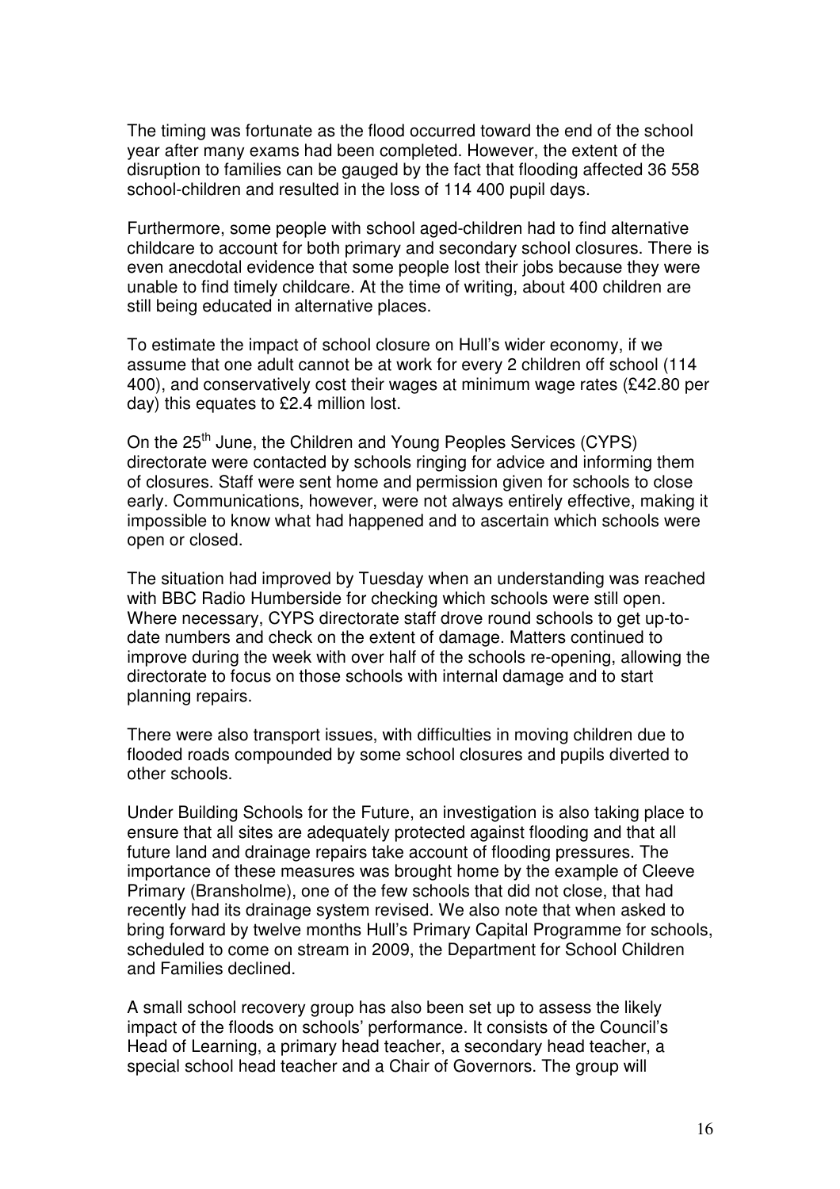The timing was fortunate as the flood occurred toward the end of the school year after many exams had been completed. However, the extent of the disruption to families can be gauged by the fact that flooding affected 36 558 school-children and resulted in the loss of 114 400 pupil days.

Furthermore, some people with school aged-children had to find alternative childcare to account for both primary and secondary school closures. There is even anecdotal evidence that some people lost their jobs because they were unable to find timely childcare. At the time of writing, about 400 children are still being educated in alternative places.

To estimate the impact of school closure on Hull's wider economy, if we assume that one adult cannot be at work for every 2 children off school (114 400), and conservatively cost their wages at minimum wage rates (£42.80 per day) this equates to £2.4 million lost.

On the 25th June, the Children and Young Peoples Services (CYPS) directorate were contacted by schools ringing for advice and informing them of closures. Staff were sent home and permission given for schools to close early. Communications, however, were not always entirely effective, making it impossible to know what had happened and to ascertain which schools were open or closed.

The situation had improved by Tuesday when an understanding was reached with BBC Radio Humberside for checking which schools were still open. Where necessary, CYPS directorate staff drove round schools to get up-to-date numbers and check on the extent of damage. Matters continued to improve during the week with over half of the schools re-opening, allowing the directorate to focus on those schools with internal damage and to start planning repairs.

There were also transport issues, with difficulties in moving children due to flooded roads compounded by some school closures and pupils diverted to other schools.

Under Building Schools for the Future, an investigation is also taking place to ensure that all sites are adequately protected against flooding and that all future land and drainage repairs take account of flooding pressures. The importance of these measures was brought home by the example of Cleeve Primary (Bransholme), one of the few schools that did not close, that had recently had its drainage system revised. We also note that when asked to bring forward by twelve months Hull's Primary Capital Programme for schools, scheduled to come on stream in 2009, the Department for School Children and Families declined.

A small school recovery group has also been set up to assess the likely impact of the floods on schools' performance. It consists of the Council's Head of Learning, a primary head teacher, a secondary head teacher, a special school head teacher and a Chair of Governors. The group will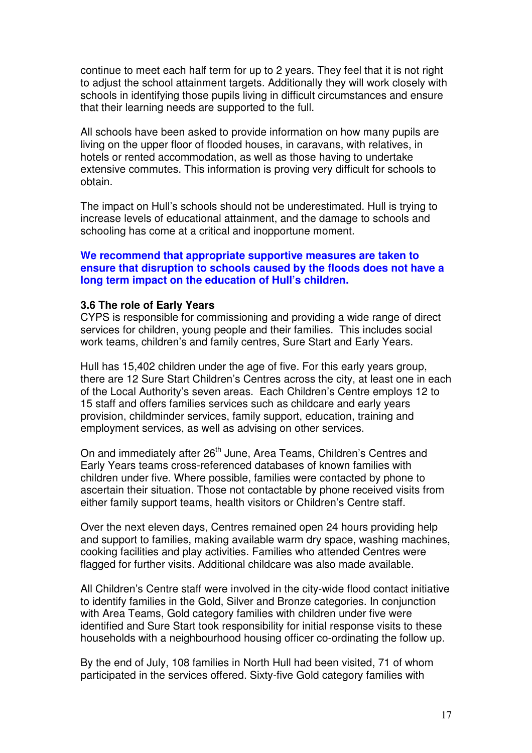continue to meet each half term for up to 2 years. They feel that it is not right to adjust the school attainment targets. Additionally they will work closely with schools in identifying those pupils living in difficult circumstances and ensure that their learning needs are supported to the full.

All schools have been asked to provide information on how many pupils are living on the upper floor of flooded houses, in caravans, with relatives, in hotels or rented accommodation, as well as those having to undertake extensive commutes. This information is proving very difficult for schools to obtain.

The impact on Hull's schools should not be underestimated. Hull is trying to increase levels of educational attainment, and the damage to schools and schooling has come at a critical and inopportune moment.

**We recommend that appropriate supportive measures are taken to ensure that disruption to schools caused by the floods does not have a long term impact on the education of Hull's children.**

### 3.6 The role of Early Years

CYPS is responsible for commissioning and providing a wide range of direct services for children, young people and their families. This includes social work teams, children's and family centres, Sure Start and Early Years.

Hull has 15,402 children under the age of five. For this early years group, there are 12 Sure Start Children's Centres across the city, at least one in each of the Local Authority's seven areas. Each Children's Centre employs 12 to 15 staff and offers families services such as childcare and early years provision, childminder services, family support, education, training and employment services, as well as advising on other services.

On and immediately after 26th June, Area Teams, Children's Centres and Early Years teams cross-referenced databases of known families with children under five. Where possible, families were contacted by phone to ascertain their situation. Those not contactable by phone received visits from either family support teams, health visitors or Children's Centre staff.

Over the next eleven days, Centres remained open 24 hours providing help and support to families, making available warm dry space, washing machines, cooking facilities and play activities. Families who attended Centres were flagged for further visits. Additional childcare was also made available.

All Children's Centre staff were involved in the city-wide flood contact initiative to identify families in the Gold, Silver and Bronze categories. In conjunction with Area Teams, Gold category families with children under five were identified and Sure Start took responsibility for initial response visits to these households with a neighbourhood housing officer co-ordinating the follow up.

By the end of July, 108 families in North Hull had been visited, 71 of whom participated in the services offered. Sixty-five Gold category families with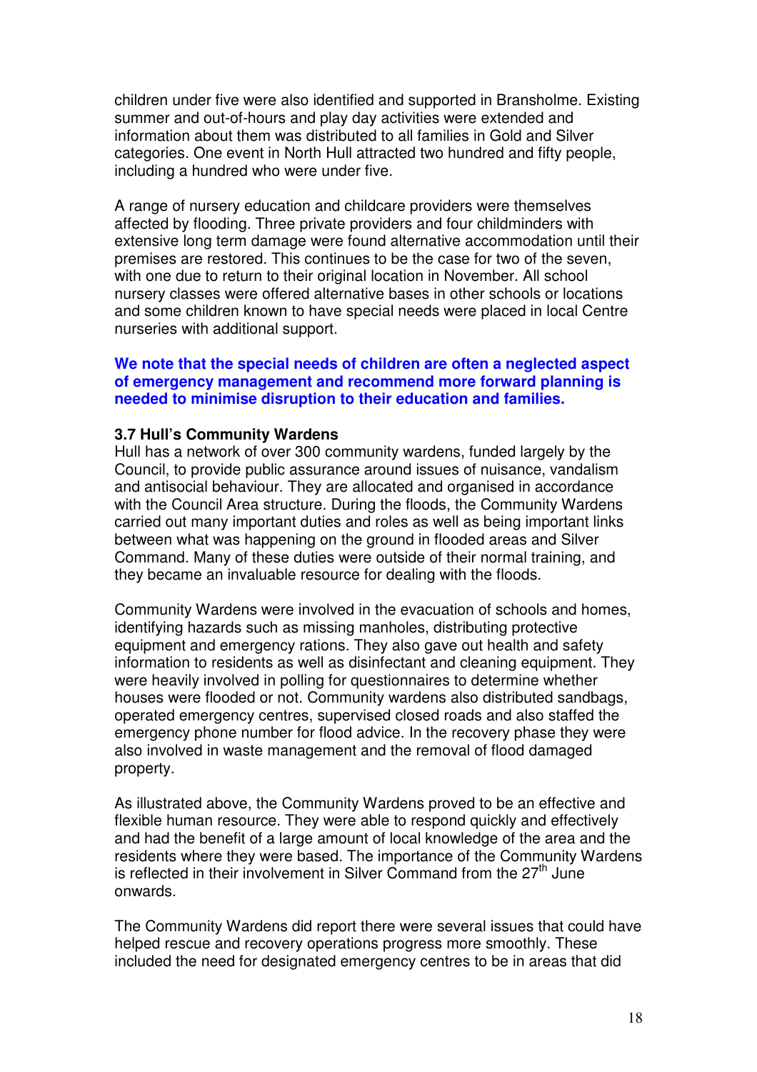children under five were also identified and supported in Bransholme. Existing summer and out-of-hours and play day activities were extended and information about them was distributed to all families in Gold and Silver categories. One event in North Hull attracted two hundred and fifty people, including a hundred who were under five.

A range of nursery education and childcare providers were themselves affected by flooding. Three private providers and four childminders with extensive long term damage were found alternative accommodation until their premises are restored. This continues to be the case for two of the seven, with one due to return to their original location in November. All school nursery classes were offered alternative bases in other schools or locations and some children known to have special needs were placed in local Centre nurseries with additional support.

**We note that the special needs of children are often a neglected aspect of emergency management and recommend more forward planning is needed to minimise disruption to their education and families.**

### 3.7 Hull's Community Wardens

Hull has a network of over 300 community wardens, funded largely by the Council, to provide public assurance around issues of nuisance, vandalism and antisocial behaviour. They are allocated and organised in accordance with the Council Area structure. During the floods, the Community Wardens carried out many important duties and roles as well as being important links between what was happening on the ground in flooded areas and Silver Command. Many of these duties were outside of their normal training, and they became an invaluable resource for dealing with the floods.

Community Wardens were involved in the evacuation of schools and homes, identifying hazards such as missing manholes, distributing protective equipment and emergency rations. They also gave out health and safety information to residents as well as disinfectant and cleaning equipment. They were heavily involved in polling for questionnaires to determine whether houses were flooded or not. Community wardens also distributed sandbags, operated emergency centres, supervised closed roads and also staffed the emergency phone number for flood advice. In the recovery phase they were also involved in waste management and the removal of flood damaged property.

As illustrated above, the Community Wardens proved to be an effective and flexible human resource. They were able to respond quickly and effectively and had the benefit of a large amount of local knowledge of the area and the residents where they were based. The importance of the Community Wardens is reflected in their involvement in Silver Command from the 27th June onwards.

The Community Wardens did report there were several issues that could have helped rescue and recovery operations progress more smoothly. These included the need for designated emergency centres to be in areas that did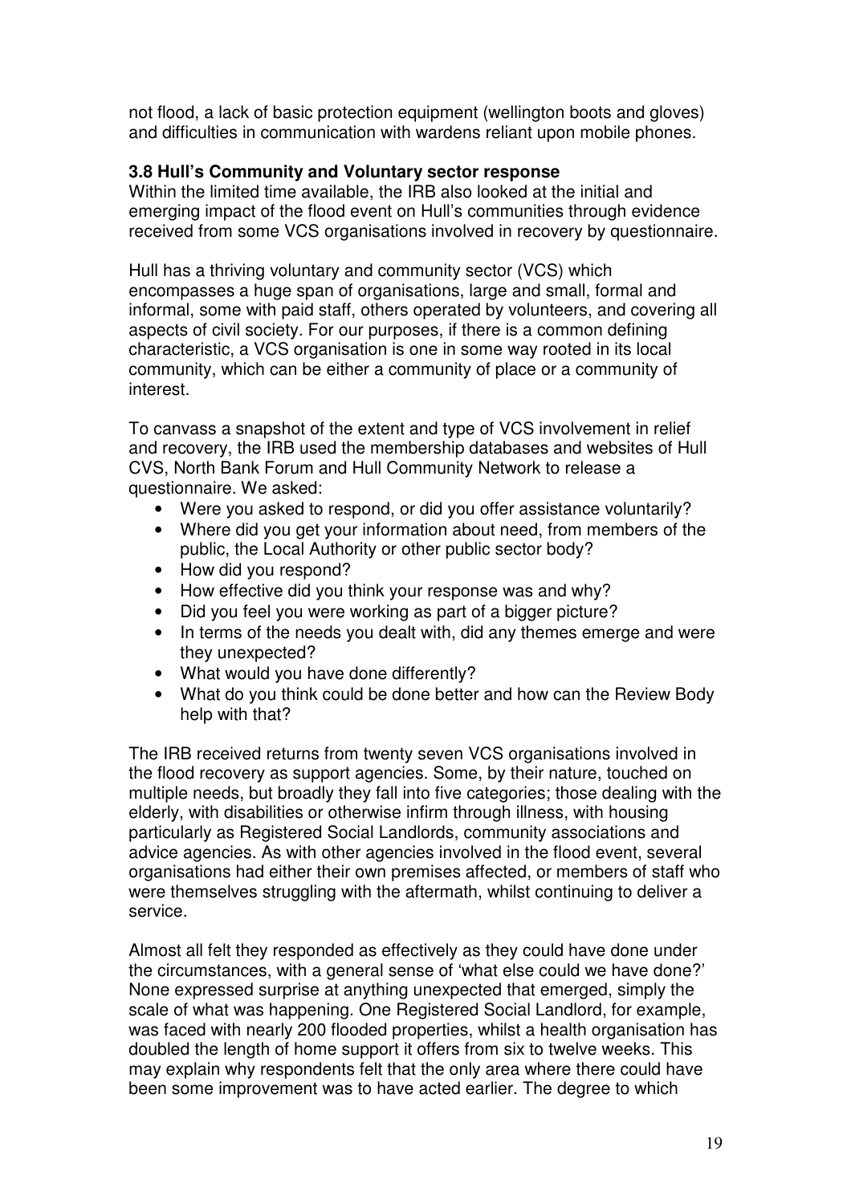not flood, a lack of basic protection equipment (wellington boots and gloves) and difficulties in communication with wardens reliant upon mobile phones.

### 3.8 Hull's Community and Voluntary sector response

Within the limited time available, the IRB also looked at the initial and emerging impact of the flood event on Hull's communities through evidence received from some VCS organisations involved in recovery by questionnaire.

Hull has a thriving voluntary and community sector (VCS) which encompasses a huge span of organisations, large and small, formal and informal, some with paid staff, others operated by volunteers, and covering all aspects of civil society. For our purposes, if there is a common defining characteristic, a VCS organisation is one in some way rooted in its local community, which can be either a community of place or a community of interest.

To canvass a snapshot of the extent and type of VCS involvement in relief and recovery, the IRB used the membership databases and websites of Hull CVS, North Bank Forum and Hull Community Network to release a questionnaire. We asked:

- Were you asked to respond, or did you offer assistance voluntarily?
- Where did you get your information about need, from members of the public, the Local Authority or other public sector body?
- How did you respond?
- How effective did you think your response was and why?
- Did you feel you were working as part of a bigger picture?
- In terms of the needs you dealt with, did any themes emerge and were they unexpected?
- What would you have done differently?
- What do you think could be done better and how can the Review Body help with that?

The IRB received returns from twenty seven VCS organisations involved in the flood recovery as support agencies. Some, by their nature, touched on multiple needs, but broadly they fall into five categories; those dealing with the elderly, with disabilities or otherwise infirm through illness, with housing particularly as Registered Social Landlords, community associations and advice agencies. As with other agencies involved in the flood event, several organisations had either their own premises affected, or members of staff who were themselves struggling with the aftermath, whilst continuing to deliver a service.

Almost all felt they responded as effectively as they could have done under the circumstances, with a general sense of 'what else could we have done?' None expressed surprise at anything unexpected that emerged, simply the scale of what was happening. One Registered Social Landlord, for example, was faced with nearly 200 flooded properties, whilst a health organisation has doubled the length of home support it offers from six to twelve weeks. This may explain why respondents felt that the only area where there could have been some improvement was to have acted earlier. The degree to which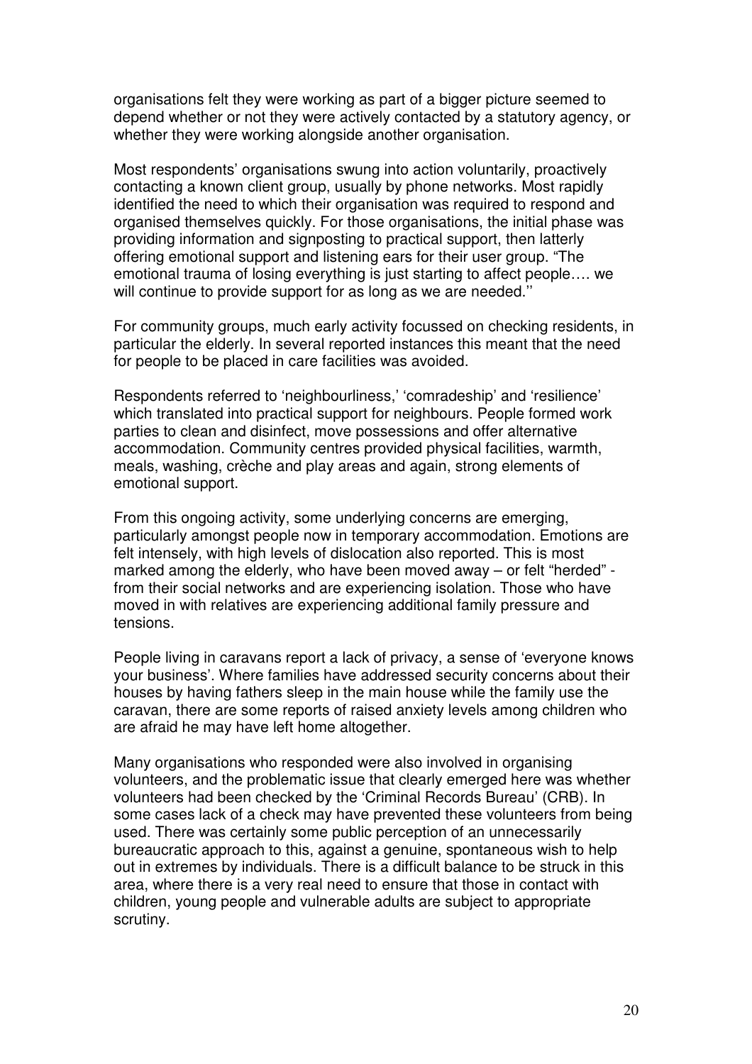organisations felt they were working as part of a bigger picture seemed to depend whether or not they were actively contacted by a statutory agency, or whether they were working alongside another organisation.

Most respondents' organisations swung into action voluntarily, proactively contacting a known client group, usually by phone networks. Most rapidly identified the need to which their organisation was required to respond and organised themselves quickly. For those organisations, the initial phase was providing information and signposting to practical support, then latterly offering emotional support and listening ears for their user group. "The emotional trauma of losing everything is just starting to affect people…. we will continue to provide support for as long as we are needed.''

For community groups, much early activity focussed on checking residents, in particular the elderly. In several reported instances this meant that the need for people to be placed in care facilities was avoided.

Respondents referred to 'neighbourliness,' 'comradeship' and 'resilience' which translated into practical support for neighbours. People formed work parties to clean and disinfect, move possessions and offer alternative accommodation. Community centres provided physical facilities, warmth, meals, washing, crèche and play areas and again, strong elements of emotional support.

From this ongoing activity, some underlying concerns are emerging, particularly amongst people now in temporary accommodation. Emotions are felt intensely, with high levels of dislocation also reported. This is most marked among the elderly, who have been moved away – or felt "herded" - from their social networks and are experiencing isolation. Those who have moved in with relatives are experiencing additional family pressure and tensions.

People living in caravans report a lack of privacy, a sense of 'everyone knows your business'. Where families have addressed security concerns about their houses by having fathers sleep in the main house while the family use the caravan, there are some reports of raised anxiety levels among children who are afraid he may have left home altogether.

Many organisations who responded were also involved in organising volunteers, and the problematic issue that clearly emerged here was whether volunteers had been checked by the 'Criminal Records Bureau' (CRB). In some cases lack of a check may have prevented these volunteers from being used. There was certainly some public perception of an unnecessarily bureaucratic approach to this, against a genuine, spontaneous wish to help out in extremes by individuals. There is a difficult balance to be struck in this area, where there is a very real need to ensure that those in contact with children, young people and vulnerable adults are subject to appropriate scrutiny.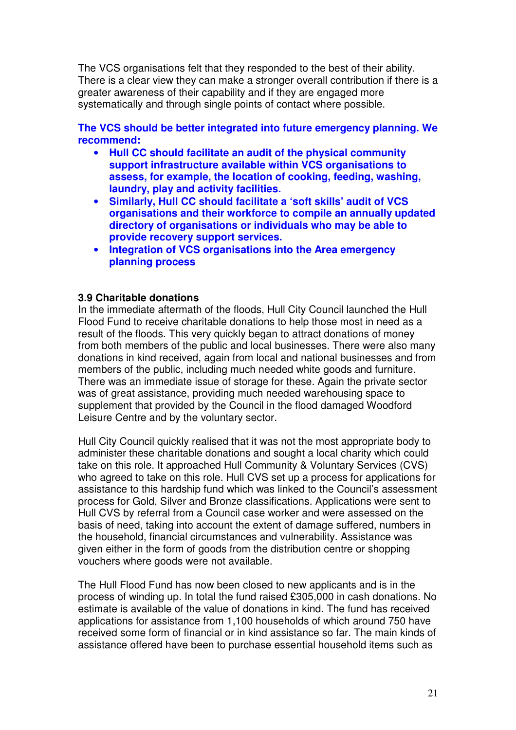The VCS organisations felt that they responded to the best of their ability. There is a clear view they can make a stronger overall contribution if there is a greater awareness of their capability and if they are engaged more systematically and through single points of contact where possible.

**The VCS should be better integrated into future emergency planning. We recommend:**

- **Hull CC should facilitate an audit of the physical community support infrastructure available within VCS organisations to assess, for example, the location of cooking, feeding, washing, laundry, play and activity facilities.**
- **Similarly, Hull CC should facilitate a 'soft skills' audit of VCS organisations and their workforce to compile an annually updated directory of organisations or individuals who may be able to provide recovery support services.**
- **Integration of VCS organisations into the Area emergency planning process**

### 3.9 Charitable donations

In the immediate aftermath of the floods, Hull City Council launched the Hull Flood Fund to receive charitable donations to help those most in need as a result of the floods. This very quickly began to attract donations of money from both members of the public and local businesses. There were also many donations in kind received, again from local and national businesses and from members of the public, including much needed white goods and furniture. There was an immediate issue of storage for these. Again the private sector was of great assistance, providing much needed warehousing space to supplement that provided by the Council in the flood damaged Woodford Leisure Centre and by the voluntary sector.

Hull City Council quickly realised that it was not the most appropriate body to administer these charitable donations and sought a local charity which could take on this role. It approached Hull Community & Voluntary Services (CVS) who agreed to take on this role. Hull CVS set up a process for applications for assistance to this hardship fund which was linked to the Council's assessment process for Gold, Silver and Bronze classifications. Applications were sent to Hull CVS by referral from a Council case worker and were assessed on the basis of need, taking into account the extent of damage suffered, numbers in the household, financial circumstances and vulnerability. Assistance was given either in the form of goods from the distribution centre or shopping vouchers where goods were not available.

The Hull Flood Fund has now been closed to new applicants and is in the process of winding up. In total the fund raised £305,000 in cash donations. No estimate is available of the value of donations in kind. The fund has received applications for assistance from 1,100 households of which around 750 have received some form of financial or in kind assistance so far. The main kinds of assistance offered have been to purchase essential household items such as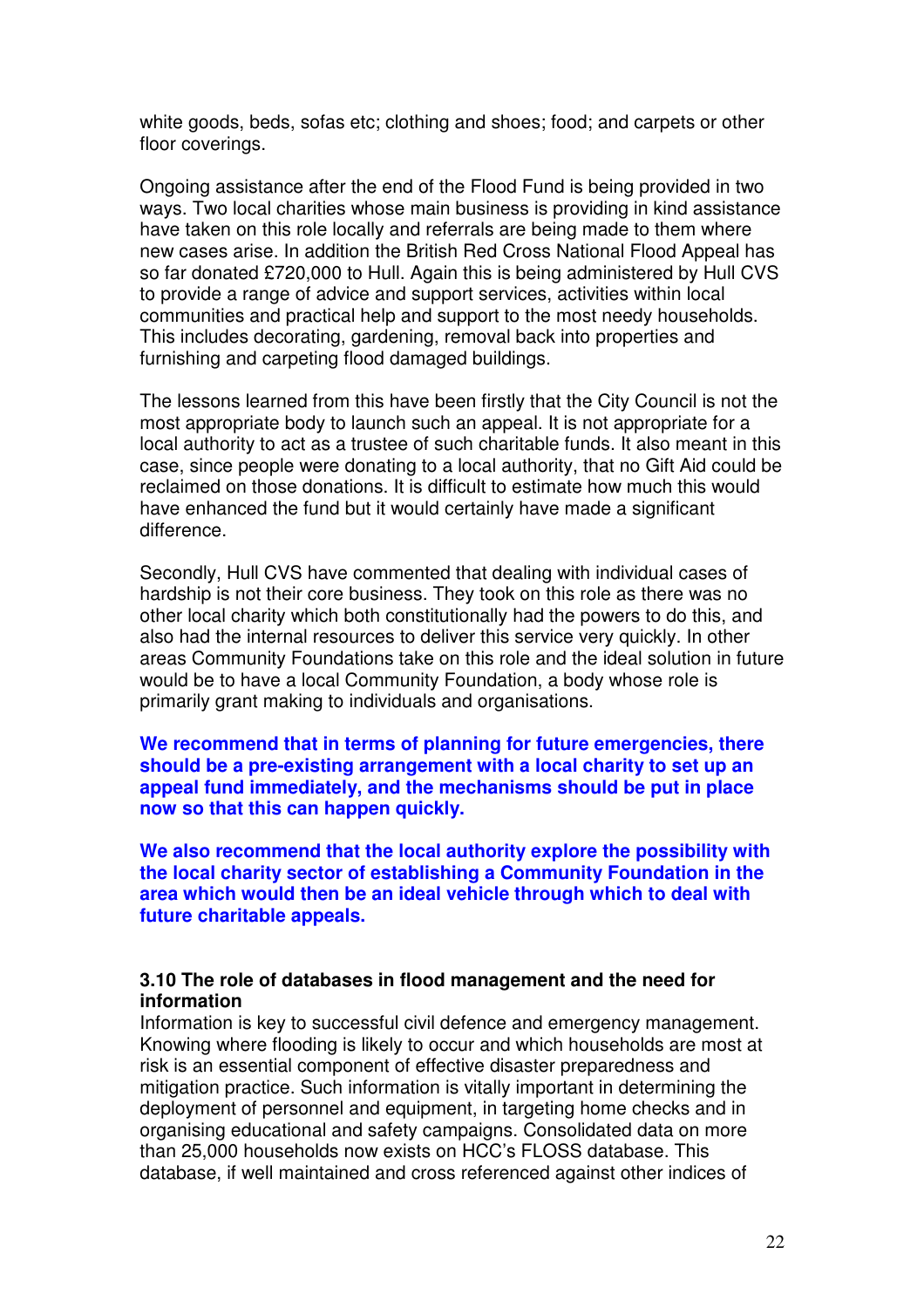white goods, beds, sofas etc; clothing and shoes; food; and carpets or other floor coverings.

Ongoing assistance after the end of the Flood Fund is being provided in two ways. Two local charities whose main business is providing in kind assistance have taken on this role locally and referrals are being made to them where new cases arise. In addition the British Red Cross National Flood Appeal has so far donated £720,000 to Hull. Again this is being administered by Hull CVS to provide a range of advice and support services, activities within local communities and practical help and support to the most needy households. This includes decorating, gardening, removal back into properties and furnishing and carpeting flood damaged buildings.

The lessons learned from this have been firstly that the City Council is not the most appropriate body to launch such an appeal. It is not appropriate for a local authority to act as a trustee of such charitable funds. It also meant in this case, since people were donating to a local authority, that no Gift Aid could be reclaimed on those donations. It is difficult to estimate how much this would have enhanced the fund but it would certainly have made a significant difference.

Secondly, Hull CVS have commented that dealing with individual cases of hardship is not their core business. They took on this role as there was no other local charity which both constitutionally had the powers to do this, and also had the internal resources to deliver this service very quickly. In other areas Community Foundations take on this role and the ideal solution in future would be to have a local Community Foundation, a body whose role is primarily grant making to individuals and organisations.

**We recommend that in terms of planning for future emergencies, there should be a pre-existing arrangement with a local charity to set up an appeal fund immediately, and the mechanisms should be put in place now so that this can happen quickly.**

**We also recommend that the local authority explore the possibility with the local charity sector of establishing a Community Foundation in the area which would then be an ideal vehicle through which to deal with future charitable appeals.**

### 3.10 The role of databases in flood management and the need for information

Information is key to successful civil defence and emergency management. Knowing where flooding is likely to occur and which households are most at risk is an essential component of effective disaster preparedness and mitigation practice. Such information is vitally important in determining the deployment of personnel and equipment, in targeting home checks and in organising educational and safety campaigns. Consolidated data on more than 25,000 households now exists on HCC's FLOSS database. This database, if well maintained and cross referenced against other indices of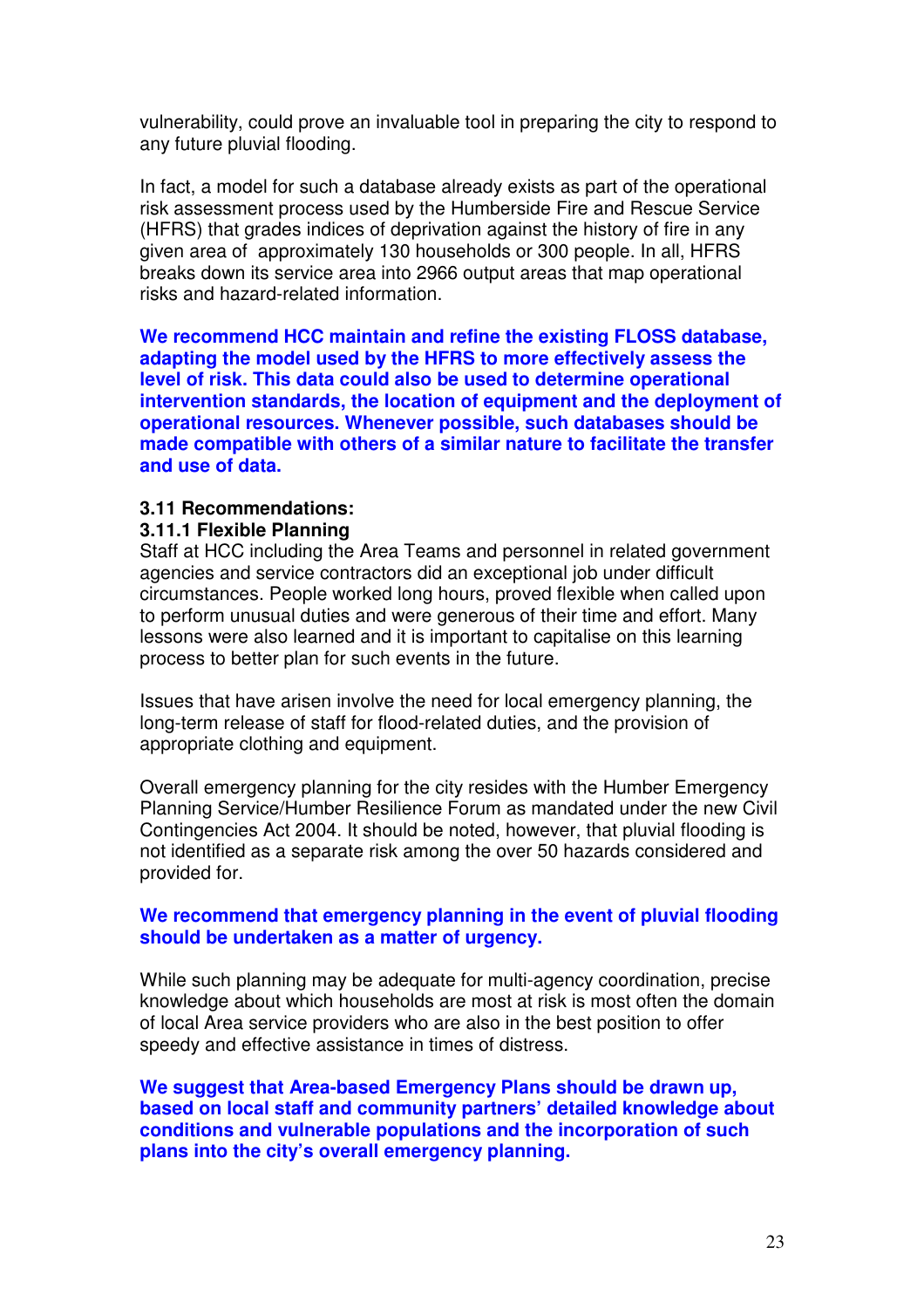vulnerability, could prove an invaluable tool in preparing the city to respond to any future pluvial flooding.

In fact, a model for such a database already exists as part of the operational risk assessment process used by the Humberside Fire and Rescue Service (HFRS) that grades indices of deprivation against the history of fire in any given area of approximately 130 households or 300 people. In all, HFRS breaks down its service area into 2966 output areas that map operational risks and hazard-related information.

**We recommend HCC maintain and refine the existing FLOSS database, adapting the model used by the HFRS to more effectively assess the level of risk. This data could also be used to determine operational intervention standards, the location of equipment and the deployment of operational resources. Whenever possible, such databases should be made compatible with others of a similar nature to facilitate the transfer and use of data.**

### 3.11 Recommendations:

#### 3.11.1 Flexible Planning

Staff at HCC including the Area Teams and personnel in related government agencies and service contractors did an exceptional job under difficult circumstances. People worked long hours, proved flexible when called upon to perform unusual duties and were generous of their time and effort. Many lessons were also learned and it is important to capitalise on this learning process to better plan for such events in the future.

Issues that have arisen involve the need for local emergency planning, the long-term release of staff for flood-related duties, and the provision of appropriate clothing and equipment.

Overall emergency planning for the city resides with the Humber Emergency Planning Service/Humber Resilience Forum as mandated under the new Civil Contingencies Act 2004. It should be noted, however, that pluvial flooding is not identified as a separate risk among the over 50 hazards considered and provided for.

**We recommend that emergency planning in the event of pluvial flooding should be undertaken as a matter of urgency.**

While such planning may be adequate for multi-agency coordination, precise knowledge about which households are most at risk is most often the domain of local Area service providers who are also in the best position to offer speedy and effective assistance in times of distress.

**We suggest that Area-based Emergency Plans should be drawn up, based on local staff and community partners' detailed knowledge about conditions and vulnerable populations and the incorporation of such plans into the city's overall emergency planning.**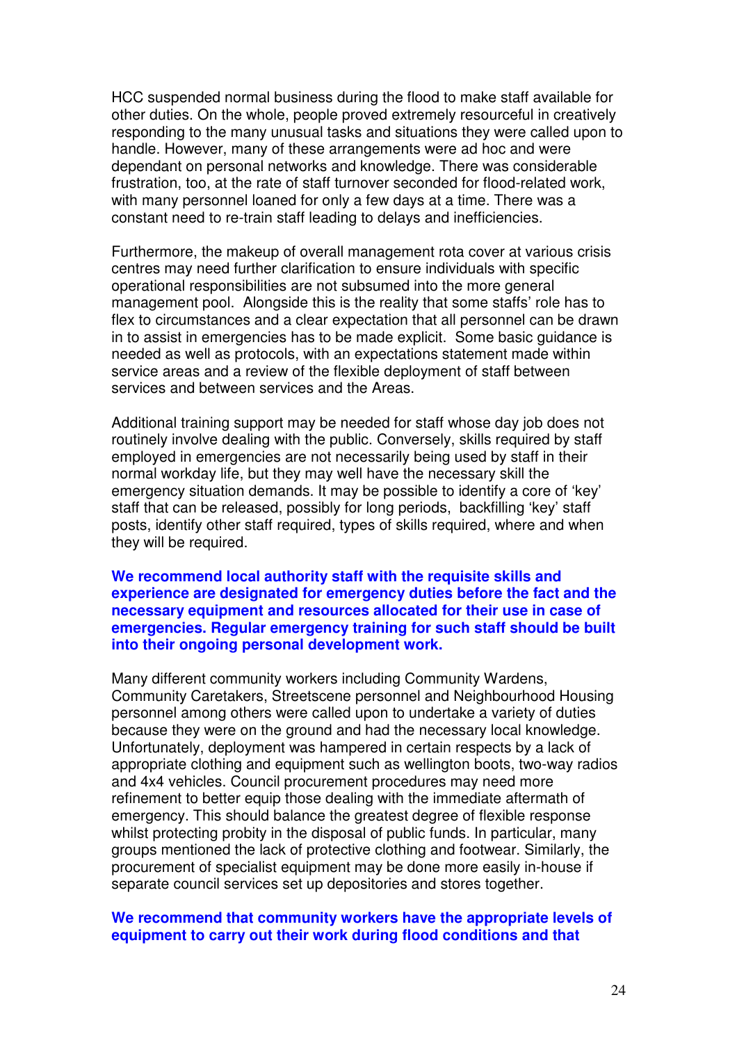HCC suspended normal business during the flood to make staff available for other duties. On the whole, people proved extremely resourceful in creatively responding to the many unusual tasks and situations they were called upon to handle. However, many of these arrangements were ad hoc and were dependant on personal networks and knowledge. There was considerable frustration, too, at the rate of staff turnover seconded for flood-related work, with many personnel loaned for only a few days at a time. There was a constant need to re-train staff leading to delays and inefficiencies.

Furthermore, the makeup of overall management rota cover at various crisis centres may need further clarification to ensure individuals with specific operational responsibilities are not subsumed into the more general management pool. Alongside this is the reality that some staffs' role has to flex to circumstances and a clear expectation that all personnel can be drawn in to assist in emergencies has to be made explicit. Some basic guidance is needed as well as protocols, with an expectations statement made within service areas and a review of the flexible deployment of staff between services and between services and the Areas.

Additional training support may be needed for staff whose day job does not routinely involve dealing with the public. Conversely, skills required by staff employed in emergencies are not necessarily being used by staff in their normal workday life, but they may well have the necessary skill the emergency situation demands. It may be possible to identify a core of 'key' staff that can be released, possibly for long periods, backfilling 'key' staff posts, identify other staff required, types of skills required, where and when they will be required.

**We recommend local authority staff with the requisite skills and experience are designated for emergency duties before the fact and the necessary equipment and resources allocated for their use in case of emergencies. Regular emergency training for such staff should be built into their ongoing personal development work.**

Many different community workers including Community Wardens, Community Caretakers, Streetscene personnel and Neighbourhood Housing personnel among others were called upon to undertake a variety of duties because they were on the ground and had the necessary local knowledge. Unfortunately, deployment was hampered in certain respects by a lack of appropriate clothing and equipment such as wellington boots, two-way radios and 4x4 vehicles. Council procurement procedures may need more refinement to better equip those dealing with the immediate aftermath of emergency. This should balance the greatest degree of flexible response whilst protecting probity in the disposal of public funds. In particular, many groups mentioned the lack of protective clothing and footwear. Similarly, the procurement of specialist equipment may be done more easily in-house if separate council services set up depositories and stores together.

**We recommend that community workers have the appropriate levels of equipment to carry out their work during flood conditions and that**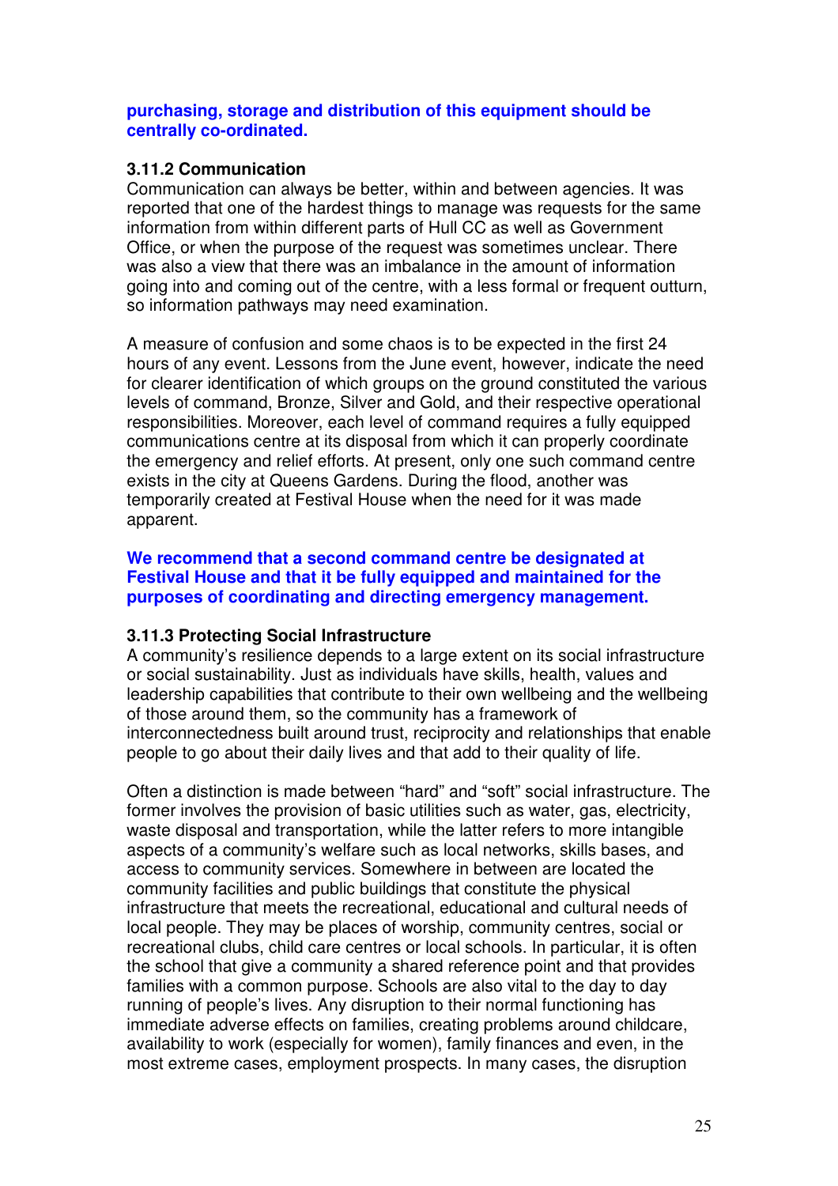**purchasing, storage and distribution of this equipment should be centrally co-ordinated.**

### 3.11.2 Communication

Communication can always be better, within and between agencies. It was reported that one of the hardest things to manage was requests for the same information from within different parts of Hull CC as well as Government Office, or when the purpose of the request was sometimes unclear. There was also a view that there was an imbalance in the amount of information going into and coming out of the centre, with a less formal or frequent outturn, so information pathways may need examination.

A measure of confusion and some chaos is to be expected in the first 24 hours of any event. Lessons from the June event, however, indicate the need for clearer identification of which groups on the ground constituted the various levels of command, Bronze, Silver and Gold, and their respective operational responsibilities. Moreover, each level of command requires a fully equipped communications centre at its disposal from which it can properly coordinate the emergency and relief efforts. At present, only one such command centre exists in the city at Queens Gardens. During the flood, another was temporarily created at Festival House when the need for it was made apparent.

**We recommend that a second command centre be designated at Festival House and that it be fully equipped and maintained for the purposes of coordinating and directing emergency management.**

### 3.11.3 Protecting Social Infrastructure

A community's resilience depends to a large extent on its social infrastructure or social sustainability. Just as individuals have skills, health, values and leadership capabilities that contribute to their own wellbeing and the wellbeing of those around them, so the community has a framework of interconnectedness built around trust, reciprocity and relationships that enable people to go about their daily lives and that add to their quality of life.

Often a distinction is made between "hard" and "soft" social infrastructure. The former involves the provision of basic utilities such as water, gas, electricity, waste disposal and transportation, while the latter refers to more intangible aspects of a community's welfare such as local networks, skills bases, and access to community services. Somewhere in between are located the community facilities and public buildings that constitute the physical infrastructure that meets the recreational, educational and cultural needs of local people. They may be places of worship, community centres, social or recreational clubs, child care centres or local schools. In particular, it is often the school that give a community a shared reference point and that provides families with a common purpose. Schools are also vital to the day to day running of people's lives. Any disruption to their normal functioning has immediate adverse effects on families, creating problems around childcare, availability to work (especially for women), family finances and even, in the most extreme cases, employment prospects. In many cases, the disruption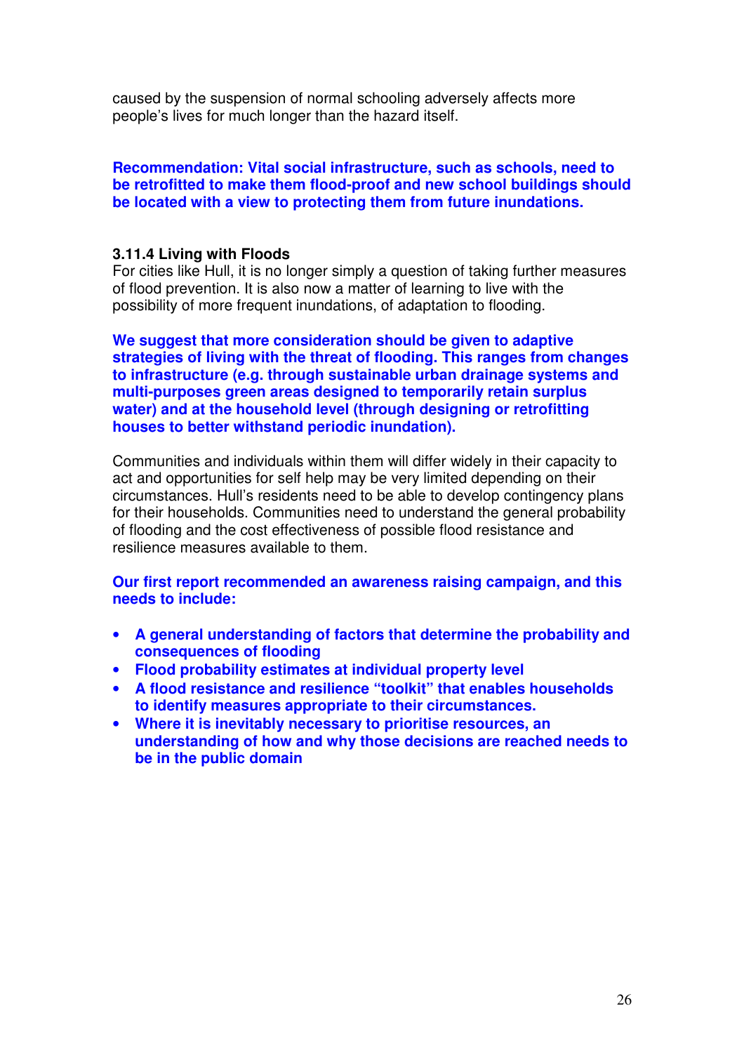caused by the suspension of normal schooling adversely affects more people's lives for much longer than the hazard itself.

**Recommendation: Vital social infrastructure, such as schools, need to be retrofitted to make them flood-proof and new school buildings should be located with a view to protecting them from future inundations.**

### 3.11.4 Living with Floods

For cities like Hull, it is no longer simply a question of taking further measures of flood prevention. It is also now a matter of learning to live with the possibility of more frequent inundations, of adaptation to flooding.

**We suggest that more consideration should be given to adaptive strategies of living with the threat of flooding. This ranges from changes to infrastructure (e.g. through sustainable urban drainage systems and multi-purposes green areas designed to temporarily retain surplus water) and at the household level (through designing or retrofitting houses to better withstand periodic inundation).**

Communities and individuals within them will differ widely in their capacity to act and opportunities for self help may be very limited depending on their circumstances. Hull's residents need to be able to develop contingency plans for their households. Communities need to understand the general probability of flooding and the cost effectiveness of possible flood resistance and resilience measures available to them.

**Our first report recommended an awareness raising campaign, and this needs to include:**

- **A general understanding of factors that determine the probability and consequences of flooding**
- **Flood probability estimates at individual property level**
- **A flood resistance and resilience "toolkit" that enables households to identify measures appropriate to their circumstances.**
- **Where it is inevitably necessary to prioritise resources, an understanding of how and why those decisions are reached needs to be in the public domain**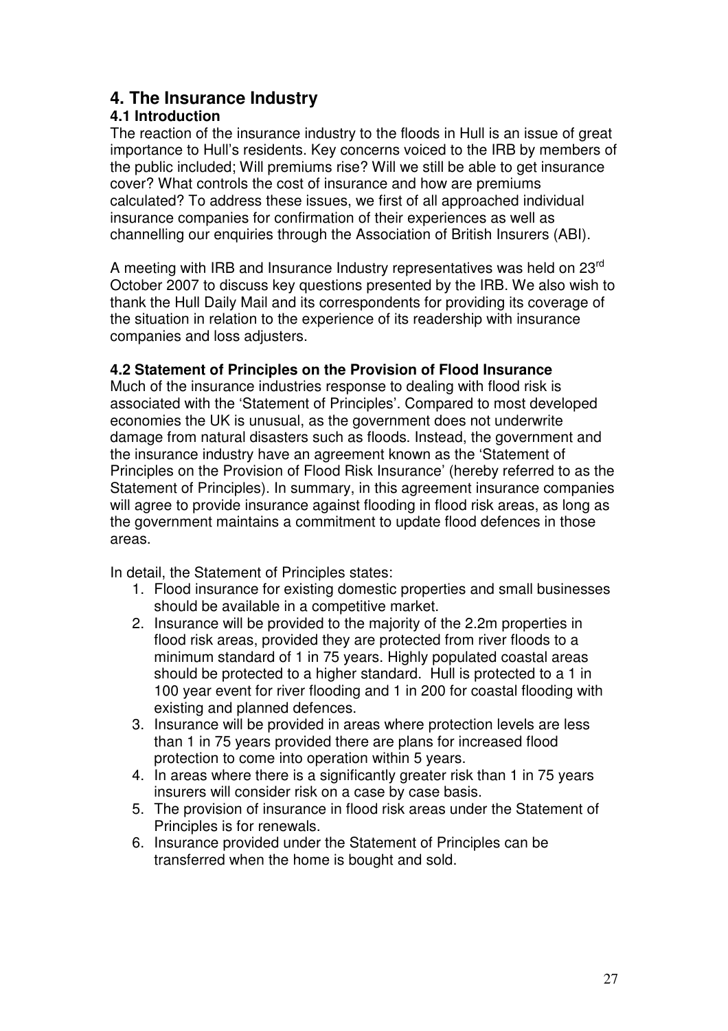## 4. The Insurance Industry

### 4.1 Introduction

The reaction of the insurance industry to the floods in Hull is an issue of great importance to Hull's residents. Key concerns voiced to the IRB by members of the public included; Will premiums rise? Will we still be able to get insurance cover? What controls the cost of insurance and how are premiums calculated? To address these issues, we first of all approached individual insurance companies for confirmation of their experiences as well as channelling our enquiries through the Association of British Insurers (ABI).

A meeting with IRB and Insurance Industry representatives was held on 23rd October 2007 to discuss key questions presented by the IRB. We also wish to thank the Hull Daily Mail and its correspondents for providing its coverage of the situation in relation to the experience of its readership with insurance companies and loss adjusters.

### 4.2 Statement of Principles on the Provision of Flood Insurance

Much of the insurance industries response to dealing with flood risk is associated with the 'Statement of Principles'. Compared to most developed economies the UK is unusual, as the government does not underwrite damage from natural disasters such as floods. Instead, the government and the insurance industry have an agreement known as the 'Statement of Principles on the Provision of Flood Risk Insurance' (hereby referred to as the Statement of Principles). In summary, in this agreement insurance companies will agree to provide insurance against flooding in flood risk areas, as long as the government maintains a commitment to update flood defences in those areas.

In detail, the Statement of Principles states:

1. Flood insurance for existing domestic properties and small businesses should be available in a competitive market.
2. Insurance will be provided to the majority of the 2.2m properties in flood risk areas, provided they are protected from river floods to a minimum standard of 1 in 75 years. Highly populated coastal areas should be protected to a higher standard. Hull is protected to a 1 in 100 year event for river flooding and 1 in 200 for coastal flooding with existing and planned defences.
3. Insurance will be provided in areas where protection levels are less than 1 in 75 years provided there are plans for increased flood protection to come into operation within 5 years.
4. In areas where there is a significantly greater risk than 1 in 75 years insurers will consider risk on a case by case basis.
5. The provision of insurance in flood risk areas under the Statement of Principles is for renewals.
6. Insurance provided under the Statement of Principles can be transferred when the home is bought and sold.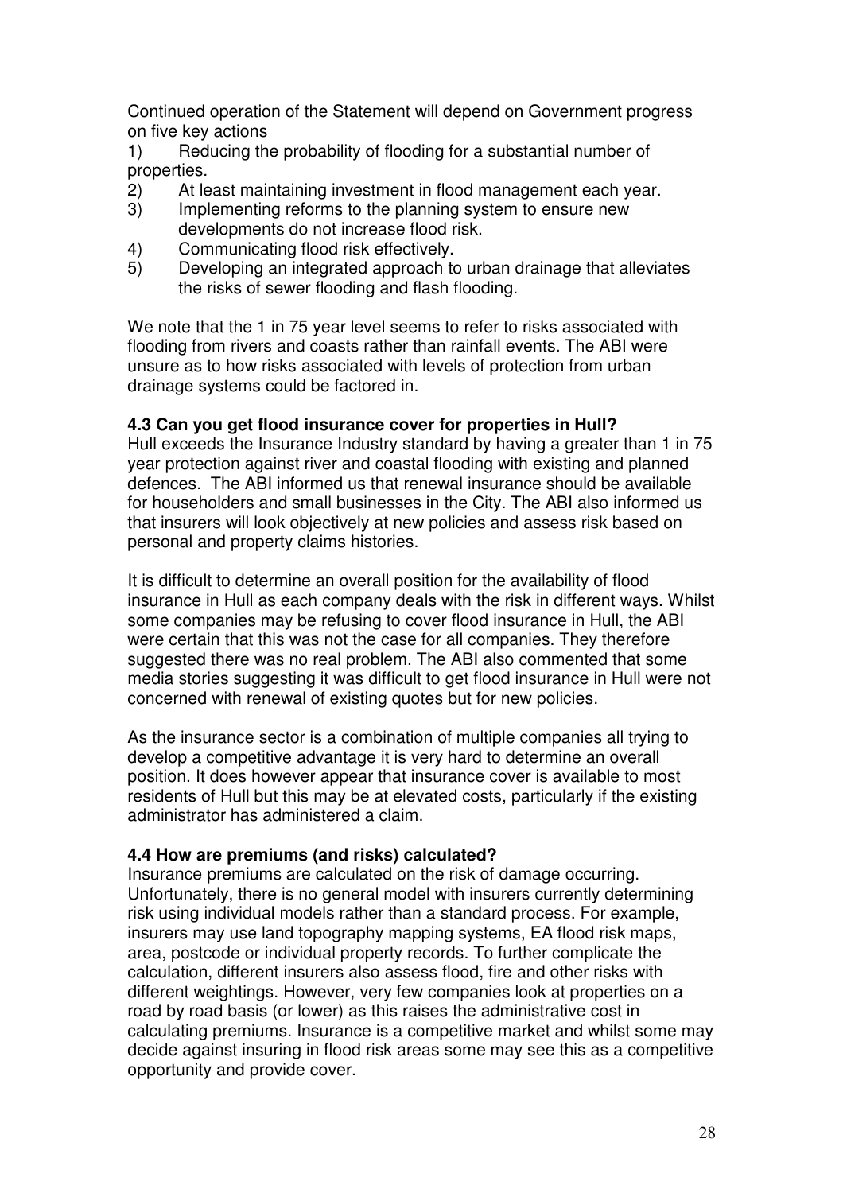Continued operation of the Statement will depend on Government progress on five key actions

1) Reducing the probability of flooding for a substantial number of properties.
2) At least maintaining investment in flood management each year.
3) Implementing reforms to the planning system to ensure new developments do not increase flood risk.
4) Communicating flood risk effectively.
5) Developing an integrated approach to urban drainage that alleviates the risks of sewer flooding and flash flooding.

We note that the 1 in 75 year level seems to refer to risks associated with flooding from rivers and coasts rather than rainfall events. The ABI were unsure as to how risks associated with levels of protection from urban drainage systems could be factored in.

**4.3 Can you get flood insurance cover for properties in Hull?**

Hull exceeds the Insurance Industry standard by having a greater than 1 in 75 year protection against river and coastal flooding with existing and planned defences. The ABI informed us that renewal insurance should be available for householders and small businesses in the City. The ABI also informed us that insurers will look objectively at new policies and assess risk based on personal and property claims histories.

It is difficult to determine an overall position for the availability of flood insurance in Hull as each company deals with the risk in different ways. Whilst some companies may be refusing to cover flood insurance in Hull, the ABI were certain that this was not the case for all companies. They therefore suggested there was no real problem. The ABI also commented that some media stories suggesting it was difficult to get flood insurance in Hull were not concerned with renewal of existing quotes but for new policies.

As the insurance sector is a combination of multiple companies all trying to develop a competitive advantage it is very hard to determine an overall position. It does however appear that insurance cover is available to most residents of Hull but this may be at elevated costs, particularly if the existing administrator has administered a claim.

**4.4 How are premiums (and risks) calculated?**

Insurance premiums are calculated on the risk of damage occurring. Unfortunately, there is no general model with insurers currently determining risk using individual models rather than a standard process. For example, insurers may use land topography mapping systems, EA flood risk maps, area, postcode or individual property records. To further complicate the calculation, different insurers also assess flood, fire and other risks with different weightings. However, very few companies look at properties on a road by road basis (or lower) as this raises the administrative cost in calculating premiums. Insurance is a competitive market and whilst some may decide against insuring in flood risk areas some may see this as a competitive opportunity and provide cover.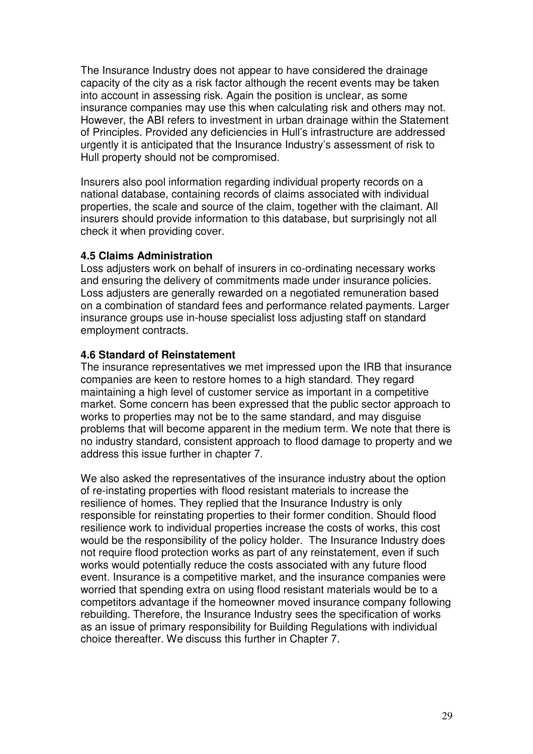The Insurance Industry does not appear to have considered the drainage capacity of the city as a risk factor although the recent events may be taken into account in assessing risk. Again the position is unclear, as some insurance companies may use this when calculating risk and others may not. However, the ABI refers to investment in urban drainage within the Statement of Principles. Provided any deficiencies in Hull's infrastructure are addressed urgently it is anticipated that the Insurance Industry's assessment of risk to Hull property should not be compromised.

Insurers also pool information regarding individual property records on a national database, containing records of claims associated with individual properties, the scale and source of the claim, together with the claimant. All insurers should provide information to this database, but surprisingly not all check it when providing cover.

**4.5 Claims Administration**

Loss adjusters work on behalf of insurers in co-ordinating necessary works and ensuring the delivery of commitments made under insurance policies. Loss adjusters are generally rewarded on a negotiated remuneration based on a combination of standard fees and performance related payments. Larger insurance groups use in-house specialist loss adjusting staff on standard employment contracts.

**4.6 Standard of Reinstatement**

The insurance representatives we met impressed upon the IRB that insurance companies are keen to restore homes to a high standard. They regard maintaining a high level of customer service as important in a competitive market. Some concern has been expressed that the public sector approach to works to properties may not be to the same standard, and may disguise problems that will become apparent in the medium term. We note that there is no industry standard, consistent approach to flood damage to property and we address this issue further in chapter 7.

We also asked the representatives of the insurance industry about the option of re-instating properties with flood resistant materials to increase the resilience of homes. They replied that the Insurance Industry is only responsible for reinstating properties to their former condition. Should flood resilience work to individual properties increase the costs of works, this cost would be the responsibility of the policy holder. The Insurance Industry does not require flood protection works as part of any reinstatement, even if such works would potentially reduce the costs associated with any future flood event. Insurance is a competitive market, and the insurance companies were worried that spending extra on using flood resistant materials would be to a competitors advantage if the homeowner moved insurance company following rebuilding. Therefore, the Insurance Industry sees the specification of works as an issue of primary responsibility for Building Regulations with individual choice thereafter. We discuss this further in Chapter 7.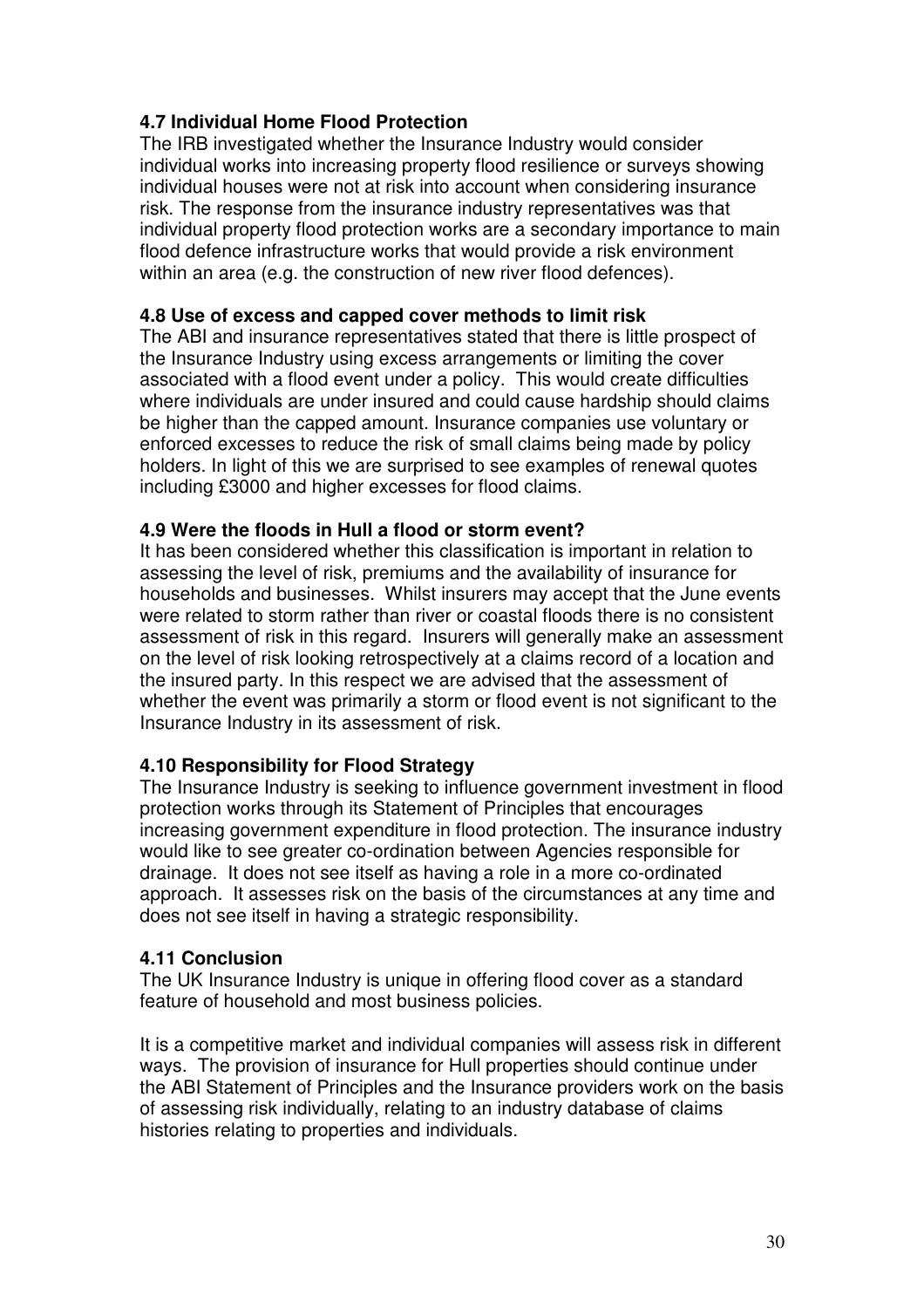**4.7 Individual Home Flood Protection**

The IRB investigated whether the Insurance Industry would consider individual works into increasing property flood resilience or surveys showing individual houses were not at risk into account when considering insurance risk. The response from the insurance industry representatives was that individual property flood protection works are a secondary importance to main flood defence infrastructure works that would provide a risk environment within an area (e.g. the construction of new river flood defences).

**4.8 Use of excess and capped cover methods to limit risk**

The ABI and insurance representatives stated that there is little prospect of the Insurance Industry using excess arrangements or limiting the cover associated with a flood event under a policy. This would create difficulties where individuals are under insured and could cause hardship should claims be higher than the capped amount. Insurance companies use voluntary or enforced excesses to reduce the risk of small claims being made by policy holders. In light of this we are surprised to see examples of renewal quotes including £3000 and higher excesses for flood claims.

**4.9 Were the floods in Hull a flood or storm event?**

It has been considered whether this classification is important in relation to assessing the level of risk, premiums and the availability of insurance for households and businesses. Whilst insurers may accept that the June events were related to storm rather than river or coastal floods there is no consistent assessment of risk in this regard. Insurers will generally make an assessment on the level of risk looking retrospectively at a claims record of a location and the insured party. In this respect we are advised that the assessment of whether the event was primarily a storm or flood event is not significant to the Insurance Industry in its assessment of risk.

**4.10 Responsibility for Flood Strategy**

The Insurance Industry is seeking to influence government investment in flood protection works through its Statement of Principles that encourages increasing government expenditure in flood protection. The insurance industry would like to see greater co-ordination between Agencies responsible for drainage. It does not see itself as having a role in a more co-ordinated approach. It assesses risk on the basis of the circumstances at any time and does not see itself in having a strategic responsibility.

**4.11 Conclusion**

The UK Insurance Industry is unique in offering flood cover as a standard feature of household and most business policies.

It is a competitive market and individual companies will assess risk in different ways. The provision of insurance for Hull properties should continue under the ABI Statement of Principles and the Insurance providers work on the basis of assessing risk individually, relating to an industry database of claims histories relating to properties and individuals.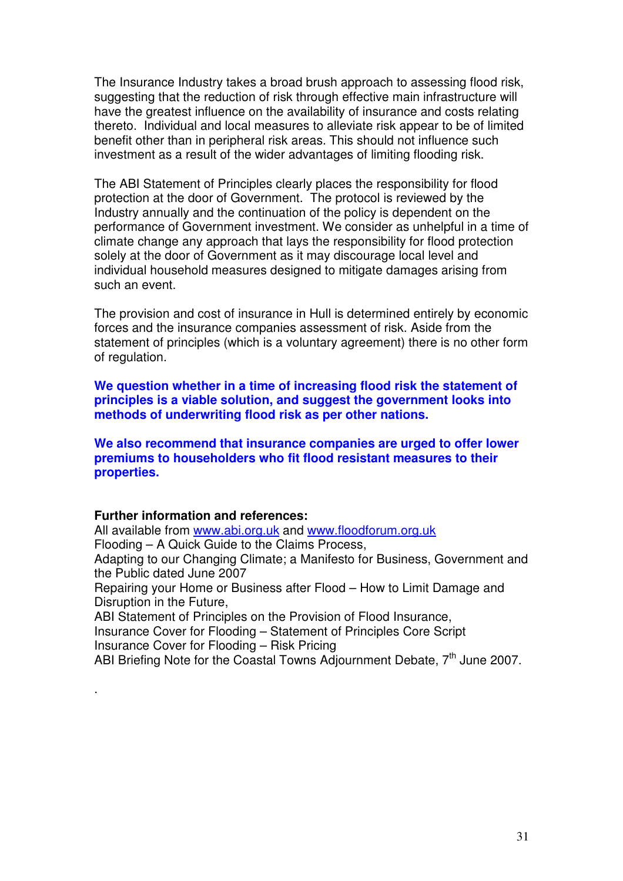The Insurance Industry takes a broad brush approach to assessing flood risk, suggesting that the reduction of risk through effective main infrastructure will have the greatest influence on the availability of insurance and costs relating thereto. Individual and local measures to alleviate risk appear to be of limited benefit other than in peripheral risk areas. This should not influence such investment as a result of the wider advantages of limiting flooding risk.

The ABI Statement of Principles clearly places the responsibility for flood protection at the door of Government. The protocol is reviewed by the Industry annually and the continuation of the policy is dependent on the performance of Government investment. We consider as unhelpful in a time of climate change any approach that lays the responsibility for flood protection solely at the door of Government as it may discourage local level and individual household measures designed to mitigate damages arising from such an event.

The provision and cost of insurance in Hull is determined entirely by economic forces and the insurance companies assessment of risk. Aside from the statement of principles (which is a voluntary agreement) there is no other form of regulation.

**We question whether in a time of increasing flood risk the statement of principles is a viable solution, and suggest the government looks into methods of underwriting flood risk as per other nations.**

**We also recommend that insurance companies are urged to offer lower premiums to householders who fit flood resistant measures to their properties.**

**Further information and references:**

All available from www.abi.org.uk and www.floodforum.org.uk
Flooding – A Quick Guide to the Claims Process,
Adapting to our Changing Climate; a Manifesto for Business, Government and the Public dated June 2007
Repairing your Home or Business after Flood – How to Limit Damage and Disruption in the Future,
ABI Statement of Principles on the Provision of Flood Insurance,
Insurance Cover for Flooding – Statement of Principles Core Script
Insurance Cover for Flooding – Risk Pricing
ABI Briefing Note for the Coastal Towns Adjournment Debate, 7th June 2007.

.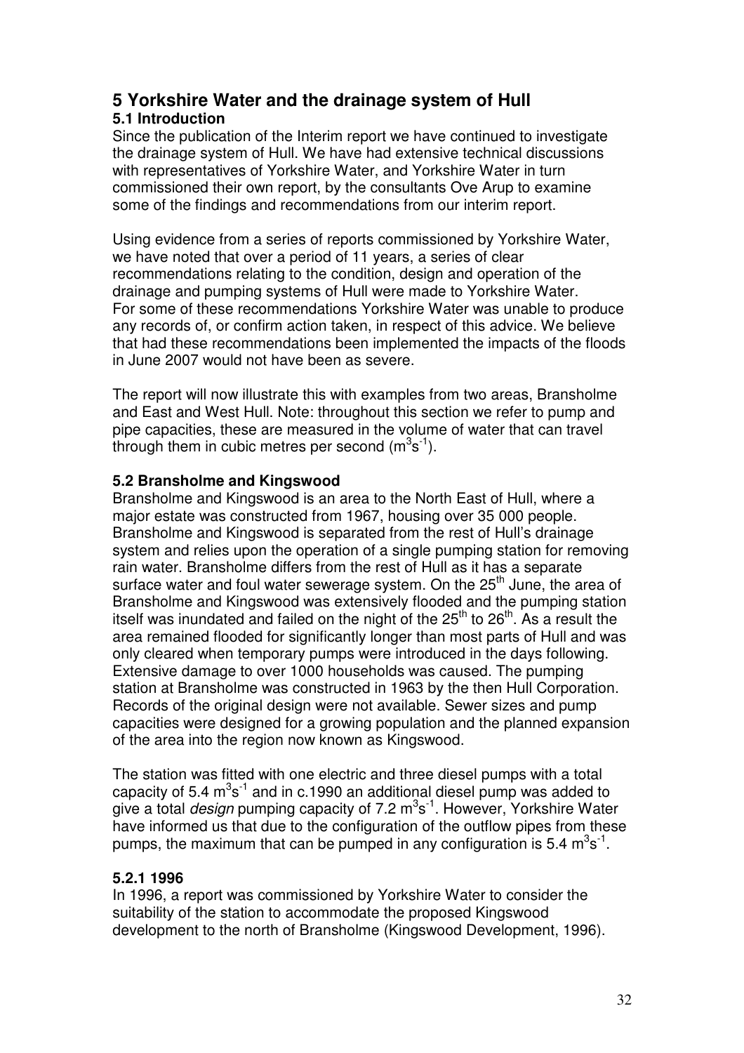# 5 Yorkshire Water and the drainage system of Hull

## 5.1 Introduction

Since the publication of the Interim report we have continued to investigate the drainage system of Hull. We have had extensive technical discussions with representatives of Yorkshire Water, and Yorkshire Water in turn commissioned their own report, by the consultants Ove Arup to examine some of the findings and recommendations from our interim report.

Using evidence from a series of reports commissioned by Yorkshire Water, we have noted that over a period of 11 years, a series of clear recommendations relating to the condition, design and operation of the drainage and pumping systems of Hull were made to Yorkshire Water. For some of these recommendations Yorkshire Water was unable to produce any records of, or confirm action taken, in respect of this advice. We believe that had these recommendations been implemented the impacts of the floods in June 2007 would not have been as severe.

The report will now illustrate this with examples from two areas, Bransholme and East and West Hull. Note: throughout this section we refer to pump and pipe capacities, these are measured in the volume of water that can travel through them in cubic metres per second ($m^3s^{-1}$).

### 5.2 Bransholme and Kingswood

Bransholme and Kingswood is an area to the North East of Hull, where a major estate was constructed from 1967, housing over 35 000 people. Bransholme and Kingswood is separated from the rest of Hull's drainage system and relies upon the operation of a single pumping station for removing rain water. Bransholme differs from the rest of Hull as it has a separate surface water and foul water sewerage system. On the 25th June, the area of Bransholme and Kingswood was extensively flooded and the pumping station itself was inundated and failed on the night of the 25th to 26th. As a result the area remained flooded for significantly longer than most parts of Hull and was only cleared when temporary pumps were introduced in the days following. Extensive damage to over 1000 households was caused. The pumping station at Bransholme was constructed in 1963 by the then Hull Corporation. Records of the original design were not available. Sewer sizes and pump capacities were designed for a growing population and the planned expansion of the area into the region now known as Kingswood.

The station was fitted with one electric and three diesel pumps with a total capacity of 5.4 $m^3s^{-1}$ and in c.1990 an additional diesel pump was added to give a total *design* pumping capacity of 7.2 $m^3s^{-1}$. However, Yorkshire Water have informed us that due to the configuration of the outflow pipes from these pumps, the maximum that can be pumped in any configuration is 5.4 $m^3s^{-1}$.

#### 5.2.1 1996

In 1996, a report was commissioned by Yorkshire Water to consider the suitability of the station to accommodate the proposed Kingswood development to the north of Bransholme (Kingswood Development, 1996).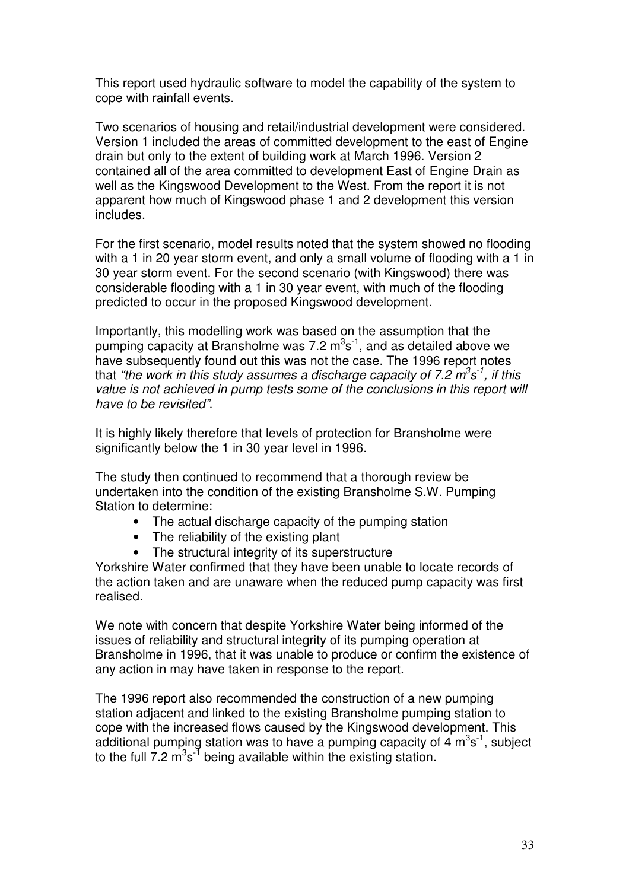This report used hydraulic software to model the capability of the system to cope with rainfall events.

Two scenarios of housing and retail/industrial development were considered. Version 1 included the areas of committed development to the east of Engine drain but only to the extent of building work at March 1996. Version 2 contained all of the area committed to development East of Engine Drain as well as the Kingswood Development to the West. From the report it is not apparent how much of Kingswood phase 1 and 2 development this version includes.

For the first scenario, model results noted that the system showed no flooding with a 1 in 20 year storm event, and only a small volume of flooding with a 1 in 30 year storm event. For the second scenario (with Kingswood) there was considerable flooding with a 1 in 30 year event, with much of the flooding predicted to occur in the proposed Kingswood development.

Importantly, this modelling work was based on the assumption that the pumping capacity at Bransholme was 7.2 $m^3s^{-1}$, and as detailed above we have subsequently found out this was not the case. The 1996 report notes that *"the work in this study assumes a discharge capacity of 7.2 $m^3s^{-1}$, if this value is not achieved in pump tests some of the conclusions in this report will have to be revisited"*.

It is highly likely therefore that levels of protection for Bransholme were significantly below the 1 in 30 year level in 1996.

The study then continued to recommend that a thorough review be undertaken into the condition of the existing Bransholme S.W. Pumping Station to determine:

- The actual discharge capacity of the pumping station
- The reliability of the existing plant
- The structural integrity of its superstructure

Yorkshire Water confirmed that they have been unable to locate records of the action taken and are unaware when the reduced pump capacity was first realised.

We note with concern that despite Yorkshire Water being informed of the issues of reliability and structural integrity of its pumping operation at Bransholme in 1996, that it was unable to produce or confirm the existence of any action in may have taken in response to the report.

The 1996 report also recommended the construction of a new pumping station adjacent and linked to the existing Bransholme pumping station to cope with the increased flows caused by the Kingswood development. This additional pumping station was to have a pumping capacity of 4 $m^3s^{-1}$, subject to the full 7.2 $m^3s^{-1}$ being available within the existing station.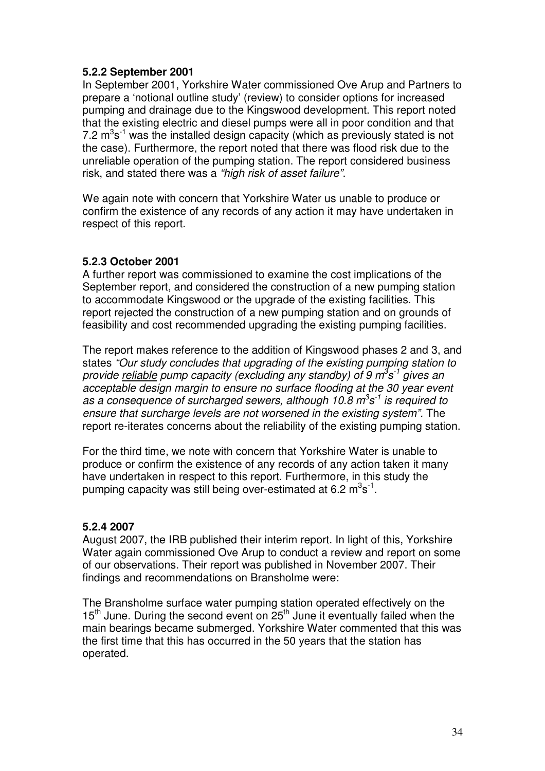### 5.2.2 September 2001

In September 2001, Yorkshire Water commissioned Ove Arup and Partners to prepare a 'notional outline study' (review) to consider options for increased pumping and drainage due to the Kingswood development. This report noted that the existing electric and diesel pumps were all in poor condition and that 7.2 $m^3s^{-1}$ was the installed design capacity (which as previously stated is not the case). Furthermore, the report noted that there was flood risk due to the unreliable operation of the pumping station. The report considered business risk, and stated there was a *"high risk of asset failure"*.

We again note with concern that Yorkshire Water us unable to produce or confirm the existence of any records of any action it may have undertaken in respect of this report.

### 5.2.3 October 2001

A further report was commissioned to examine the cost implications of the September report, and considered the construction of a new pumping station to accommodate Kingswood or the upgrade of the existing facilities. This report rejected the construction of a new pumping station and on grounds of feasibility and cost recommended upgrading the existing pumping facilities.

The report makes reference to the addition of Kingswood phases 2 and 3, and states *"Our study concludes that upgrading of the existing pumping station to provide* ***reliable*** *pump capacity (excluding any standby) of 9 $m^3s^{-1}$ gives an acceptable design margin to ensure no surface flooding at the 30 year event as a consequence of surcharged sewers, although 10.8 $m^3s^{-1}$ is required to ensure that surcharge levels are not worsened in the existing system"*. The report re-iterates concerns about the reliability of the existing pumping station.

For the third time, we note with concern that Yorkshire Water is unable to produce or confirm the existence of any records of any action taken it many have undertaken in respect to this report. Furthermore, in this study the pumping capacity was still being over-estimated at 6.2 $m^3s^{-1}$.

### 5.2.4 2007

August 2007, the IRB published their interim report. In light of this, Yorkshire Water again commissioned Ove Arup to conduct a review and report on some of our observations. Their report was published in November 2007. Their findings and recommendations on Bransholme were:

The Bransholme surface water pumping station operated effectively on the 15th June. During the second event on 25th June it eventually failed when the main bearings became submerged. Yorkshire Water commented that this was the first time that this has occurred in the 50 years that the station has operated.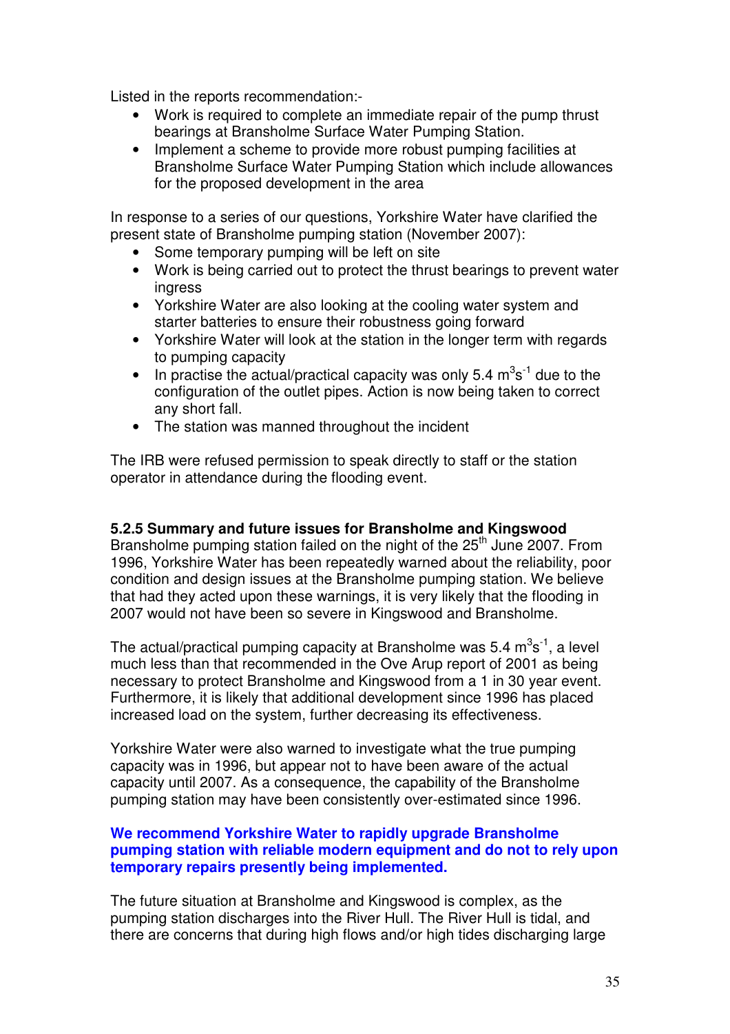Listed in the reports recommendation:-

- Work is required to complete an immediate repair of the pump thrust bearings at Bransholme Surface Water Pumping Station.
- Implement a scheme to provide more robust pumping facilities at Bransholme Surface Water Pumping Station which include allowances for the proposed development in the area

In response to a series of our questions, Yorkshire Water have clarified the present state of Bransholme pumping station (November 2007):

- Some temporary pumping will be left on site
- Work is being carried out to protect the thrust bearings to prevent water ingress
- Yorkshire Water are also looking at the cooling water system and starter batteries to ensure their robustness going forward
- Yorkshire Water will look at the station in the longer term with regards to pumping capacity
- In practise the actual/practical capacity was only 5.4 $m^3s^{-1}$ due to the configuration of the outlet pipes. Action is now being taken to correct any short fall.
- The station was manned throughout the incident

The IRB were refused permission to speak directly to staff or the station operator in attendance during the flooding event.

### 5.2.5 Summary and future issues for Bransholme and Kingswood

Bransholme pumping station failed on the night of the 25th June 2007. From 1996, Yorkshire Water has been repeatedly warned about the reliability, poor condition and design issues at the Bransholme pumping station. We believe that had they acted upon these warnings, it is very likely that the flooding in 2007 would not have been so severe in Kingswood and Bransholme.

The actual/practical pumping capacity at Bransholme was 5.4 $m^3s^{-1}$, a level much less than that recommended in the Ove Arup report of 2001 as being necessary to protect Bransholme and Kingswood from a 1 in 30 year event. Furthermore, it is likely that additional development since 1996 has placed increased load on the system, further decreasing its effectiveness.

Yorkshire Water were also warned to investigate what the true pumping capacity was in 1996, but appear not to have been aware of the actual capacity until 2007. As a consequence, the capability of the Bransholme pumping station may have been consistently over-estimated since 1996.

**We recommend Yorkshire Water to rapidly upgrade Bransholme pumping station with reliable modern equipment and do not to rely upon temporary repairs presently being implemented.**

The future situation at Bransholme and Kingswood is complex, as the pumping station discharges into the River Hull. The River Hull is tidal, and there are concerns that during high flows and/or high tides discharging large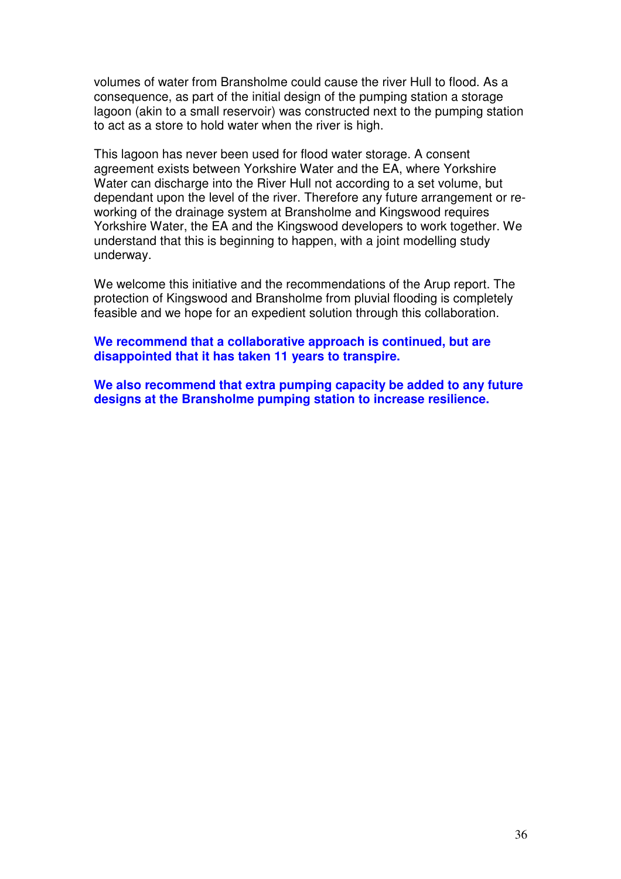volumes of water from Bransholme could cause the river Hull to flood. As a consequence, as part of the initial design of the pumping station a storage lagoon (akin to a small reservoir) was constructed next to the pumping station to act as a store to hold water when the river is high.

This lagoon has never been used for flood water storage. A consent agreement exists between Yorkshire Water and the EA, where Yorkshire Water can discharge into the River Hull not according to a set volume, but dependant upon the level of the river. Therefore any future arrangement or re-working of the drainage system at Bransholme and Kingswood requires Yorkshire Water, the EA and the Kingswood developers to work together. We understand that this is beginning to happen, with a joint modelling study underway.

We welcome this initiative and the recommendations of the Arup report. The protection of Kingswood and Bransholme from pluvial flooding is completely feasible and we hope for an expedient solution through this collaboration.

**We recommend that a collaborative approach is continued, but are disappointed that it has taken 11 years to transpire.**

**We also recommend that extra pumping capacity be added to any future designs at the Bransholme pumping station to increase resilience.**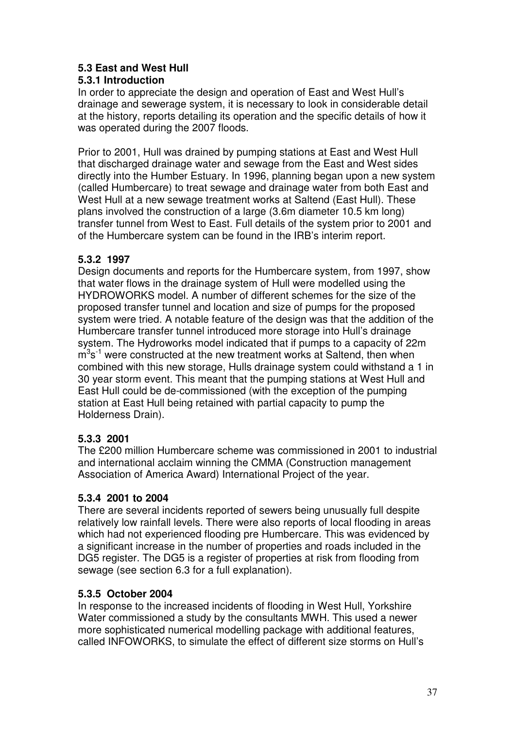## 5.3 East and West Hull

### 5.3.1 Introduction

In order to appreciate the design and operation of East and West Hull's drainage and sewerage system, it is necessary to look in considerable detail at the history, reports detailing its operation and the specific details of how it was operated during the 2007 floods.

Prior to 2001, Hull was drained by pumping stations at East and West Hull that discharged drainage water and sewage from the East and West sides directly into the Humber Estuary. In 1996, planning began upon a new system (called Humbercare) to treat sewage and drainage water from both East and West Hull at a new sewage treatment works at Saltend (East Hull). These plans involved the construction of a large (3.6m diameter 10.5 km long) transfer tunnel from West to East. Full details of the system prior to 2001 and of the Humbercare system can be found in the IRB's interim report.

### 5.3.2 1997

Design documents and reports for the Humbercare system, from 1997, show that water flows in the drainage system of Hull were modelled using the HYDROWORKS model. A number of different schemes for the size of the proposed transfer tunnel and location and size of pumps for the proposed system were tried. A notable feature of the design was that the addition of the Humbercare transfer tunnel introduced more storage into Hull's drainage system. The Hydroworks model indicated that if pumps to a capacity of 22m $m^3s^{-1}$ were constructed at the new treatment works at Saltend, then when combined with this new storage, Hulls drainage system could withstand a 1 in 30 year storm event. This meant that the pumping stations at West Hull and East Hull could be de-commissioned (with the exception of the pumping station at East Hull being retained with partial capacity to pump the Holderness Drain).

### 5.3.3 2001

The £200 million Humbercare scheme was commissioned in 2001 to industrial and international acclaim winning the CMMA (Construction management Association of America Award) International Project of the year.

### 5.3.4 2001 to 2004

There are several incidents reported of sewers being unusually full despite relatively low rainfall levels. There were also reports of local flooding in areas which had not experienced flooding pre Humbercare. This was evidenced by a significant increase in the number of properties and roads included in the DG5 register. The DG5 is a register of properties at risk from flooding from sewage (see section 6.3 for a full explanation).

### 5.3.5 October 2004

In response to the increased incidents of flooding in West Hull, Yorkshire Water commissioned a study by the consultants MWH. This used a newer more sophisticated numerical modelling package with additional features, called INFOWORKS, to simulate the effect of different size storms on Hull's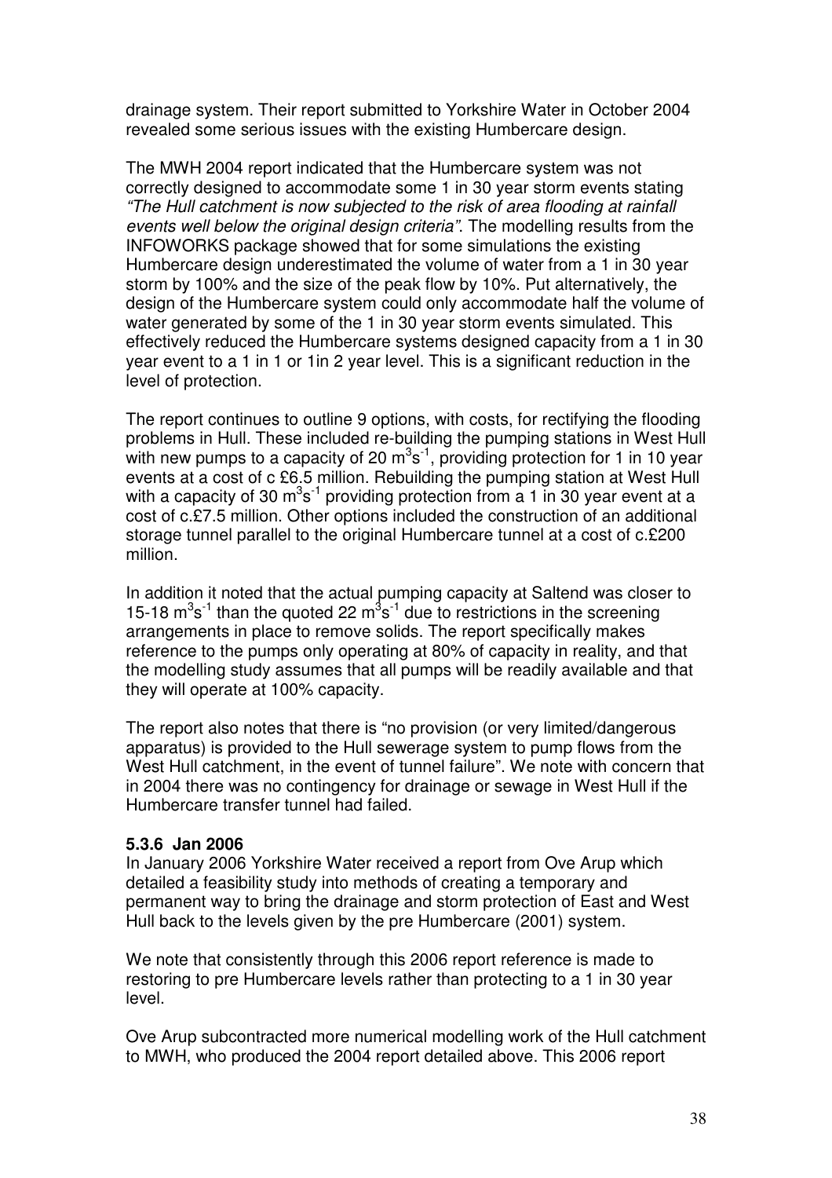drainage system. Their report submitted to Yorkshire Water in October 2004 revealed some serious issues with the existing Humbercare design.

The MWH 2004 report indicated that the Humbercare system was not correctly designed to accommodate some 1 in 30 year storm events stating *"The Hull catchment is now subjected to the risk of area flooding at rainfall events well below the original design criteria"*. The modelling results from the INFOWORKS package showed that for some simulations the existing Humbercare design underestimated the volume of water from a 1 in 30 year storm by 100% and the size of the peak flow by 10%. Put alternatively, the design of the Humbercare system could only accommodate half the volume of water generated by some of the 1 in 30 year storm events simulated. This effectively reduced the Humbercare systems designed capacity from a 1 in 30 year event to a 1 in 1 or 1in 2 year level. This is a significant reduction in the level of protection.

The report continues to outline 9 options, with costs, for rectifying the flooding problems in Hull. These included re-building the pumping stations in West Hull with new pumps to a capacity of 20 $m^3s^{-1}$, providing protection for 1 in 10 year events at a cost of c £6.5 million. Rebuilding the pumping station at West Hull with a capacity of 30 $m^3s^{-1}$ providing protection from a 1 in 30 year event at a cost of c.£7.5 million. Other options included the construction of an additional storage tunnel parallel to the original Humbercare tunnel at a cost of c.£200 million.

In addition it noted that the actual pumping capacity at Saltend was closer to 15-18 $m^3s^{-1}$ than the quoted 22 $m^3s^{-1}$ due to restrictions in the screening arrangements in place to remove solids. The report specifically makes reference to the pumps only operating at 80% of capacity in reality, and that the modelling study assumes that all pumps will be readily available and that they will operate at 100% capacity.

The report also notes that there is "no provision (or very limited/dangerous apparatus) is provided to the Hull sewerage system to pump flows from the West Hull catchment, in the event of tunnel failure". We note with concern that in 2004 there was no contingency for drainage or sewage in West Hull if the Humbercare transfer tunnel had failed.

### 5.3.6 Jan 2006

In January 2006 Yorkshire Water received a report from Ove Arup which detailed a feasibility study into methods of creating a temporary and permanent way to bring the drainage and storm protection of East and West Hull back to the levels given by the pre Humbercare (2001) system.

We note that consistently through this 2006 report reference is made to restoring to pre Humbercare levels rather than protecting to a 1 in 30 year level.

Ove Arup subcontracted more numerical modelling work of the Hull catchment to MWH, who produced the 2004 report detailed above. This 2006 report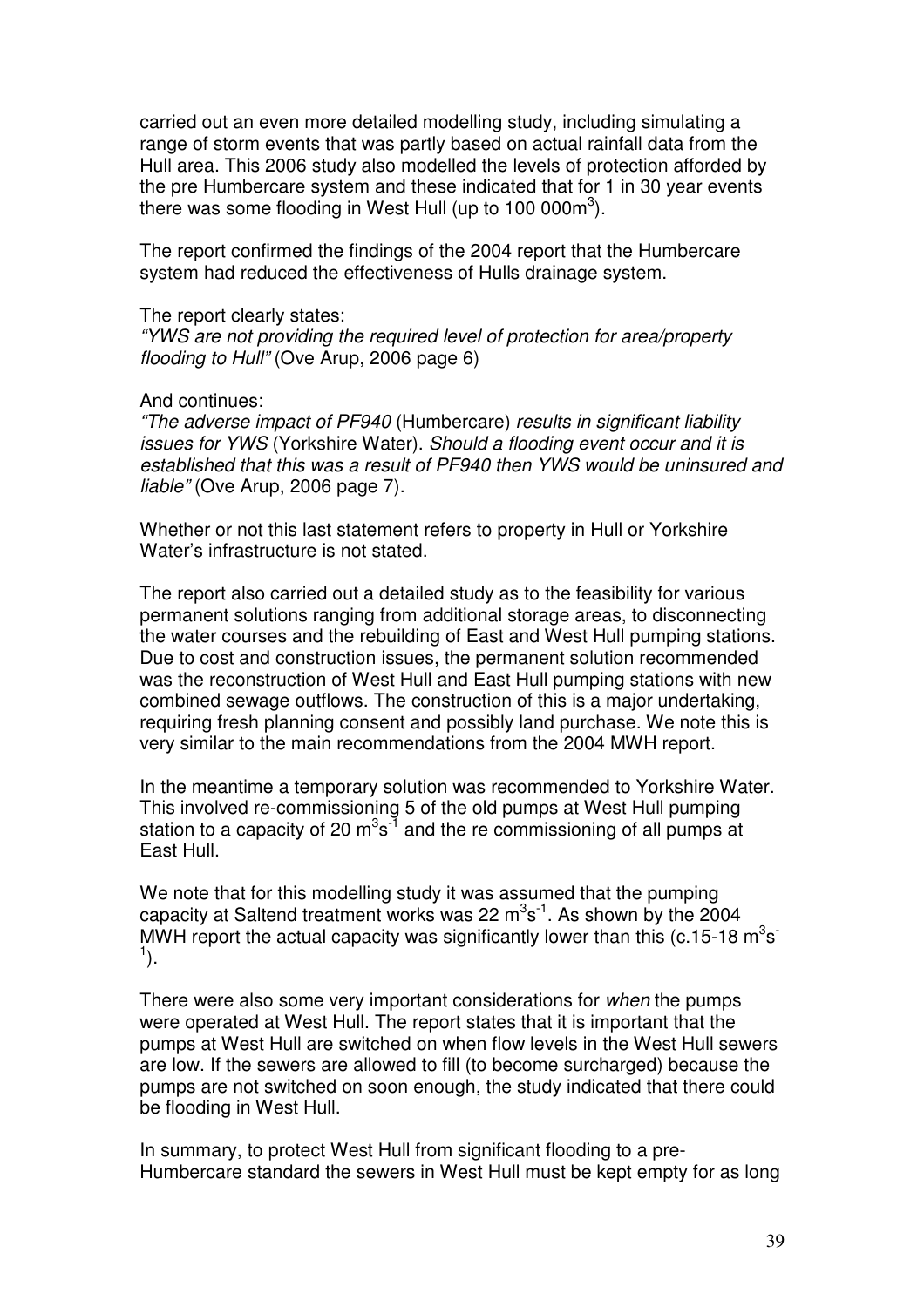carried out an even more detailed modelling study, including simulating a range of storm events that was partly based on actual rainfall data from the Hull area. This 2006 study also modelled the levels of protection afforded by the pre Humbercare system and these indicated that for 1 in 30 year events there was some flooding in West Hull (up to 100 000$m^3$).

The report confirmed the findings of the 2004 report that the Humbercare system had reduced the effectiveness of Hulls drainage system.

The report clearly states:
*"YWS are not providing the required level of protection for area/property flooding to Hull"* (Ove Arup, 2006 page 6)

And continues:
*"The adverse impact of PF940* (Humbercare) *results in significant liability issues for YWS* (Yorkshire Water). *Should a flooding event occur and it is established that this was a result of PF940 then YWS would be uninsured and liable"* (Ove Arup, 2006 page 7).

Whether or not this last statement refers to property in Hull or Yorkshire Water's infrastructure is not stated.

The report also carried out a detailed study as to the feasibility for various permanent solutions ranging from additional storage areas, to disconnecting the water courses and the rebuilding of East and West Hull pumping stations. Due to cost and construction issues, the permanent solution recommended was the reconstruction of West Hull and East Hull pumping stations with new combined sewage outflows. The construction of this is a major undertaking, requiring fresh planning consent and possibly land purchase. We note this is very similar to the main recommendations from the 2004 MWH report.

In the meantime a temporary solution was recommended to Yorkshire Water. This involved re-commissioning 5 of the old pumps at West Hull pumping station to a capacity of 20 $m^3s^{-1}$ and the re commissioning of all pumps at East Hull.

We note that for this modelling study it was assumed that the pumping capacity at Saltend treatment works was 22 $m^3s^{-1}$. As shown by the 2004 MWH report the actual capacity was significantly lower than this (c.15-18 $m^3s^{-1}$).

There were also some very important considerations for *when* the pumps were operated at West Hull. The report states that it is important that the pumps at West Hull are switched on when flow levels in the West Hull sewers are low. If the sewers are allowed to fill (to become surcharged) because the pumps are not switched on soon enough, the study indicated that there could be flooding in West Hull.

In summary, to protect West Hull from significant flooding to a pre-Humbercare standard the sewers in West Hull must be kept empty for as long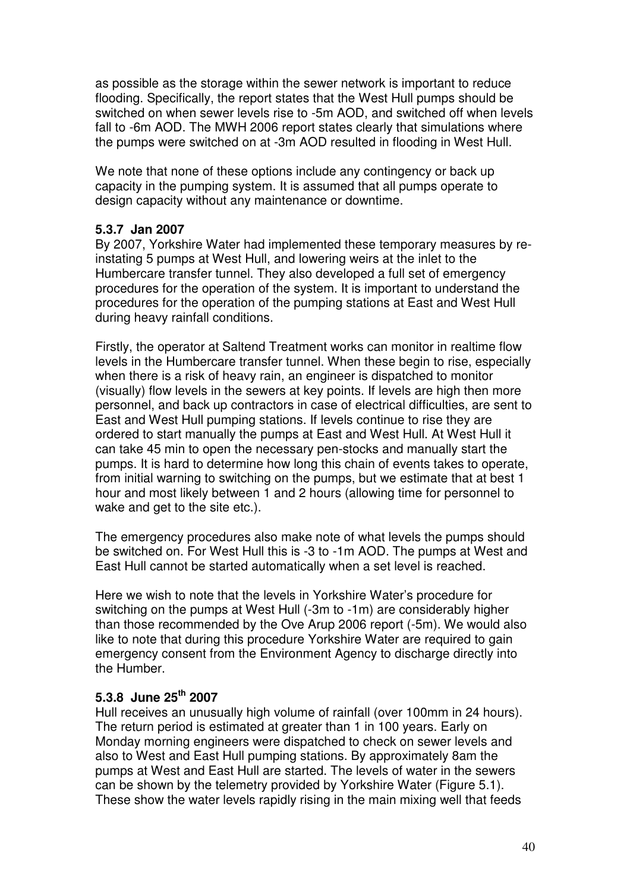as possible as the storage within the sewer network is important to reduce flooding. Specifically, the report states that the West Hull pumps should be switched on when sewer levels rise to -5m AOD, and switched off when levels fall to -6m AOD. The MWH 2006 report states clearly that simulations where the pumps were switched on at -3m AOD resulted in flooding in West Hull.

We note that none of these options include any contingency or back up capacity in the pumping system. It is assumed that all pumps operate to design capacity without any maintenance or downtime.

### 5.3.7 Jan 2007

By 2007, Yorkshire Water had implemented these temporary measures by re-instating 5 pumps at West Hull, and lowering weirs at the inlet to the Humbercare transfer tunnel. They also developed a full set of emergency procedures for the operation of the system. It is important to understand the procedures for the operation of the pumping stations at East and West Hull during heavy rainfall conditions.

Firstly, the operator at Saltend Treatment works can monitor in realtime flow levels in the Humbercare transfer tunnel. When these begin to rise, especially when there is a risk of heavy rain, an engineer is dispatched to monitor (visually) flow levels in the sewers at key points. If levels are high then more personnel, and back up contractors in case of electrical difficulties, are sent to East and West Hull pumping stations. If levels continue to rise they are ordered to start manually the pumps at East and West Hull. At West Hull it can take 45 min to open the necessary pen-stocks and manually start the pumps. It is hard to determine how long this chain of events takes to operate, from initial warning to switching on the pumps, but we estimate that at best 1 hour and most likely between 1 and 2 hours (allowing time for personnel to wake and get to the site etc.).

The emergency procedures also make note of what levels the pumps should be switched on. For West Hull this is -3 to -1m AOD. The pumps at West and East Hull cannot be started automatically when a set level is reached.

Here we wish to note that the levels in Yorkshire Water's procedure for switching on the pumps at West Hull (-3m to -1m) are considerably higher than those recommended by the Ove Arup 2006 report (-5m). We would also like to note that during this procedure Yorkshire Water are required to gain emergency consent from the Environment Agency to discharge directly into the Humber.

### 5.3.8 June 25th 2007

Hull receives an unusually high volume of rainfall (over 100mm in 24 hours). The return period is estimated at greater than 1 in 100 years. Early on Monday morning engineers were dispatched to check on sewer levels and also to West and East Hull pumping stations. By approximately 8am the pumps at West and East Hull are started. The levels of water in the sewers can be shown by the telemetry provided by Yorkshire Water (Figure 5.1). These show the water levels rapidly rising in the main mixing well that feeds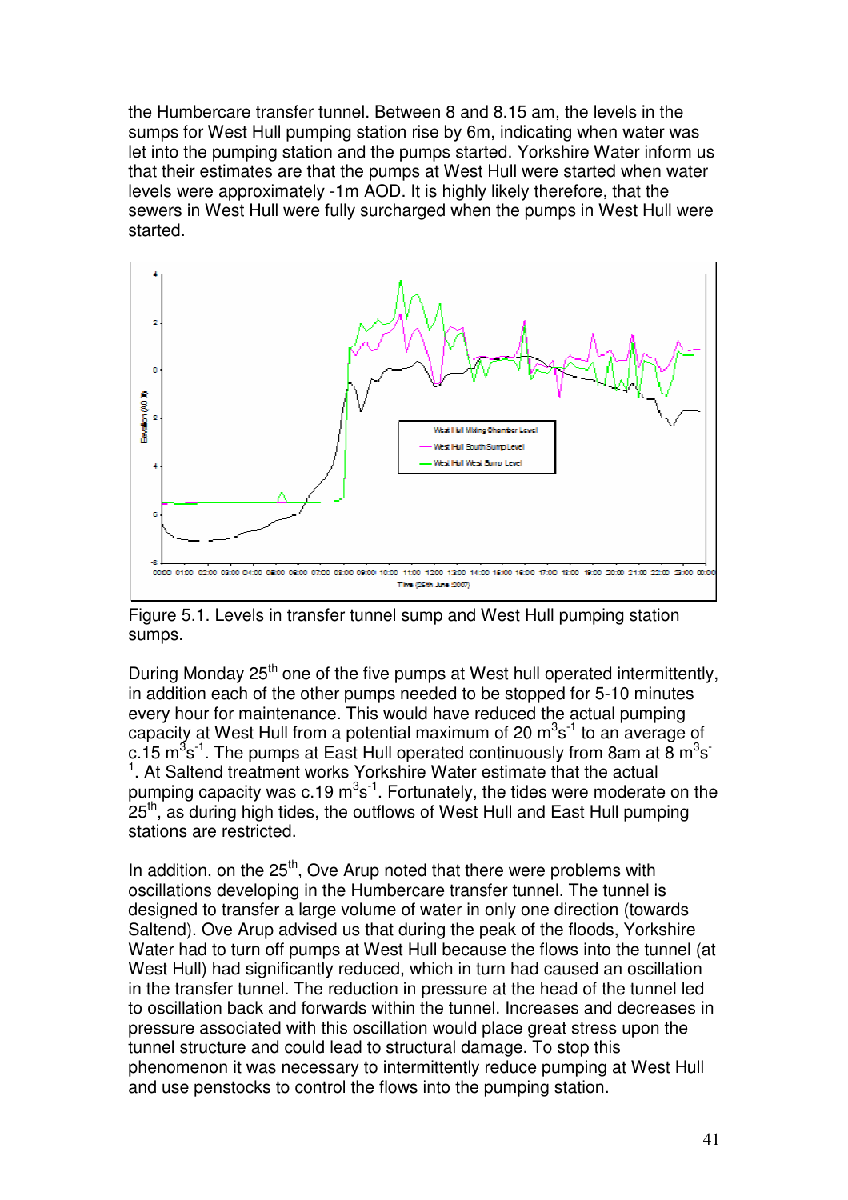the Humbercare transfer tunnel. Between 8 and 8.15 am, the levels in the sumps for West Hull pumping station rise by 6m, indicating when water was let into the pumping station and the pumps started. Yorkshire Water inform us that their estimates are that the pumps at West Hull were started when water levels were approximately -1m AOD. It is highly likely therefore, that the sewers in West Hull were fully surcharged when the pumps in West Hull were started.

Figure 5.1. Levels in transfer tunnel sump and West Hull pumping station sumps.

During Monday 25th one of the five pumps at West hull operated intermittently, in addition each of the other pumps needed to be stopped for 5-10 minutes every hour for maintenance. This would have reduced the actual pumping capacity at West Hull from a potential maximum of 20 $m^3s^{-1}$ to an average of c.15 $m^3s^{-1}$. The pumps at East Hull operated continuously from 8am at 8 $m^3s^{-1}$. At Saltend treatment works Yorkshire Water estimate that the actual pumping capacity was c.19 $m^3s^{-1}$. Fortunately, the tides were moderate on the 25th, as during high tides, the outflows of West Hull and East Hull pumping stations are restricted.

In addition, on the 25th, Ove Arup noted that there were problems with oscillations developing in the Humbercare transfer tunnel. The tunnel is designed to transfer a large volume of water in only one direction (towards Saltend). Ove Arup advised us that during the peak of the floods, Yorkshire Water had to turn off pumps at West Hull because the flows into the tunnel (at West Hull) had significantly reduced, which in turn had caused an oscillation in the transfer tunnel. The reduction in pressure at the head of the tunnel led to oscillation back and forwards within the tunnel. Increases and decreases in pressure associated with this oscillation would place great stress upon the tunnel structure and could lead to structural damage. To stop this phenomenon it was necessary to intermittently reduce pumping at West Hull and use penstocks to control the flows into the pumping station.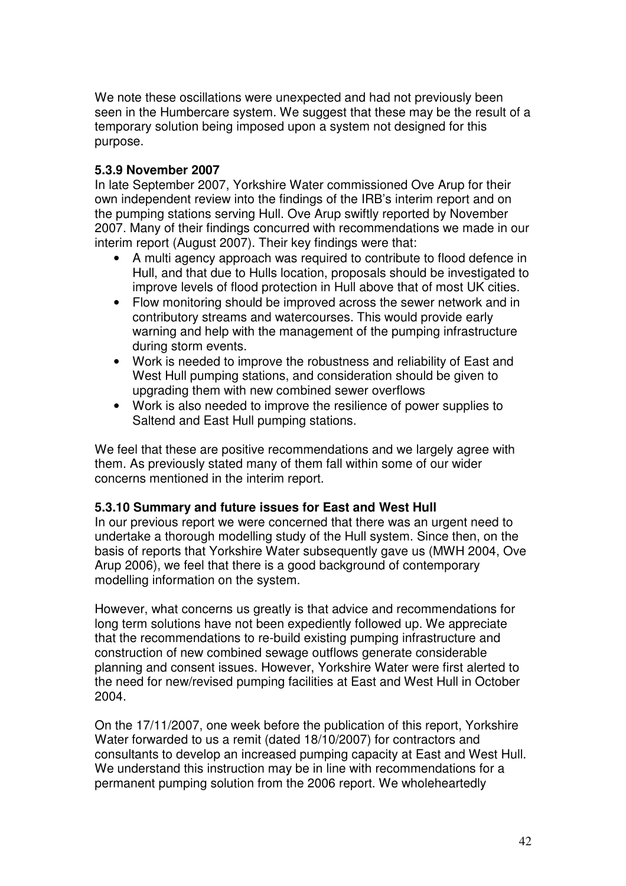We note these oscillations were unexpected and had not previously been seen in the Humbercare system. We suggest that these may be the result of a temporary solution being imposed upon a system not designed for this purpose.

**5.3.9 November 2007**

In late September 2007, Yorkshire Water commissioned Ove Arup for their own independent review into the findings of the IRB's interim report and on the pumping stations serving Hull. Ove Arup swiftly reported by November 2007. Many of their findings concurred with recommendations we made in our interim report (August 2007). Their key findings were that:

- A multi agency approach was required to contribute to flood defence in Hull, and that due to Hulls location, proposals should be investigated to improve levels of flood protection in Hull above that of most UK cities.
- Flow monitoring should be improved across the sewer network and in contributory streams and watercourses. This would provide early warning and help with the management of the pumping infrastructure during storm events.
- Work is needed to improve the robustness and reliability of East and West Hull pumping stations, and consideration should be given to upgrading them with new combined sewer overflows
- Work is also needed to improve the resilience of power supplies to Saltend and East Hull pumping stations.

We feel that these are positive recommendations and we largely agree with them. As previously stated many of them fall within some of our wider concerns mentioned in the interim report.

**5.3.10 Summary and future issues for East and West Hull**

In our previous report we were concerned that there was an urgent need to undertake a thorough modelling study of the Hull system. Since then, on the basis of reports that Yorkshire Water subsequently gave us (MWH 2004, Ove Arup 2006), we feel that there is a good background of contemporary modelling information on the system.

However, what concerns us greatly is that advice and recommendations for long term solutions have not been expediently followed up. We appreciate that the recommendations to re-build existing pumping infrastructure and construction of new combined sewage outflows generate considerable planning and consent issues. However, Yorkshire Water were first alerted to the need for new/revised pumping facilities at East and West Hull in October 2004.

On the 17/11/2007, one week before the publication of this report, Yorkshire Water forwarded to us a remit (dated 18/10/2007) for contractors and consultants to develop an increased pumping capacity at East and West Hull. We understand this instruction may be in line with recommendations for a permanent pumping solution from the 2006 report. We wholeheartedly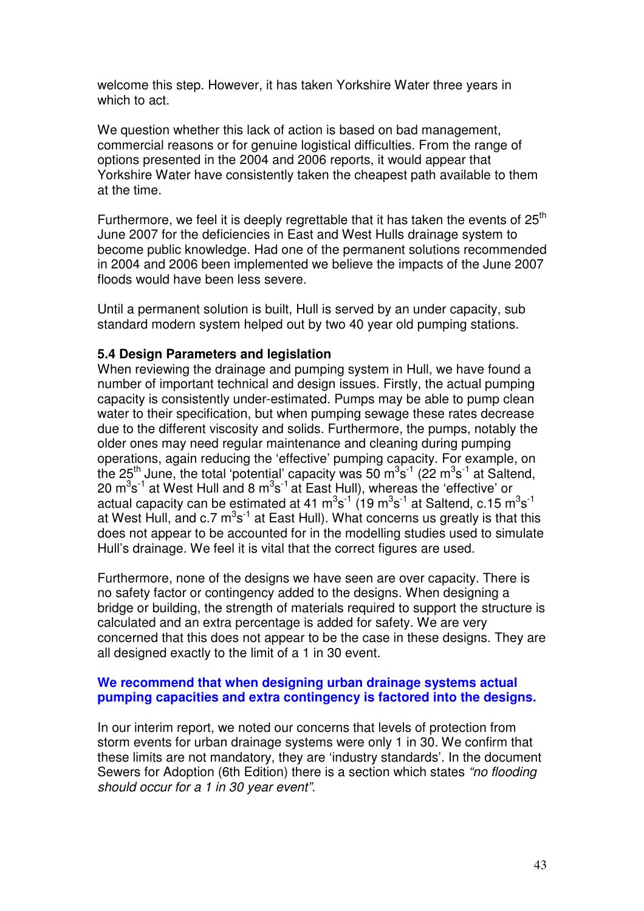welcome this step. However, it has taken Yorkshire Water three years in which to act.

We question whether this lack of action is based on bad management, commercial reasons or for genuine logistical difficulties. From the range of options presented in the 2004 and 2006 reports, it would appear that Yorkshire Water have consistently taken the cheapest path available to them at the time.

Furthermore, we feel it is deeply regrettable that it has taken the events of 25th June 2007 for the deficiencies in East and West Hulls drainage system to become public knowledge. Had one of the permanent solutions recommended in 2004 and 2006 been implemented we believe the impacts of the June 2007 floods would have been less severe.

Until a permanent solution is built, Hull is served by an under capacity, sub standard modern system helped out by two 40 year old pumping stations.

**5.4 Design Parameters and legislation**

When reviewing the drainage and pumping system in Hull, we have found a number of important technical and design issues. Firstly, the actual pumping capacity is consistently under-estimated. Pumps may be able to pump clean water to their specification, but when pumping sewage these rates decrease due to the different viscosity and solids. Furthermore, the pumps, notably the older ones may need regular maintenance and cleaning during pumping operations, again reducing the 'effective' pumping capacity. For example, on the 25th June, the total 'potential' capacity was 50 $m^3s^{-1}$ (22 $m^3s^{-1}$ at Saltend, 20 $m^3s^{-1}$ at West Hull and 8 $m^3s^{-1}$ at East Hull), whereas the 'effective' or actual capacity can be estimated at 41 $m^3s^{-1}$ (19 $m^3s^{-1}$ at Saltend, c.15 $m^3s^{-1}$ at West Hull, and c.7 $m^3s^{-1}$ at East Hull). What concerns us greatly is that this does not appear to be accounted for in the modelling studies used to simulate Hull's drainage. We feel it is vital that the correct figures are used.

Furthermore, none of the designs we have seen are over capacity. There is no safety factor or contingency added to the designs. When designing a bridge or building, the strength of materials required to support the structure is calculated and an extra percentage is added for safety. We are very concerned that this does not appear to be the case in these designs. They are all designed exactly to the limit of a 1 in 30 event.

**We recommend that when designing urban drainage systems actual pumping capacities and extra contingency is factored into the designs.**

In our interim report, we noted our concerns that levels of protection from storm events for urban drainage systems were only 1 in 30. We confirm that these limits are not mandatory, they are 'industry standards'. In the document Sewers for Adoption (6th Edition) there is a section which states *"no flooding should occur for a 1 in 30 year event"*.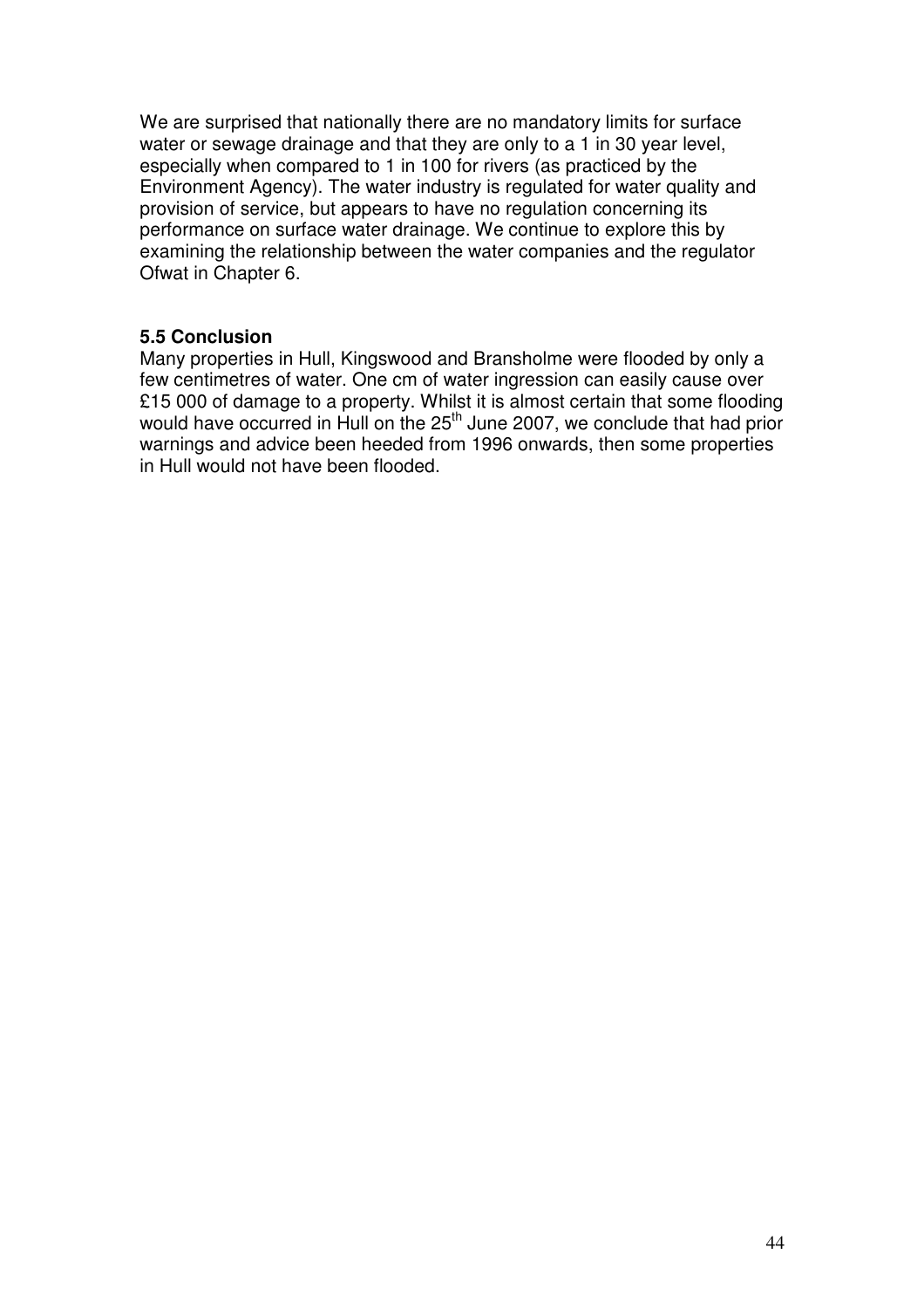We are surprised that nationally there are no mandatory limits for surface water or sewage drainage and that they are only to a 1 in 30 year level, especially when compared to 1 in 100 for rivers (as practiced by the Environment Agency). The water industry is regulated for water quality and provision of service, but appears to have no regulation concerning its performance on surface water drainage. We continue to explore this by examining the relationship between the water companies and the regulator Ofwat in Chapter 6.

### 5.5 Conclusion

Many properties in Hull, Kingswood and Bransholme were flooded by only a few centimetres of water. One cm of water ingression can easily cause over £15 000 of damage to a property. Whilst it is almost certain that some flooding would have occurred in Hull on the 25th June 2007, we conclude that had prior warnings and advice been heeded from 1996 onwards, then some properties in Hull would not have been flooded.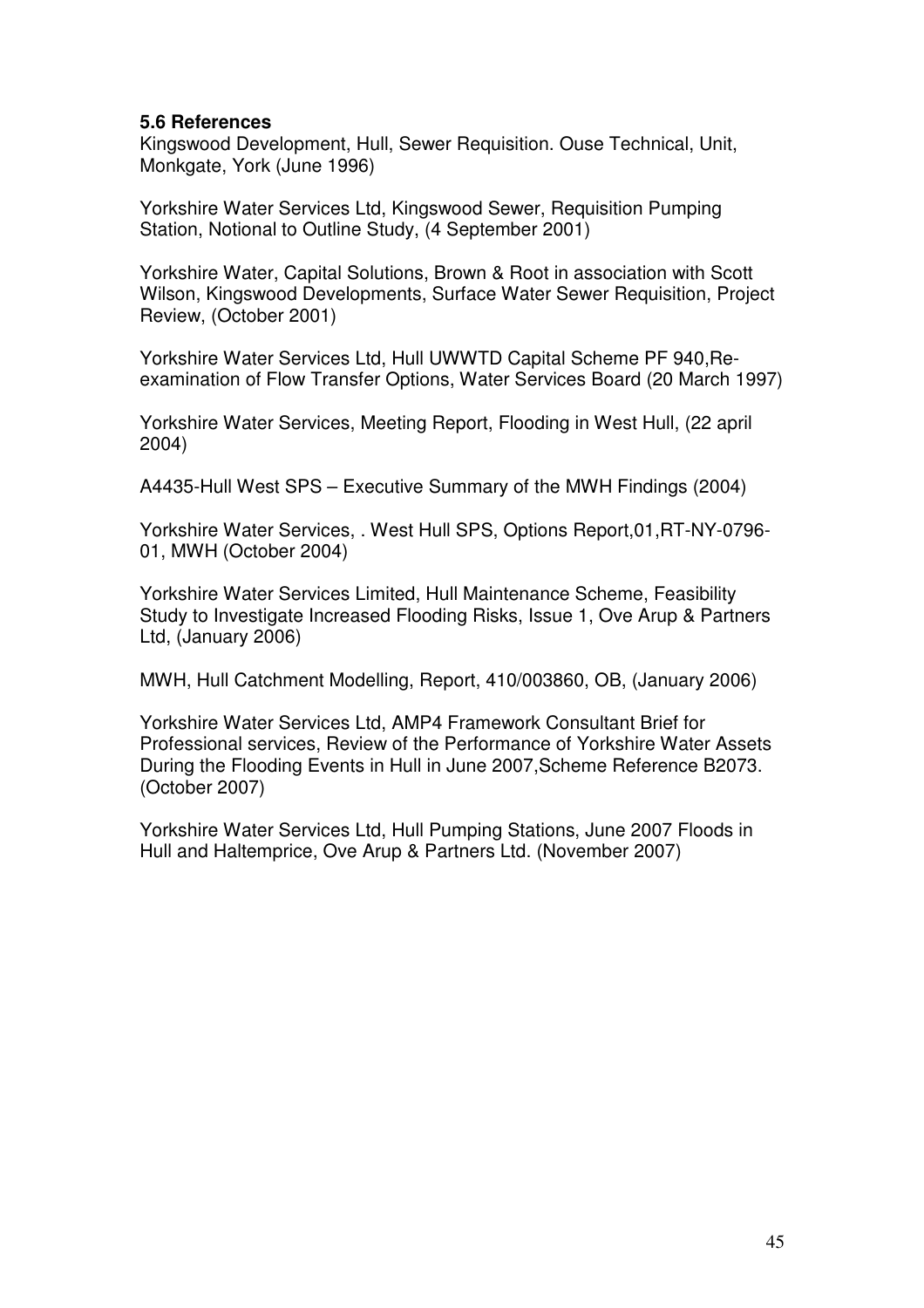### 5.6 References

Kingswood Development, Hull, Sewer Requisition. Ouse Technical, Unit, Monkgate, York (June 1996)

Yorkshire Water Services Ltd, Kingswood Sewer, Requisition Pumping Station, Notional to Outline Study, (4 September 2001)

Yorkshire Water, Capital Solutions, Brown & Root in association with Scott Wilson, Kingswood Developments, Surface Water Sewer Requisition, Project Review, (October 2001)

Yorkshire Water Services Ltd, Hull UWWTD Capital Scheme PF 940,Re-examination of Flow Transfer Options, Water Services Board (20 March 1997)

Yorkshire Water Services, Meeting Report, Flooding in West Hull, (22 april 2004)

A4435-Hull West SPS – Executive Summary of the MWH Findings (2004)

Yorkshire Water Services, . West Hull SPS, Options Report,01,RT-NY-0796-01, MWH (October 2004)

Yorkshire Water Services Limited, Hull Maintenance Scheme, Feasibility Study to Investigate Increased Flooding Risks, Issue 1, Ove Arup & Partners Ltd, (January 2006)

MWH, Hull Catchment Modelling, Report, 410/003860, OB, (January 2006)

Yorkshire Water Services Ltd, AMP4 Framework Consultant Brief for Professional services, Review of the Performance of Yorkshire Water Assets During the Flooding Events in Hull in June 2007,Scheme Reference B2073. (October 2007)

Yorkshire Water Services Ltd, Hull Pumping Stations, June 2007 Floods in Hull and Haltemprice, Ove Arup & Partners Ltd. (November 2007)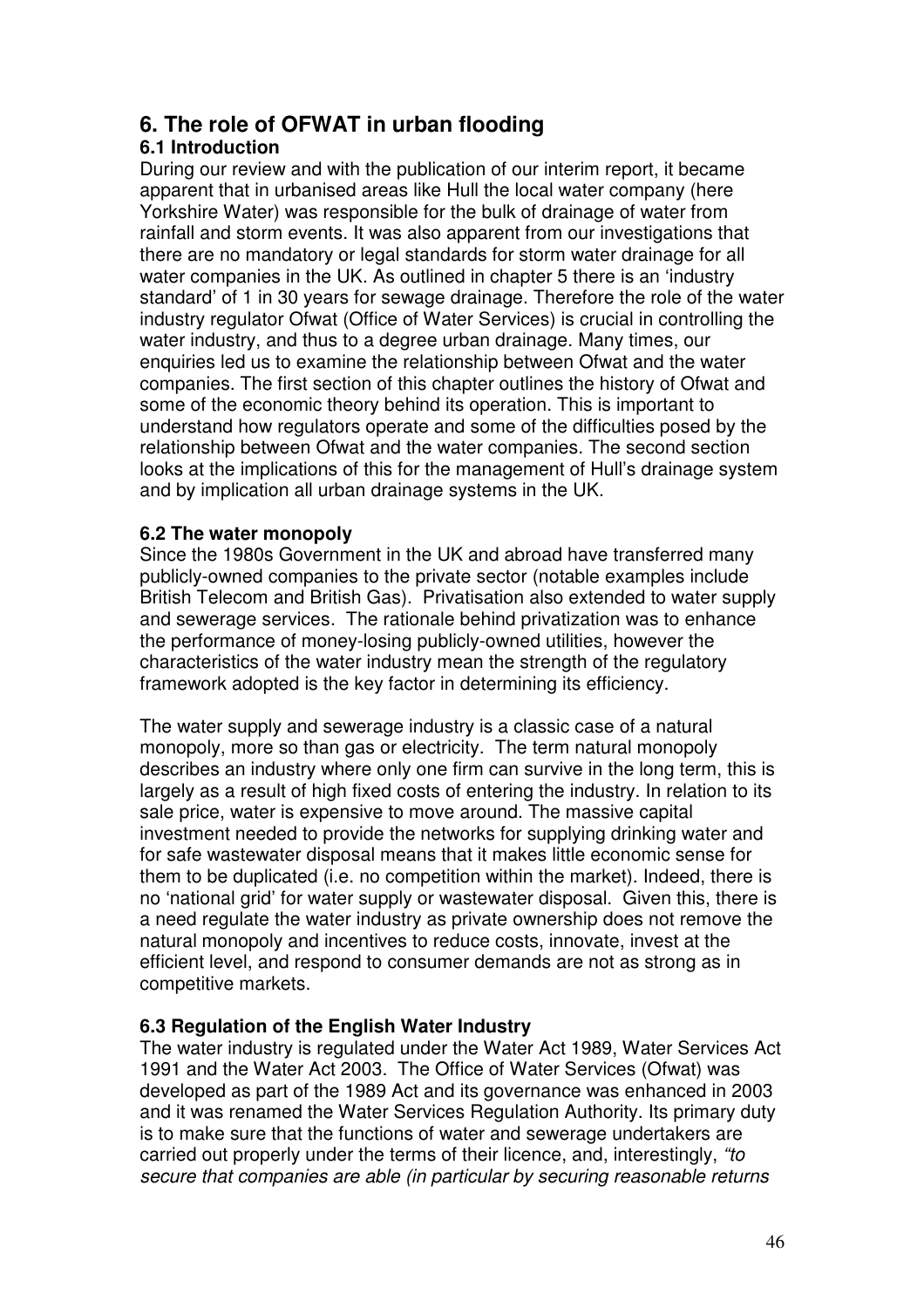# 6. The role of OFWAT in urban flooding

## 6.1 Introduction

During our review and with the publication of our interim report, it became apparent that in urbanised areas like Hull the local water company (here Yorkshire Water) was responsible for the bulk of drainage of water from rainfall and storm events. It was also apparent from our investigations that there are no mandatory or legal standards for storm water drainage for all water companies in the UK. As outlined in chapter 5 there is an 'industry standard' of 1 in 30 years for sewage drainage. Therefore the role of the water industry regulator Ofwat (Office of Water Services) is crucial in controlling the water industry, and thus to a degree urban drainage. Many times, our enquiries led us to examine the relationship between Ofwat and the water companies. The first section of this chapter outlines the history of Ofwat and some of the economic theory behind its operation. This is important to understand how regulators operate and some of the difficulties posed by the relationship between Ofwat and the water companies. The second section looks at the implications of this for the management of Hull's drainage system and by implication all urban drainage systems in the UK.

## 6.2 The water monopoly

Since the 1980s Government in the UK and abroad have transferred many publicly-owned companies to the private sector (notable examples include British Telecom and British Gas). Privatisation also extended to water supply and sewerage services. The rationale behind privatization was to enhance the performance of money-losing publicly-owned utilities, however the characteristics of the water industry mean the strength of the regulatory framework adopted is the key factor in determining its efficiency.

The water supply and sewerage industry is a classic case of a natural monopoly, more so than gas or electricity. The term natural monopoly describes an industry where only one firm can survive in the long term, this is largely as a result of high fixed costs of entering the industry. In relation to its sale price, water is expensive to move around. The massive capital investment needed to provide the networks for supplying drinking water and for safe wastewater disposal means that it makes little economic sense for them to be duplicated (i.e. no competition within the market). Indeed, there is no 'national grid' for water supply or wastewater disposal. Given this, there is a need regulate the water industry as private ownership does not remove the natural monopoly and incentives to reduce costs, innovate, invest at the efficient level, and respond to consumer demands are not as strong as in competitive markets.

## 6.3 Regulation of the English Water Industry

The water industry is regulated under the Water Act 1989, Water Services Act 1991 and the Water Act 2003. The Office of Water Services (Ofwat) was developed as part of the 1989 Act and its governance was enhanced in 2003 and it was renamed the Water Services Regulation Authority. Its primary duty is to make sure that the functions of water and sewerage undertakers are carried out properly under the terms of their licence, and, interestingly, *"to secure that companies are able (in particular by securing reasonable returns*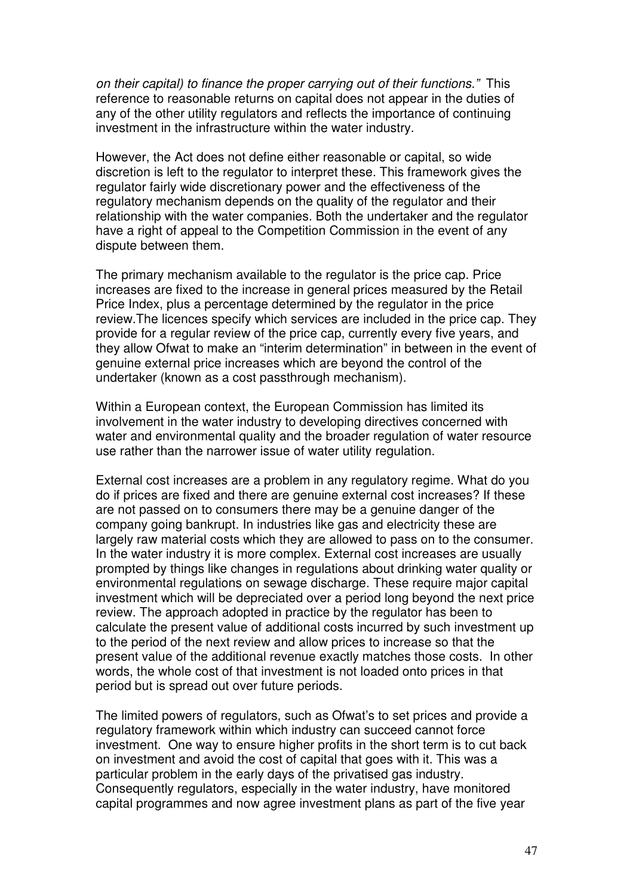*on their capital) to finance the proper carrying out of their functions."* This reference to reasonable returns on capital does not appear in the duties of any of the other utility regulators and reflects the importance of continuing investment in the infrastructure within the water industry.

However, the Act does not define either reasonable or capital, so wide discretion is left to the regulator to interpret these. This framework gives the regulator fairly wide discretionary power and the effectiveness of the regulatory mechanism depends on the quality of the regulator and their relationship with the water companies. Both the undertaker and the regulator have a right of appeal to the Competition Commission in the event of any dispute between them.

The primary mechanism available to the regulator is the price cap. Price increases are fixed to the increase in general prices measured by the Retail Price Index, plus a percentage determined by the regulator in the price review.The licences specify which services are included in the price cap. They provide for a regular review of the price cap, currently every five years, and they allow Ofwat to make an "interim determination" in between in the event of genuine external price increases which are beyond the control of the undertaker (known as a cost passthrough mechanism).

Within a European context, the European Commission has limited its involvement in the water industry to developing directives concerned with water and environmental quality and the broader regulation of water resource use rather than the narrower issue of water utility regulation.

External cost increases are a problem in any regulatory regime. What do you do if prices are fixed and there are genuine external cost increases? If these are not passed on to consumers there may be a genuine danger of the company going bankrupt. In industries like gas and electricity these are largely raw material costs which they are allowed to pass on to the consumer. In the water industry it is more complex. External cost increases are usually prompted by things like changes in regulations about drinking water quality or environmental regulations on sewage discharge. These require major capital investment which will be depreciated over a period long beyond the next price review. The approach adopted in practice by the regulator has been to calculate the present value of additional costs incurred by such investment up to the period of the next review and allow prices to increase so that the present value of the additional revenue exactly matches those costs. In other words, the whole cost of that investment is not loaded onto prices in that period but is spread out over future periods.

The limited powers of regulators, such as Ofwat's to set prices and provide a regulatory framework within which industry can succeed cannot force investment. One way to ensure higher profits in the short term is to cut back on investment and avoid the cost of capital that goes with it. This was a particular problem in the early days of the privatised gas industry. Consequently regulators, especially in the water industry, have monitored capital programmes and now agree investment plans as part of the five year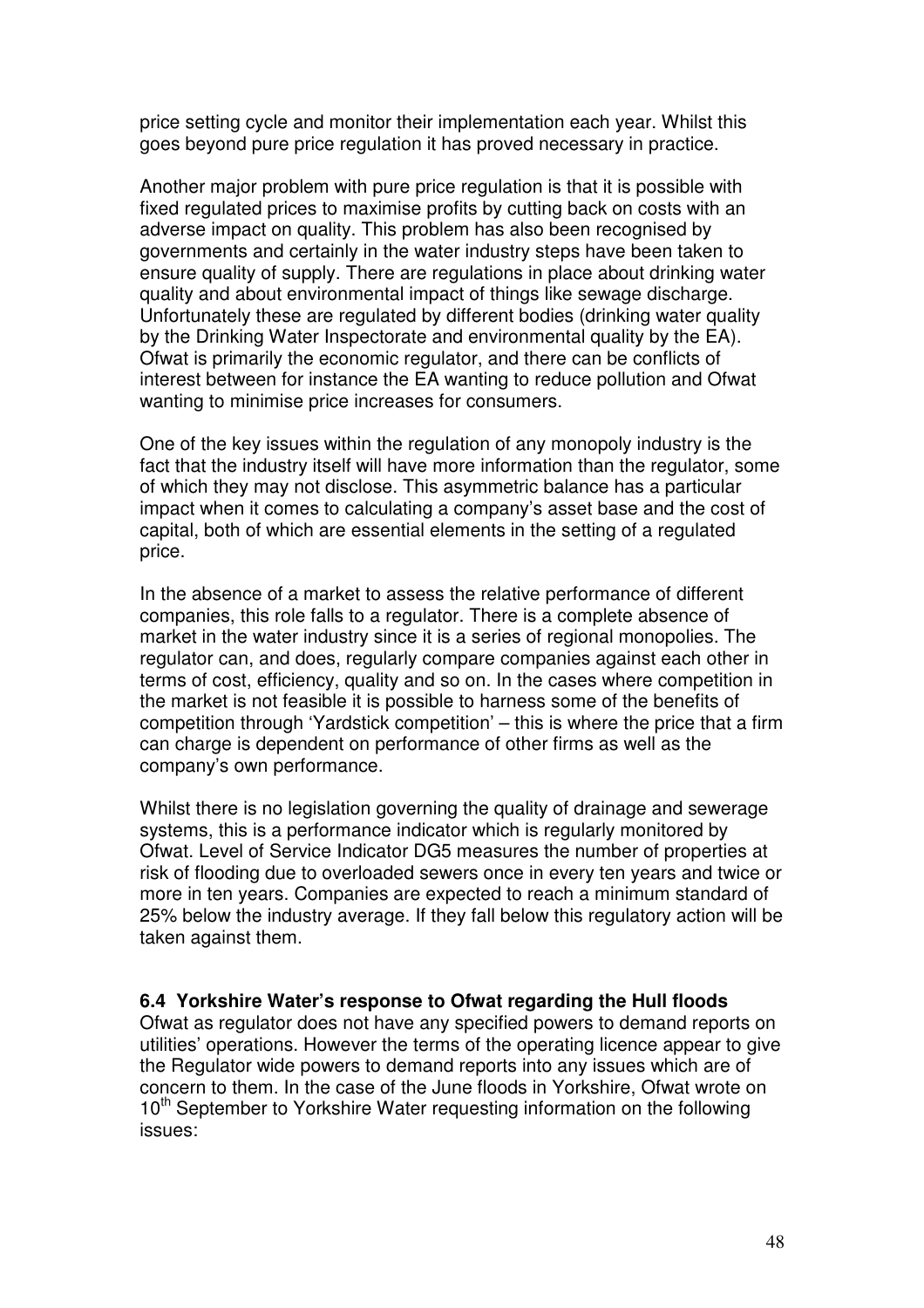price setting cycle and monitor their implementation each year. Whilst this goes beyond pure price regulation it has proved necessary in practice.

Another major problem with pure price regulation is that it is possible with fixed regulated prices to maximise profits by cutting back on costs with an adverse impact on quality. This problem has also been recognised by governments and certainly in the water industry steps have been taken to ensure quality of supply. There are regulations in place about drinking water quality and about environmental impact of things like sewage discharge. Unfortunately these are regulated by different bodies (drinking water quality by the Drinking Water Inspectorate and environmental quality by the EA). Ofwat is primarily the economic regulator, and there can be conflicts of interest between for instance the EA wanting to reduce pollution and Ofwat wanting to minimise price increases for consumers.

One of the key issues within the regulation of any monopoly industry is the fact that the industry itself will have more information than the regulator, some of which they may not disclose. This asymmetric balance has a particular impact when it comes to calculating a company's asset base and the cost of capital, both of which are essential elements in the setting of a regulated price.

In the absence of a market to assess the relative performance of different companies, this role falls to a regulator. There is a complete absence of market in the water industry since it is a series of regional monopolies. The regulator can, and does, regularly compare companies against each other in terms of cost, efficiency, quality and so on. In the cases where competition in the market is not feasible it is possible to harness some of the benefits of competition through 'Yardstick competition' – this is where the price that a firm can charge is dependent on performance of other firms as well as the company's own performance.

Whilst there is no legislation governing the quality of drainage and sewerage systems, this is a performance indicator which is regularly monitored by Ofwat. Level of Service Indicator DG5 measures the number of properties at risk of flooding due to overloaded sewers once in every ten years and twice or more in ten years. Companies are expected to reach a minimum standard of 25% below the industry average. If they fall below this regulatory action will be taken against them.

### 6.4 Yorkshire Water's response to Ofwat regarding the Hull floods

Ofwat as regulator does not have any specified powers to demand reports on utilities' operations. However the terms of the operating licence appear to give the Regulator wide powers to demand reports into any issues which are of concern to them. In the case of the June floods in Yorkshire, Ofwat wrote on 10th September to Yorkshire Water requesting information on the following issues: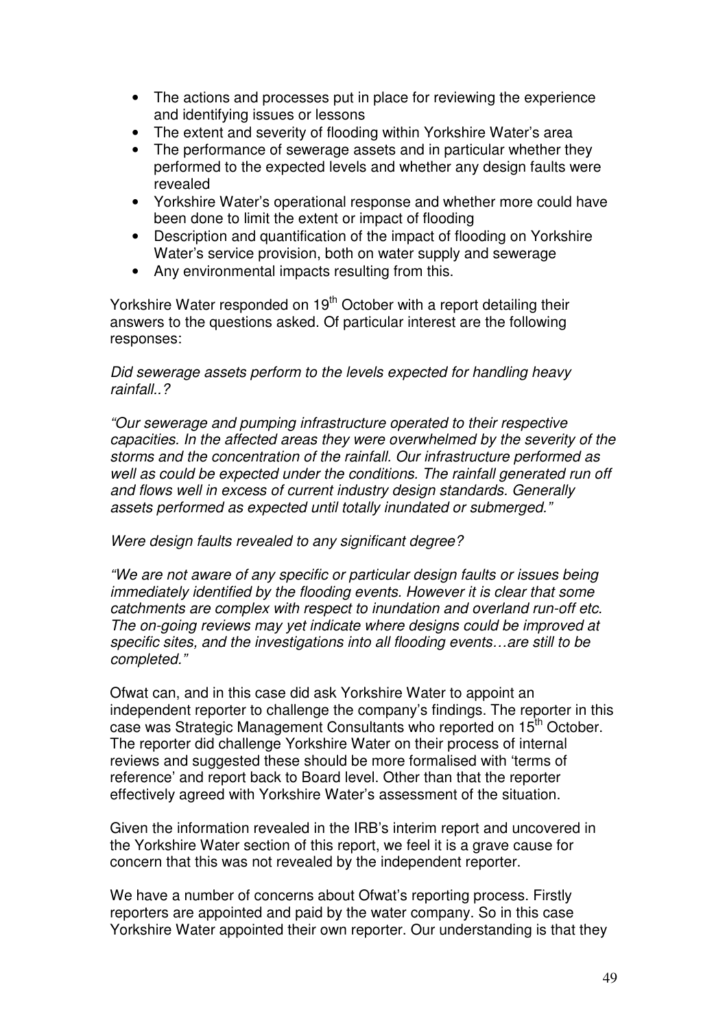- The actions and processes put in place for reviewing the experience and identifying issues or lessons
- The extent and severity of flooding within Yorkshire Water's area
- The performance of sewerage assets and in particular whether they performed to the expected levels and whether any design faults were revealed
- Yorkshire Water's operational response and whether more could have been done to limit the extent or impact of flooding
- Description and quantification of the impact of flooding on Yorkshire Water's service provision, both on water supply and sewerage
- Any environmental impacts resulting from this.

Yorkshire Water responded on 19th October with a report detailing their answers to the questions asked. Of particular interest are the following responses:

*Did sewerage assets perform to the levels expected for handling heavy rainfall..?*

*"Our sewerage and pumping infrastructure operated to their respective capacities. In the affected areas they were overwhelmed by the severity of the storms and the concentration of the rainfall. Our infrastructure performed as well as could be expected under the conditions. The rainfall generated run off and flows well in excess of current industry design standards. Generally assets performed as expected until totally inundated or submerged."*

*Were design faults revealed to any significant degree?*

*"We are not aware of any specific or particular design faults or issues being immediately identified by the flooding events. However it is clear that some catchments are complex with respect to inundation and overland run-off etc. The on-going reviews may yet indicate where designs could be improved at specific sites, and the investigations into all flooding events…are still to be completed."*

Ofwat can, and in this case did ask Yorkshire Water to appoint an independent reporter to challenge the company's findings. The reporter in this case was Strategic Management Consultants who reported on 15th October. The reporter did challenge Yorkshire Water on their process of internal reviews and suggested these should be more formalised with 'terms of reference' and report back to Board level. Other than that the reporter effectively agreed with Yorkshire Water's assessment of the situation.

Given the information revealed in the IRB's interim report and uncovered in the Yorkshire Water section of this report, we feel it is a grave cause for concern that this was not revealed by the independent reporter.

We have a number of concerns about Ofwat's reporting process. Firstly reporters are appointed and paid by the water company. So in this case Yorkshire Water appointed their own reporter. Our understanding is that they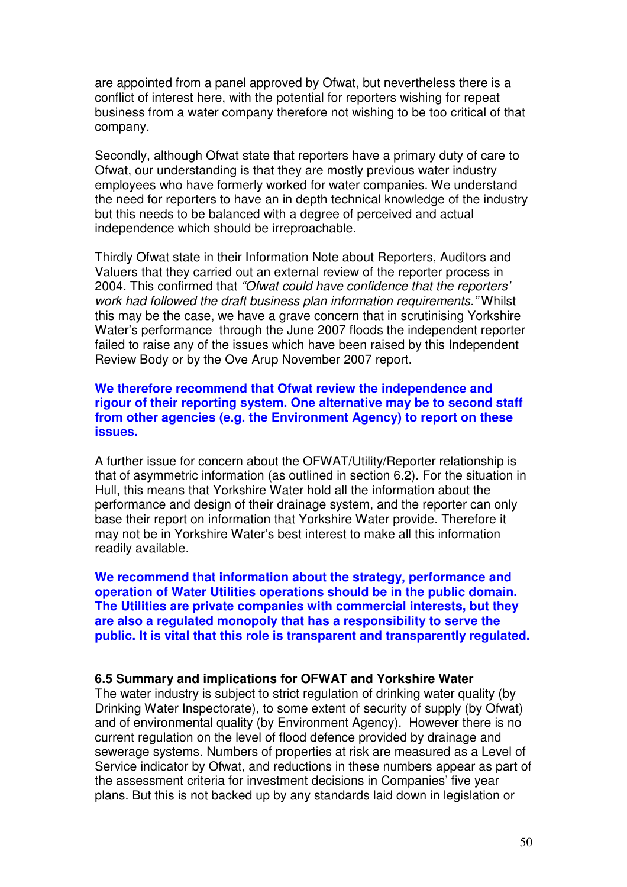are appointed from a panel approved by Ofwat, but nevertheless there is a conflict of interest here, with the potential for reporters wishing for repeat business from a water company therefore not wishing to be too critical of that company.

Secondly, although Ofwat state that reporters have a primary duty of care to Ofwat, our understanding is that they are mostly previous water industry employees who have formerly worked for water companies. We understand the need for reporters to have an in depth technical knowledge of the industry but this needs to be balanced with a degree of perceived and actual independence which should be irreproachable.

Thirdly Ofwat state in their Information Note about Reporters, Auditors and Valuers that they carried out an external review of the reporter process in 2004. This confirmed that *"Ofwat could have confidence that the reporters' work had followed the draft business plan information requirements."* Whilst this may be the case, we have a grave concern that in scrutinising Yorkshire Water's performance through the June 2007 floods the independent reporter failed to raise any of the issues which have been raised by this Independent Review Body or by the Ove Arup November 2007 report.

**We therefore recommend that Ofwat review the independence and rigour of their reporting system. One alternative may be to second staff from other agencies (e.g. the Environment Agency) to report on these issues.**

A further issue for concern about the OFWAT/Utility/Reporter relationship is that of asymmetric information (as outlined in section 6.2). For the situation in Hull, this means that Yorkshire Water hold all the information about the performance and design of their drainage system, and the reporter can only base their report on information that Yorkshire Water provide. Therefore it may not be in Yorkshire Water's best interest to make all this information readily available.

**We recommend that information about the strategy, performance and operation of Water Utilities operations should be in the public domain. The Utilities are private companies with commercial interests, but they are also a regulated monopoly that has a responsibility to serve the public. It is vital that this role is transparent and transparently regulated.**

### 6.5 Summary and implications for OFWAT and Yorkshire Water

The water industry is subject to strict regulation of drinking water quality (by Drinking Water Inspectorate), to some extent of security of supply (by Ofwat) and of environmental quality (by Environment Agency). However there is no current regulation on the level of flood defence provided by drainage and sewerage systems. Numbers of properties at risk are measured as a Level of Service indicator by Ofwat, and reductions in these numbers appear as part of the assessment criteria for investment decisions in Companies' five year plans. But this is not backed up by any standards laid down in legislation or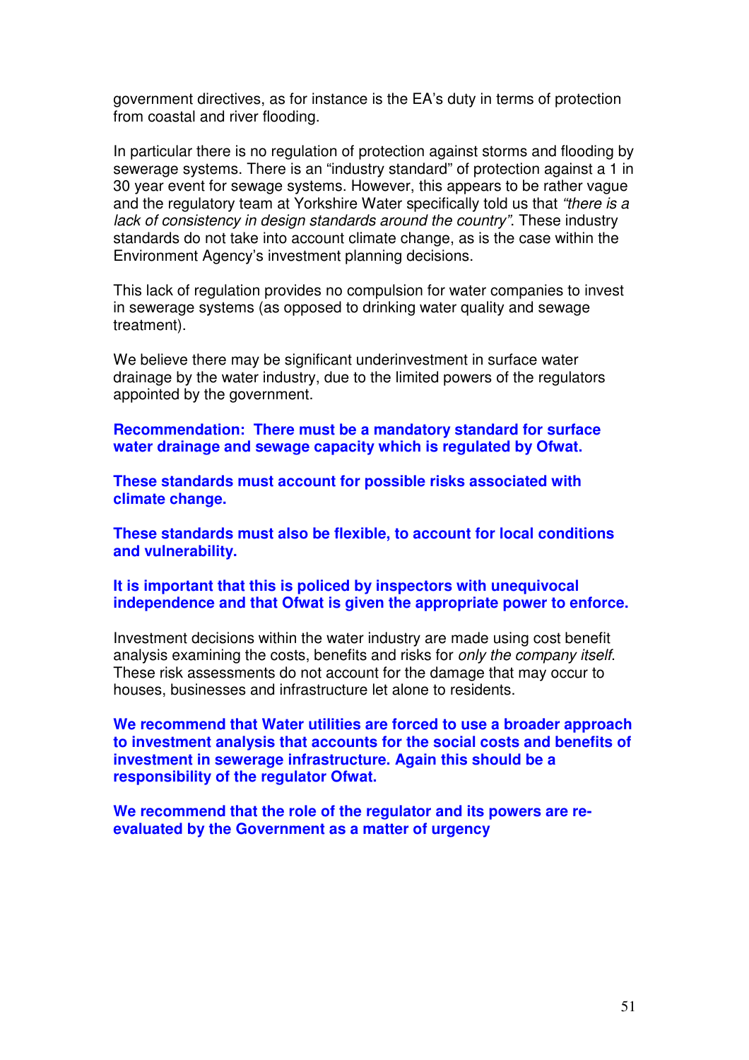government directives, as for instance is the EA's duty in terms of protection from coastal and river flooding.

In particular there is no regulation of protection against storms and flooding by sewerage systems. There is an "industry standard" of protection against a 1 in 30 year event for sewage systems. However, this appears to be rather vague and the regulatory team at Yorkshire Water specifically told us that *"there is a lack of consistency in design standards around the country"*. These industry standards do not take into account climate change, as is the case within the Environment Agency's investment planning decisions.

This lack of regulation provides no compulsion for water companies to invest in sewerage systems (as opposed to drinking water quality and sewage treatment).

We believe there may be significant underinvestment in surface water drainage by the water industry, due to the limited powers of the regulators appointed by the government.

**Recommendation: There must be a mandatory standard for surface water drainage and sewage capacity which is regulated by Ofwat.**

**These standards must account for possible risks associated with climate change.**

**These standards must also be flexible, to account for local conditions and vulnerability.**

**It is important that this is policed by inspectors with unequivocal independence and that Ofwat is given the appropriate power to enforce.**

Investment decisions within the water industry are made using cost benefit analysis examining the costs, benefits and risks for *only the company itself*. These risk assessments do not account for the damage that may occur to houses, businesses and infrastructure let alone to residents.

**We recommend that Water utilities are forced to use a broader approach to investment analysis that accounts for the social costs and benefits of investment in sewerage infrastructure. Again this should be a responsibility of the regulator Ofwat.**

**We recommend that the role of the regulator and its powers are re-evaluated by the Government as a matter of urgency**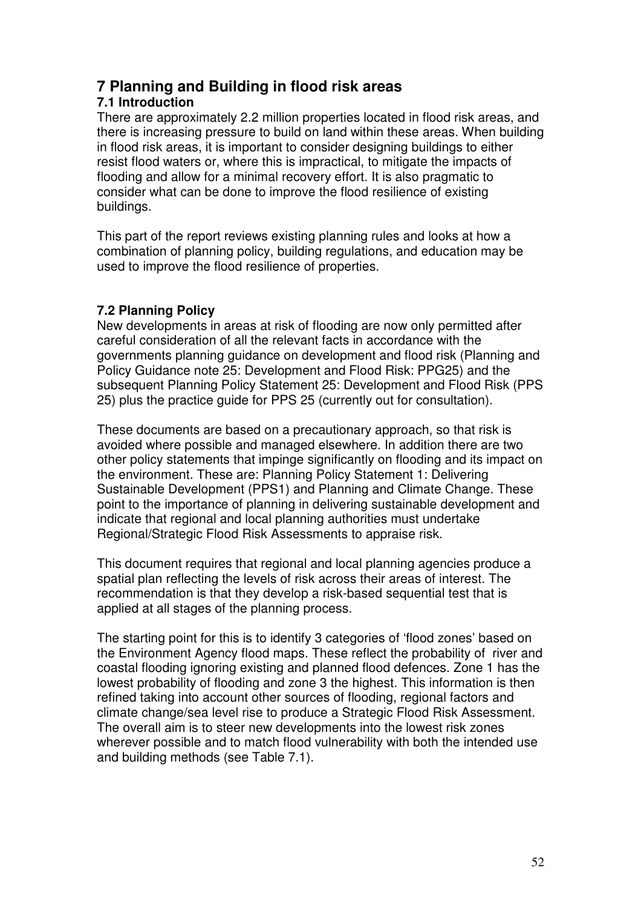# 7 Planning and Building in flood risk areas

### 7.1 Introduction

There are approximately 2.2 million properties located in flood risk areas, and there is increasing pressure to build on land within these areas. When building in flood risk areas, it is important to consider designing buildings to either resist flood waters or, where this is impractical, to mitigate the impacts of flooding and allow for a minimal recovery effort. It is also pragmatic to consider what can be done to improve the flood resilience of existing buildings.

This part of the report reviews existing planning rules and looks at how a combination of planning policy, building regulations, and education may be used to improve the flood resilience of properties.

### 7.2 Planning Policy

New developments in areas at risk of flooding are now only permitted after careful consideration of all the relevant facts in accordance with the governments planning guidance on development and flood risk (Planning and Policy Guidance note 25: Development and Flood Risk: PPG25) and the subsequent Planning Policy Statement 25: Development and Flood Risk (PPS 25) plus the practice guide for PPS 25 (currently out for consultation).

These documents are based on a precautionary approach, so that risk is avoided where possible and managed elsewhere. In addition there are two other policy statements that impinge significantly on flooding and its impact on the environment. These are: Planning Policy Statement 1: Delivering Sustainable Development (PPS1) and Planning and Climate Change. These point to the importance of planning in delivering sustainable development and indicate that regional and local planning authorities must undertake Regional/Strategic Flood Risk Assessments to appraise risk.

This document requires that regional and local planning agencies produce a spatial plan reflecting the levels of risk across their areas of interest. The recommendation is that they develop a risk-based sequential test that is applied at all stages of the planning process.

The starting point for this is to identify 3 categories of 'flood zones' based on the Environment Agency flood maps. These reflect the probability of river and coastal flooding ignoring existing and planned flood defences. Zone 1 has the lowest probability of flooding and zone 3 the highest. This information is then refined taking into account other sources of flooding, regional factors and climate change/sea level rise to produce a Strategic Flood Risk Assessment. The overall aim is to steer new developments into the lowest risk zones wherever possible and to match flood vulnerability with both the intended use and building methods (see Table 7.1).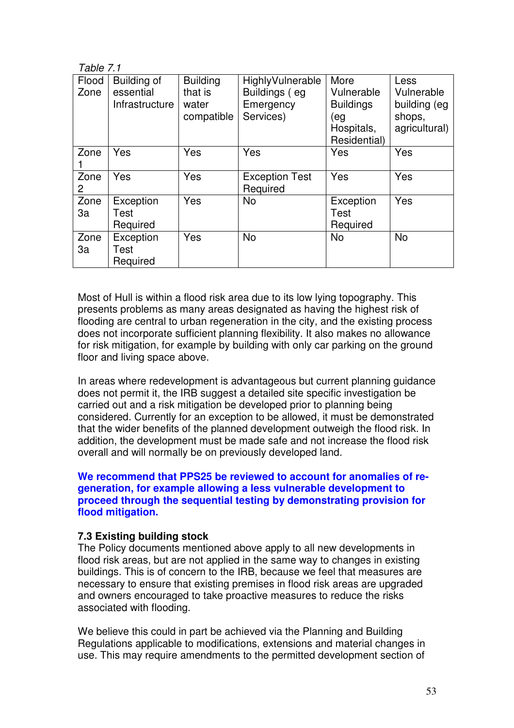*Table 7.1*

| Flood Zone | Building of essential Infrastructure | Building that is water compatible | HighlyVulnerable Buildings ( eg Emergency Services) | More Vulnerable Buildings (eg Hospitals, Residential) | Less Vulnerable building (eg shops, agricultural) |
|---|---|---|---|---|---|
| Zone 1 | Yes | Yes | Yes | Yes | Yes |
| Zone 2 | Yes | Yes | Exception Test Required | Yes | Yes |
| Zone 3a | Exception Test Required | Yes | No | Exception Test Required | Yes |
| Zone 3a | Exception Test Required | Yes | No | No | No |

Most of Hull is within a flood risk area due to its low lying topography. This presents problems as many areas designated as having the highest risk of flooding are central to urban regeneration in the city, and the existing process does not incorporate sufficient planning flexibility. It also makes no allowance for risk mitigation, for example by building with only car parking on the ground floor and living space above.

In areas where redevelopment is advantageous but current planning guidance does not permit it, the IRB suggest a detailed site specific investigation be carried out and a risk mitigation be developed prior to planning being considered. Currently for an exception to be allowed, it must be demonstrated that the wider benefits of the planned development outweigh the flood risk. In addition, the development must be made safe and not increase the flood risk overall and will normally be on previously developed land.

**We recommend that PPS25 be reviewed to account for anomalies of re-generation, for example allowing a less vulnerable development to proceed through the sequential testing by demonstrating provision for flood mitigation.**

### 7.3 Existing building stock

The Policy documents mentioned above apply to all new developments in flood risk areas, but are not applied in the same way to changes in existing buildings. This is of concern to the IRB, because we feel that measures are necessary to ensure that existing premises in flood risk areas are upgraded and owners encouraged to take proactive measures to reduce the risks associated with flooding.

We believe this could in part be achieved via the Planning and Building Regulations applicable to modifications, extensions and material changes in use. This may require amendments to the permitted development section of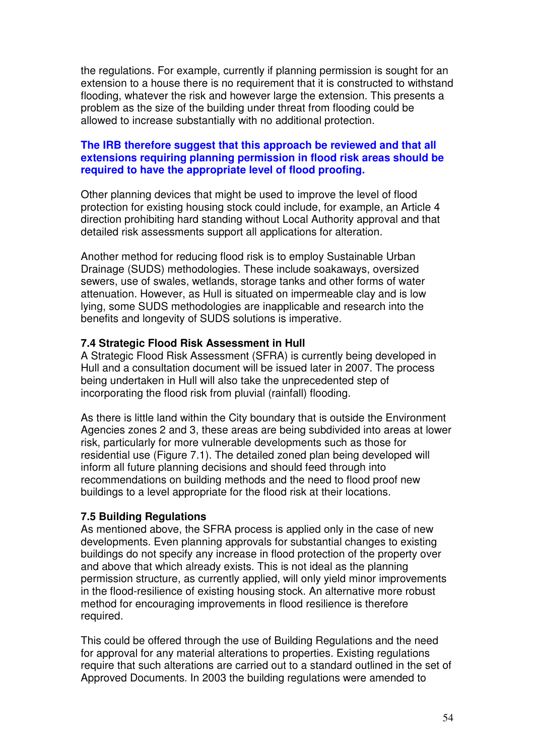the regulations. For example, currently if planning permission is sought for an extension to a house there is no requirement that it is constructed to withstand flooding, whatever the risk and however large the extension. This presents a problem as the size of the building under threat from flooding could be allowed to increase substantially with no additional protection.

**The IRB therefore suggest that this approach be reviewed and that all extensions requiring planning permission in flood risk areas should be required to have the appropriate level of flood proofing.**

Other planning devices that might be used to improve the level of flood protection for existing housing stock could include, for example, an Article 4 direction prohibiting hard standing without Local Authority approval and that detailed risk assessments support all applications for alteration.

Another method for reducing flood risk is to employ Sustainable Urban Drainage (SUDS) methodologies. These include soakaways, oversized sewers, use of swales, wetlands, storage tanks and other forms of water attenuation. However, as Hull is situated on impermeable clay and is low lying, some SUDS methodologies are inapplicable and research into the benefits and longevity of SUDS solutions is imperative.

### 7.4 Strategic Flood Risk Assessment in Hull

A Strategic Flood Risk Assessment (SFRA) is currently being developed in Hull and a consultation document will be issued later in 2007. The process being undertaken in Hull will also take the unprecedented step of incorporating the flood risk from pluvial (rainfall) flooding.

As there is little land within the City boundary that is outside the Environment Agencies zones 2 and 3, these areas are being subdivided into areas at lower risk, particularly for more vulnerable developments such as those for residential use (Figure 7.1). The detailed zoned plan being developed will inform all future planning decisions and should feed through into recommendations on building methods and the need to flood proof new buildings to a level appropriate for the flood risk at their locations.

### 7.5 Building Regulations

As mentioned above, the SFRA process is applied only in the case of new developments. Even planning approvals for substantial changes to existing buildings do not specify any increase in flood protection of the property over and above that which already exists. This is not ideal as the planning permission structure, as currently applied, will only yield minor improvements in the flood-resilience of existing housing stock. An alternative more robust method for encouraging improvements in flood resilience is therefore required.

This could be offered through the use of Building Regulations and the need for approval for any material alterations to properties. Existing regulations require that such alterations are carried out to a standard outlined in the set of Approved Documents. In 2003 the building regulations were amended to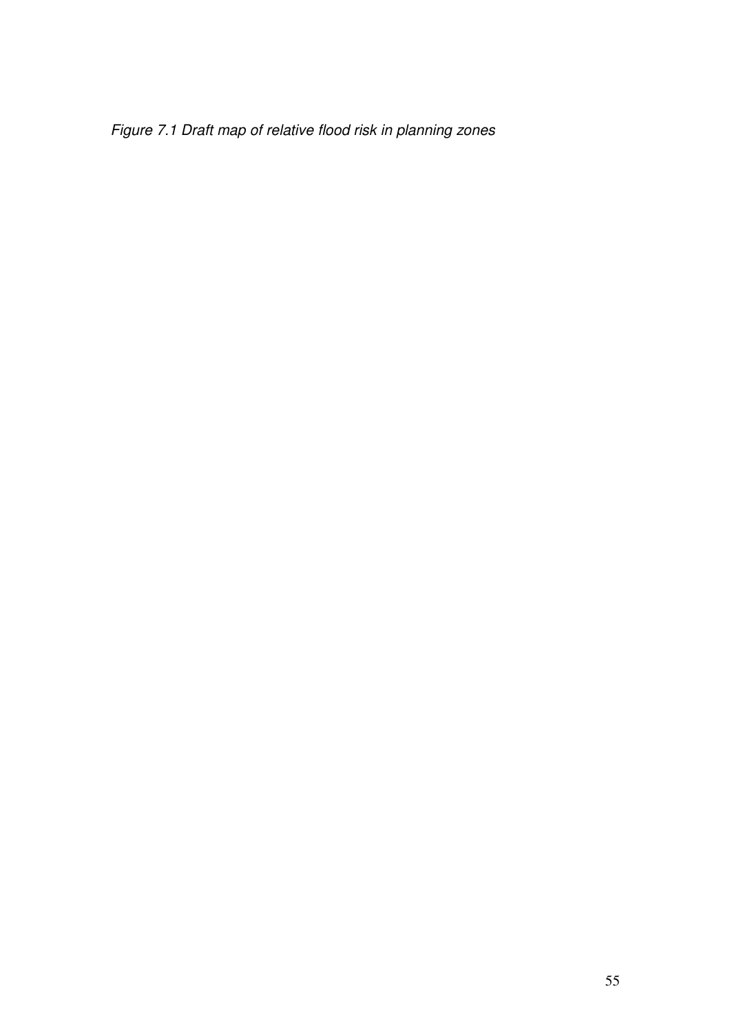*Figure 7.1 Draft map of relative flood risk in planning zones*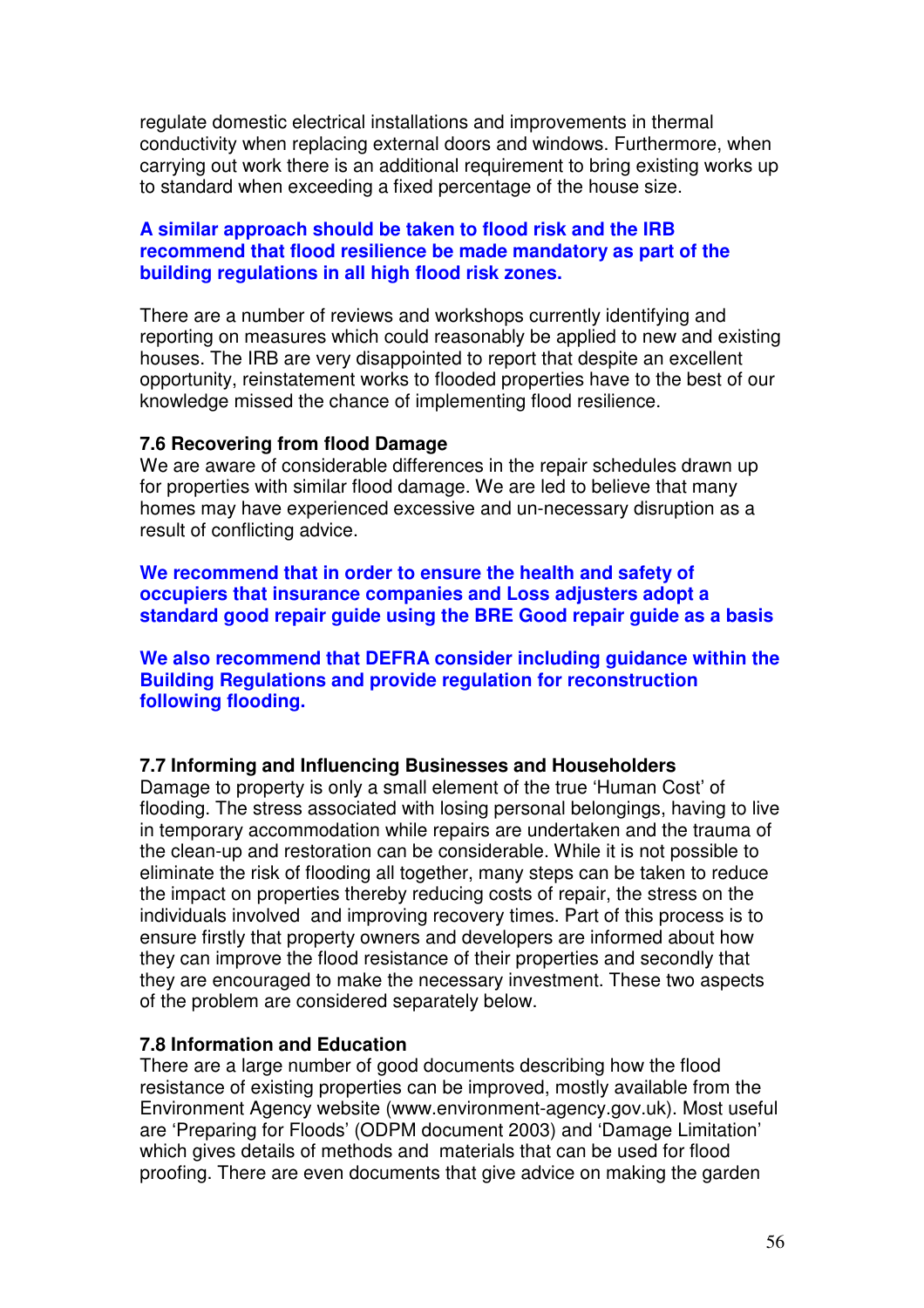regulate domestic electrical installations and improvements in thermal conductivity when replacing external doors and windows. Furthermore, when carrying out work there is an additional requirement to bring existing works up to standard when exceeding a fixed percentage of the house size.

**A similar approach should be taken to flood risk and the IRB recommend that flood resilience be made mandatory as part of the building regulations in all high flood risk zones.**

There are a number of reviews and workshops currently identifying and reporting on measures which could reasonably be applied to new and existing houses. The IRB are very disappointed to report that despite an excellent opportunity, reinstatement works to flooded properties have to the best of our knowledge missed the chance of implementing flood resilience.

### 7.6 Recovering from flood Damage

We are aware of considerable differences in the repair schedules drawn up for properties with similar flood damage. We are led to believe that many homes may have experienced excessive and un-necessary disruption as a result of conflicting advice.

**We recommend that in order to ensure the health and safety of occupiers that insurance companies and Loss adjusters adopt a standard good repair guide using the BRE Good repair guide as a basis**

**We also recommend that DEFRA consider including guidance within the Building Regulations and provide regulation for reconstruction following flooding.**

### 7.7 Informing and Influencing Businesses and Householders

Damage to property is only a small element of the true 'Human Cost' of flooding. The stress associated with losing personal belongings, having to live in temporary accommodation while repairs are undertaken and the trauma of the clean-up and restoration can be considerable. While it is not possible to eliminate the risk of flooding all together, many steps can be taken to reduce the impact on properties thereby reducing costs of repair, the stress on the individuals involved and improving recovery times. Part of this process is to ensure firstly that property owners and developers are informed about how they can improve the flood resistance of their properties and secondly that they are encouraged to make the necessary investment. These two aspects of the problem are considered separately below.

### 7.8 Information and Education

There are a large number of good documents describing how the flood resistance of existing properties can be improved, mostly available from the Environment Agency website (www.environment-agency.gov.uk). Most useful are 'Preparing for Floods' (ODPM document 2003) and 'Damage Limitation' which gives details of methods and materials that can be used for flood proofing. There are even documents that give advice on making the garden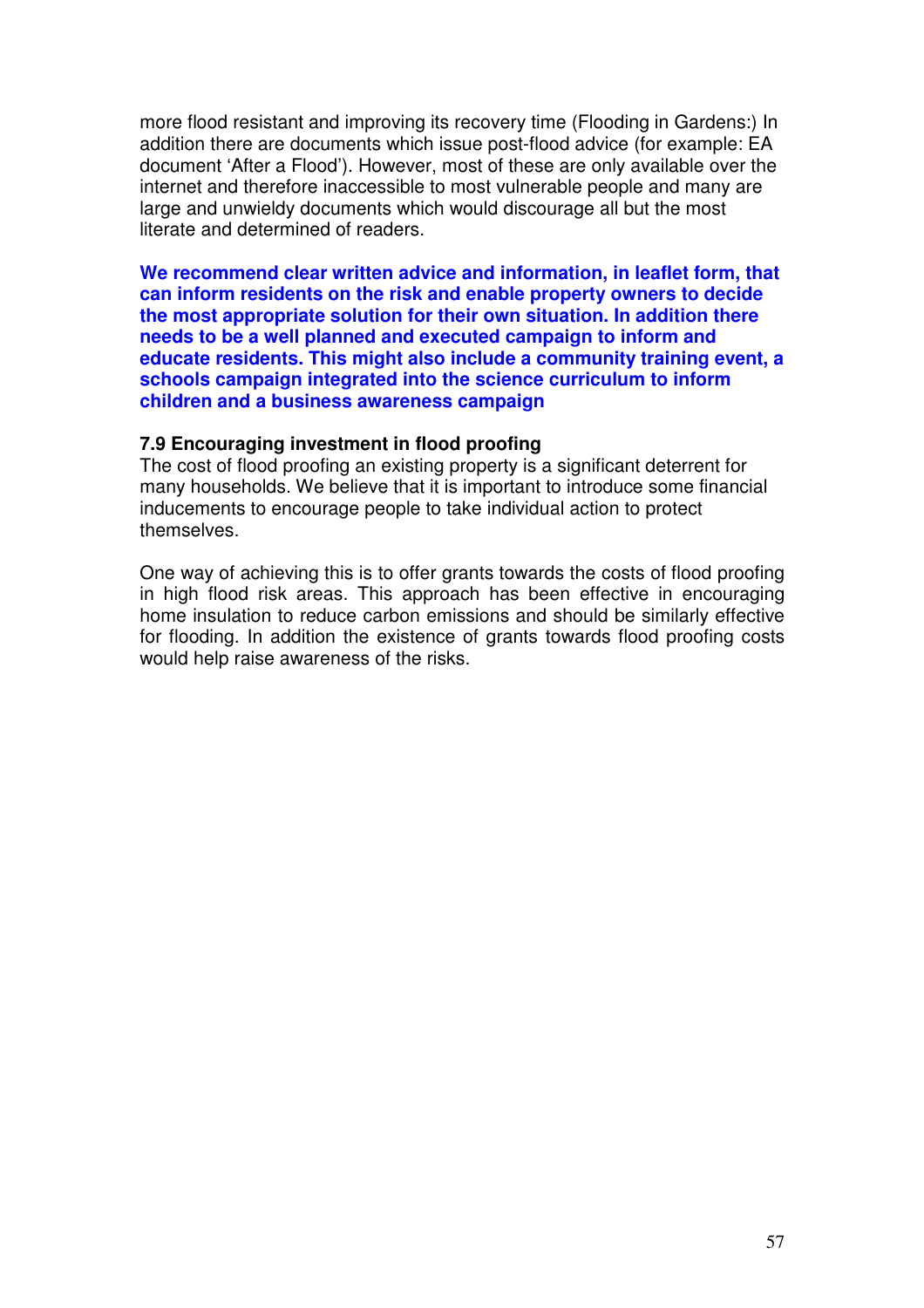more flood resistant and improving its recovery time (Flooding in Gardens:) In addition there are documents which issue post-flood advice (for example: EA document 'After a Flood'). However, most of these are only available over the internet and therefore inaccessible to most vulnerable people and many are large and unwieldy documents which would discourage all but the most literate and determined of readers.

**We recommend clear written advice and information, in leaflet form, that can inform residents on the risk and enable property owners to decide the most appropriate solution for their own situation. In addition there needs to be a well planned and executed campaign to inform and educate residents. This might also include a community training event, a schools campaign integrated into the science curriculum to inform children and a business awareness campaign**

### 7.9 Encouraging investment in flood proofing

The cost of flood proofing an existing property is a significant deterrent for many households. We believe that it is important to introduce some financial inducements to encourage people to take individual action to protect themselves.

One way of achieving this is to offer grants towards the costs of flood proofing in high flood risk areas. This approach has been effective in encouraging home insulation to reduce carbon emissions and should be similarly effective for flooding. In addition the existence of grants towards flood proofing costs would help raise awareness of the risks.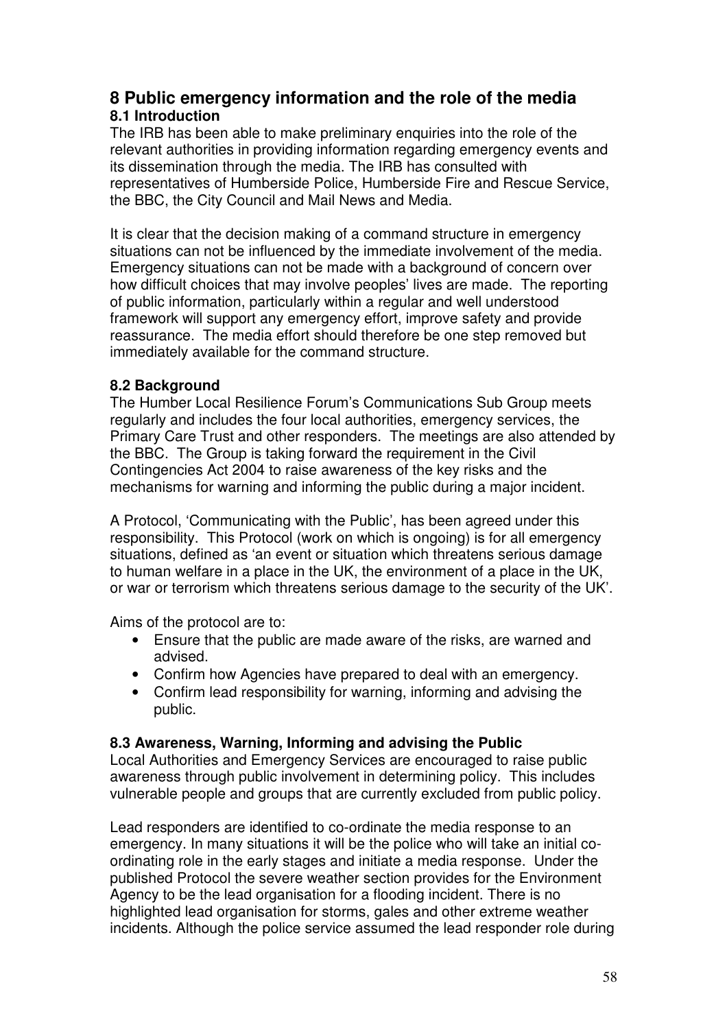# 8 Public emergency information and the role of the media

## 8.1 Introduction

The IRB has been able to make preliminary enquiries into the role of the relevant authorities in providing information regarding emergency events and its dissemination through the media. The IRB has consulted with representatives of Humberside Police, Humberside Fire and Rescue Service, the BBC, the City Council and Mail News and Media.

It is clear that the decision making of a command structure in emergency situations can not be influenced by the immediate involvement of the media. Emergency situations can not be made with a background of concern over how difficult choices that may involve peoples' lives are made. The reporting of public information, particularly within a regular and well understood framework will support any emergency effort, improve safety and provide reassurance. The media effort should therefore be one step removed but immediately available for the command structure.

## 8.2 Background

The Humber Local Resilience Forum's Communications Sub Group meets regularly and includes the four local authorities, emergency services, the Primary Care Trust and other responders. The meetings are also attended by the BBC. The Group is taking forward the requirement in the Civil Contingencies Act 2004 to raise awareness of the key risks and the mechanisms for warning and informing the public during a major incident.

A Protocol, 'Communicating with the Public', has been agreed under this responsibility. This Protocol (work on which is ongoing) is for all emergency situations, defined as 'an event or situation which threatens serious damage to human welfare in a place in the UK, the environment of a place in the UK, or war or terrorism which threatens serious damage to the security of the UK'.

Aims of the protocol are to:

- Ensure that the public are made aware of the risks, are warned and advised.
- Confirm how Agencies have prepared to deal with an emergency.
- Confirm lead responsibility for warning, informing and advising the public.

## 8.3 Awareness, Warning, Informing and advising the Public

Local Authorities and Emergency Services are encouraged to raise public awareness through public involvement in determining policy. This includes vulnerable people and groups that are currently excluded from public policy.

Lead responders are identified to co-ordinate the media response to an emergency. In many situations it will be the police who will take an initial co-ordinating role in the early stages and initiate a media response. Under the published Protocol the severe weather section provides for the Environment Agency to be the lead organisation for a flooding incident. There is no highlighted lead organisation for storms, gales and other extreme weather incidents. Although the police service assumed the lead responder role during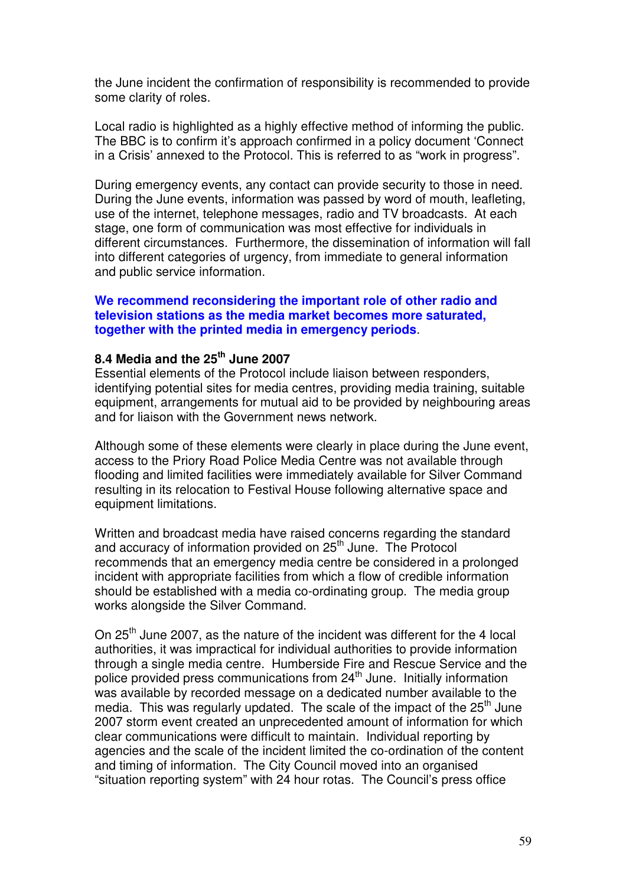the June incident the confirmation of responsibility is recommended to provide some clarity of roles.

Local radio is highlighted as a highly effective method of informing the public. The BBC is to confirm it's approach confirmed in a policy document 'Connect in a Crisis' annexed to the Protocol. This is referred to as "work in progress".

During emergency events, any contact can provide security to those in need. During the June events, information was passed by word of mouth, leafleting, use of the internet, telephone messages, radio and TV broadcasts. At each stage, one form of communication was most effective for individuals in different circumstances. Furthermore, the dissemination of information will fall into different categories of urgency, from immediate to general information and public service information.

**We recommend reconsidering the important role of other radio and television stations as the media market becomes more saturated, together with the printed media in emergency periods**.

### 8.4 Media and the 25th June 2007

Essential elements of the Protocol include liaison between responders, identifying potential sites for media centres, providing media training, suitable equipment, arrangements for mutual aid to be provided by neighbouring areas and for liaison with the Government news network.

Although some of these elements were clearly in place during the June event, access to the Priory Road Police Media Centre was not available through flooding and limited facilities were immediately available for Silver Command resulting in its relocation to Festival House following alternative space and equipment limitations.

Written and broadcast media have raised concerns regarding the standard and accuracy of information provided on 25th June. The Protocol recommends that an emergency media centre be considered in a prolonged incident with appropriate facilities from which a flow of credible information should be established with a media co-ordinating group. The media group works alongside the Silver Command.

On 25th June 2007, as the nature of the incident was different for the 4 local authorities, it was impractical for individual authorities to provide information through a single media centre. Humberside Fire and Rescue Service and the police provided press communications from 24th June. Initially information was available by recorded message on a dedicated number available to the media. This was regularly updated. The scale of the impact of the 25th June 2007 storm event created an unprecedented amount of information for which clear communications were difficult to maintain. Individual reporting by agencies and the scale of the incident limited the co-ordination of the content and timing of information. The City Council moved into an organised "situation reporting system" with 24 hour rotas. The Council's press office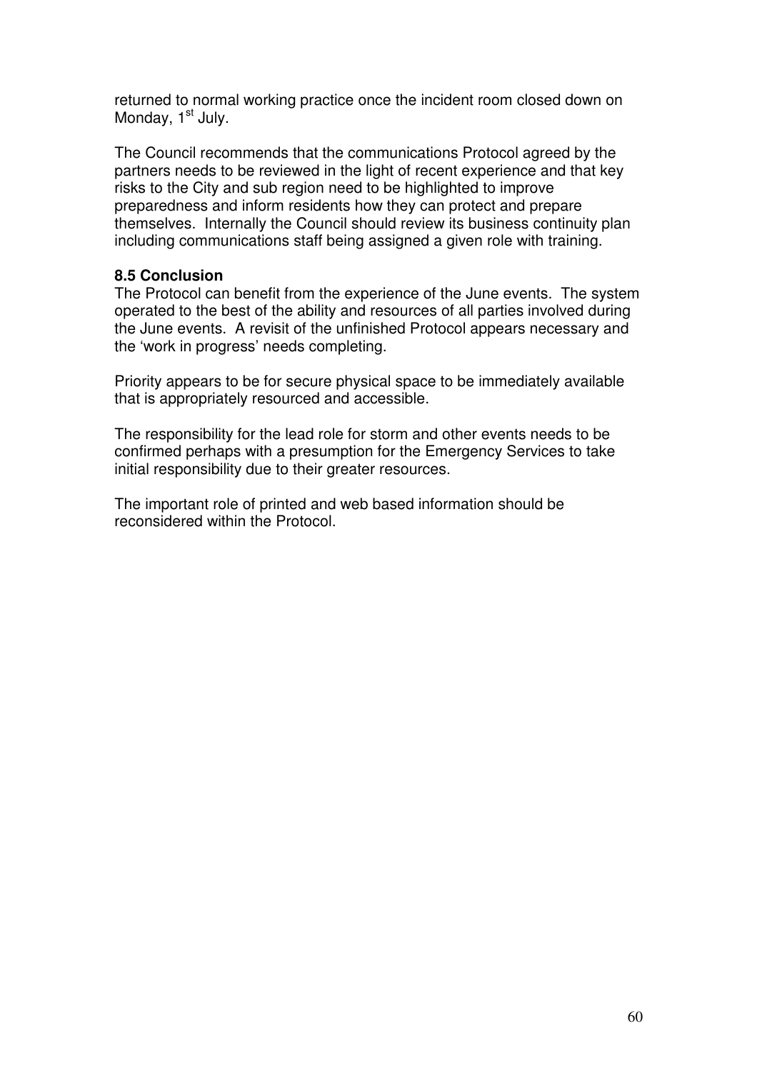returned to normal working practice once the incident room closed down on Monday, 1st July.

The Council recommends that the communications Protocol agreed by the partners needs to be reviewed in the light of recent experience and that key risks to the City and sub region need to be highlighted to improve preparedness and inform residents how they can protect and prepare themselves. Internally the Council should review its business continuity plan including communications staff being assigned a given role with training.

**8.5 Conclusion**

The Protocol can benefit from the experience of the June events. The system operated to the best of the ability and resources of all parties involved during the June events. A revisit of the unfinished Protocol appears necessary and the 'work in progress' needs completing.

Priority appears to be for secure physical space to be immediately available that is appropriately resourced and accessible.

The responsibility for the lead role for storm and other events needs to be confirmed perhaps with a presumption for the Emergency Services to take initial responsibility due to their greater resources.

The important role of printed and web based information should be reconsidered within the Protocol.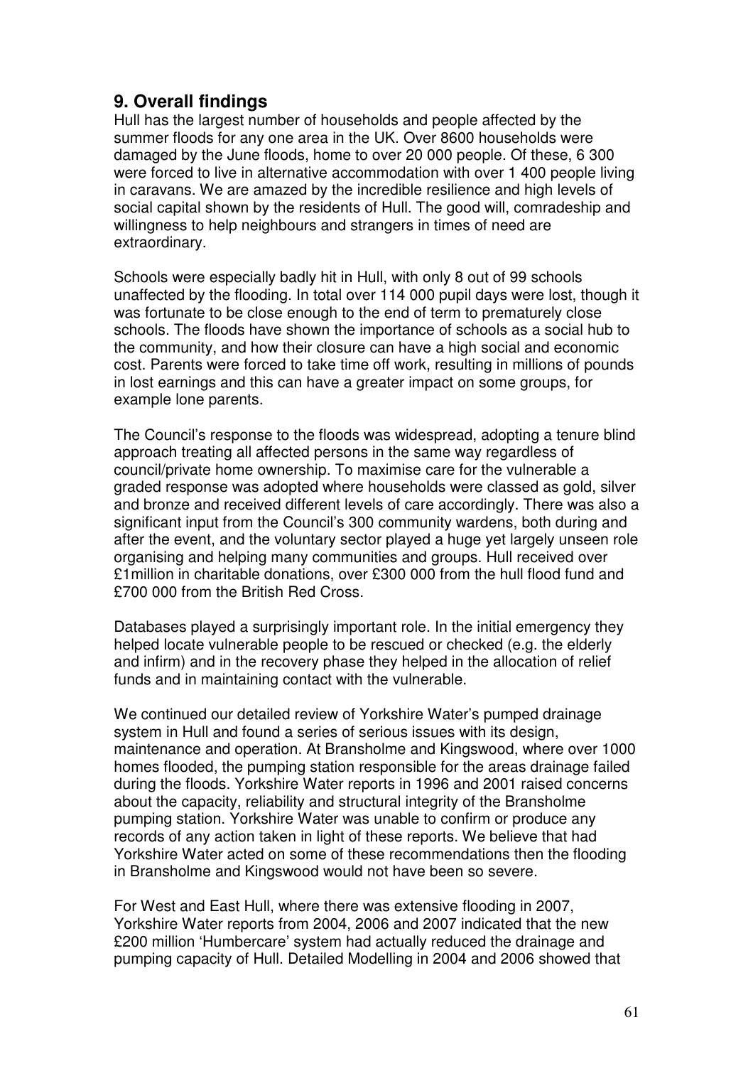## 9. Overall findings

Hull has the largest number of households and people affected by the summer floods for any one area in the UK. Over 8600 households were damaged by the June floods, home to over 20 000 people. Of these, 6 300 were forced to live in alternative accommodation with over 1 400 people living in caravans. We are amazed by the incredible resilience and high levels of social capital shown by the residents of Hull. The good will, comradeship and willingness to help neighbours and strangers in times of need are extraordinary.

Schools were especially badly hit in Hull, with only 8 out of 99 schools unaffected by the flooding. In total over 114 000 pupil days were lost, though it was fortunate to be close enough to the end of term to prematurely close schools. The floods have shown the importance of schools as a social hub to the community, and how their closure can have a high social and economic cost. Parents were forced to take time off work, resulting in millions of pounds in lost earnings and this can have a greater impact on some groups, for example lone parents.

The Council's response to the floods was widespread, adopting a tenure blind approach treating all affected persons in the same way regardless of council/private home ownership. To maximise care for the vulnerable a graded response was adopted where households were classed as gold, silver and bronze and received different levels of care accordingly. There was also a significant input from the Council's 300 community wardens, both during and after the event, and the voluntary sector played a huge yet largely unseen role organising and helping many communities and groups. Hull received over £1million in charitable donations, over £300 000 from the hull flood fund and £700 000 from the British Red Cross.

Databases played a surprisingly important role. In the initial emergency they helped locate vulnerable people to be rescued or checked (e.g. the elderly and infirm) and in the recovery phase they helped in the allocation of relief funds and in maintaining contact with the vulnerable.

We continued our detailed review of Yorkshire Water's pumped drainage system in Hull and found a series of serious issues with its design, maintenance and operation. At Bransholme and Kingswood, where over 1000 homes flooded, the pumping station responsible for the areas drainage failed during the floods. Yorkshire Water reports in 1996 and 2001 raised concerns about the capacity, reliability and structural integrity of the Bransholme pumping station. Yorkshire Water was unable to confirm or produce any records of any action taken in light of these reports. We believe that had Yorkshire Water acted on some of these recommendations then the flooding in Bransholme and Kingswood would not have been so severe.

For West and East Hull, where there was extensive flooding in 2007, Yorkshire Water reports from 2004, 2006 and 2007 indicated that the new £200 million 'Humbercare' system had actually reduced the drainage and pumping capacity of Hull. Detailed Modelling in 2004 and 2006 showed that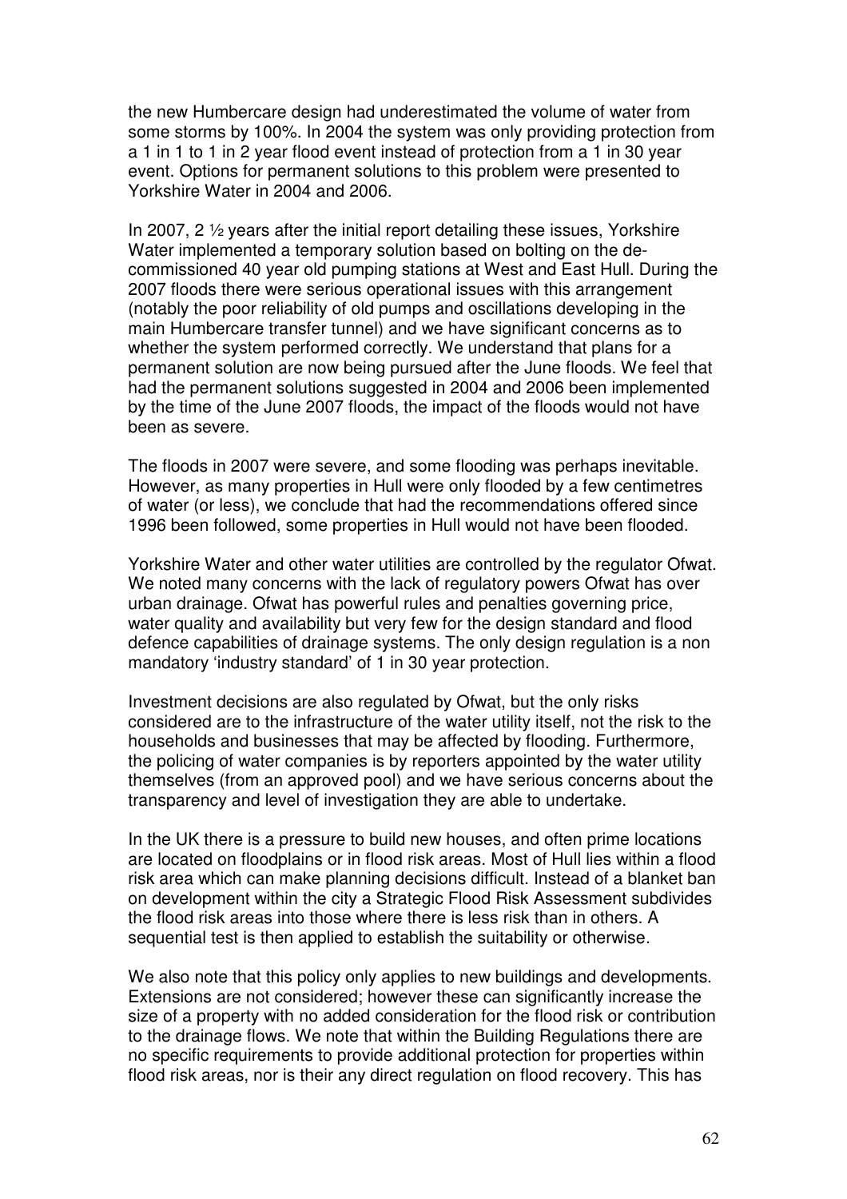the new Humbercare design had underestimated the volume of water from some storms by 100%. In 2004 the system was only providing protection from a 1 in 1 to 1 in 2 year flood event instead of protection from a 1 in 30 year event. Options for permanent solutions to this problem were presented to Yorkshire Water in 2004 and 2006.

In 2007, 2 ½ years after the initial report detailing these issues, Yorkshire Water implemented a temporary solution based on bolting on the de-commissioned 40 year old pumping stations at West and East Hull. During the 2007 floods there were serious operational issues with this arrangement (notably the poor reliability of old pumps and oscillations developing in the main Humbercare transfer tunnel) and we have significant concerns as to whether the system performed correctly. We understand that plans for a permanent solution are now being pursued after the June floods. We feel that had the permanent solutions suggested in 2004 and 2006 been implemented by the time of the June 2007 floods, the impact of the floods would not have been as severe.

The floods in 2007 were severe, and some flooding was perhaps inevitable. However, as many properties in Hull were only flooded by a few centimetres of water (or less), we conclude that had the recommendations offered since 1996 been followed, some properties in Hull would not have been flooded.

Yorkshire Water and other water utilities are controlled by the regulator Ofwat. We noted many concerns with the lack of regulatory powers Ofwat has over urban drainage. Ofwat has powerful rules and penalties governing price, water quality and availability but very few for the design standard and flood defence capabilities of drainage systems. The only design regulation is a non mandatory 'industry standard' of 1 in 30 year protection.

Investment decisions are also regulated by Ofwat, but the only risks considered are to the infrastructure of the water utility itself, not the risk to the households and businesses that may be affected by flooding. Furthermore, the policing of water companies is by reporters appointed by the water utility themselves (from an approved pool) and we have serious concerns about the transparency and level of investigation they are able to undertake.

In the UK there is a pressure to build new houses, and often prime locations are located on floodplains or in flood risk areas. Most of Hull lies within a flood risk area which can make planning decisions difficult. Instead of a blanket ban on development within the city a Strategic Flood Risk Assessment subdivides the flood risk areas into those where there is less risk than in others. A sequential test is then applied to establish the suitability or otherwise.

We also note that this policy only applies to new buildings and developments. Extensions are not considered; however these can significantly increase the size of a property with no added consideration for the flood risk or contribution to the drainage flows. We note that within the Building Regulations there are no specific requirements to provide additional protection for properties within flood risk areas, nor is their any direct regulation on flood recovery. This has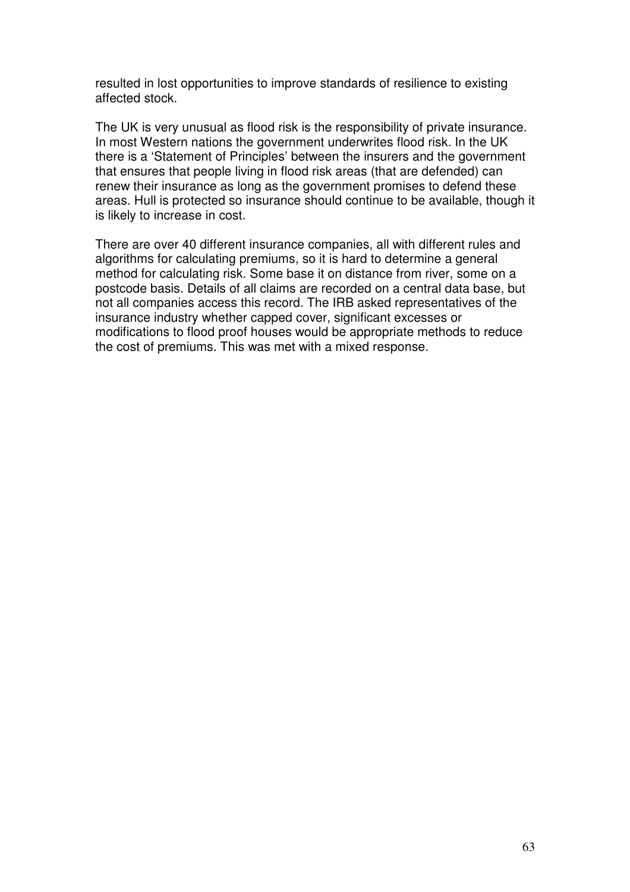resulted in lost opportunities to improve standards of resilience to existing affected stock.

The UK is very unusual as flood risk is the responsibility of private insurance. In most Western nations the government underwrites flood risk. In the UK there is a 'Statement of Principles' between the insurers and the government that ensures that people living in flood risk areas (that are defended) can renew their insurance as long as the government promises to defend these areas. Hull is protected so insurance should continue to be available, though it is likely to increase in cost.

There are over 40 different insurance companies, all with different rules and algorithms for calculating premiums, so it is hard to determine a general method for calculating risk. Some base it on distance from river, some on a postcode basis. Details of all claims are recorded on a central data base, but not all companies access this record. The IRB asked representatives of the insurance industry whether capped cover, significant excesses or modifications to flood proof houses would be appropriate methods to reduce the cost of premiums. This was met with a mixed response.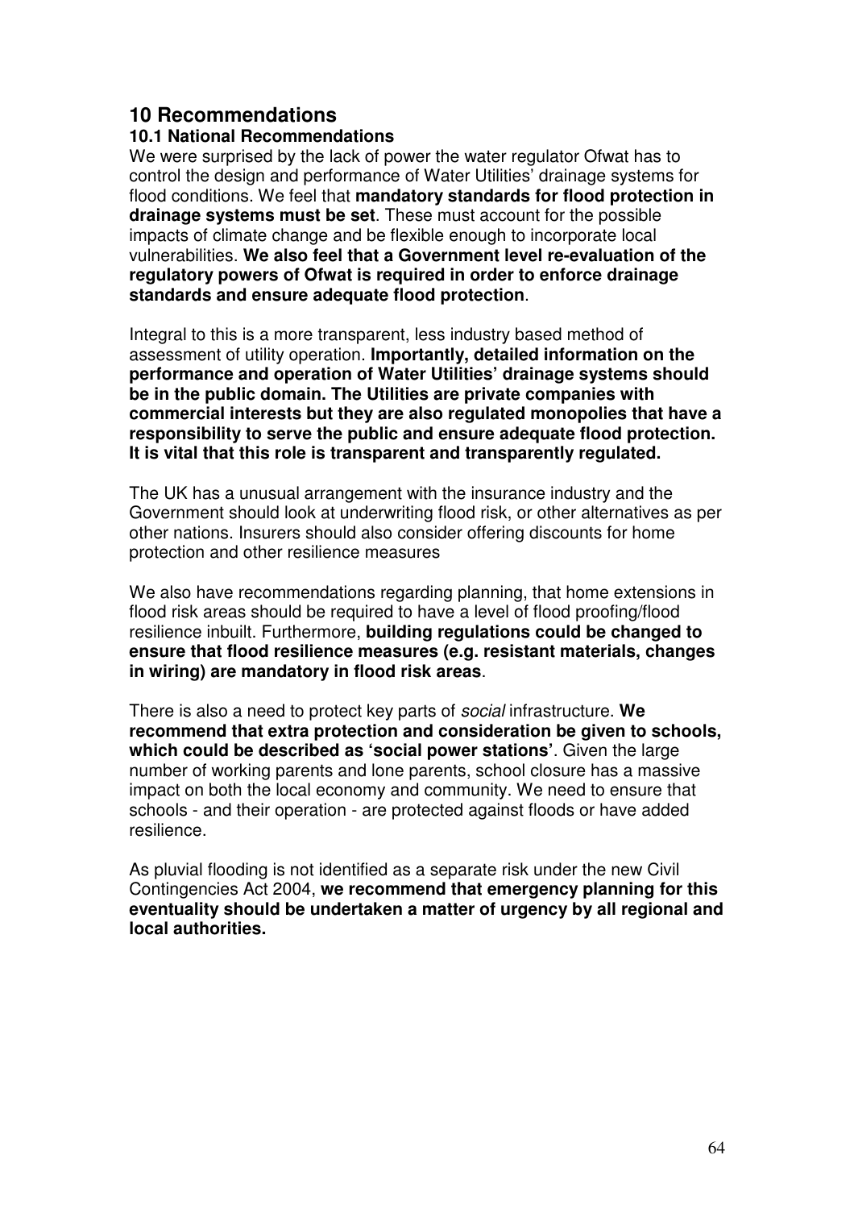## 10 Recommendations

### 10.1 National Recommendations

We were surprised by the lack of power the water regulator Ofwat has to control the design and performance of Water Utilities' drainage systems for flood conditions. We feel that **mandatory standards for flood protection in drainage systems must be set**. These must account for the possible impacts of climate change and be flexible enough to incorporate local vulnerabilities. **We also feel that a Government level re-evaluation of the regulatory powers of Ofwat is required in order to enforce drainage standards and ensure adequate flood protection**.

Integral to this is a more transparent, less industry based method of assessment of utility operation. **Importantly, detailed information on the performance and operation of Water Utilities' drainage systems should be in the public domain. The Utilities are private companies with commercial interests but they are also regulated monopolies that have a responsibility to serve the public and ensure adequate flood protection. It is vital that this role is transparent and transparently regulated.**

The UK has a unusual arrangement with the insurance industry and the Government should look at underwriting flood risk, or other alternatives as per other nations. Insurers should also consider offering discounts for home protection and other resilience measures

We also have recommendations regarding planning, that home extensions in flood risk areas should be required to have a level of flood proofing/flood resilience inbuilt. Furthermore, **building regulations could be changed to ensure that flood resilience measures (e.g. resistant materials, changes in wiring) are mandatory in flood risk areas**.

There is also a need to protect key parts of *social* infrastructure. **We recommend that extra protection and consideration be given to schools, which could be described as 'social power stations'**. Given the large number of working parents and lone parents, school closure has a massive impact on both the local economy and community. We need to ensure that schools - and their operation - are protected against floods or have added resilience.

As pluvial flooding is not identified as a separate risk under the new Civil Contingencies Act 2004, **we recommend that emergency planning for this eventuality should be undertaken a matter of urgency by all regional and local authorities.**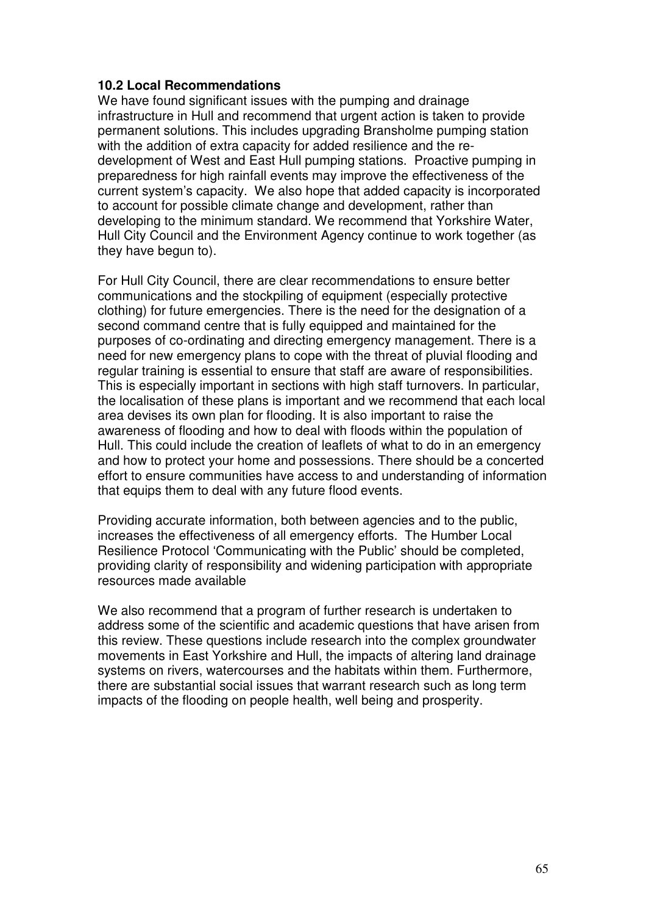**10.2 Local Recommendations**

We have found significant issues with the pumping and drainage infrastructure in Hull and recommend that urgent action is taken to provide permanent solutions. This includes upgrading Bransholme pumping station with the addition of extra capacity for added resilience and the re-development of West and East Hull pumping stations. Proactive pumping in preparedness for high rainfall events may improve the effectiveness of the current system's capacity. We also hope that added capacity is incorporated to account for possible climate change and development, rather than developing to the minimum standard. We recommend that Yorkshire Water, Hull City Council and the Environment Agency continue to work together (as they have begun to).

For Hull City Council, there are clear recommendations to ensure better communications and the stockpiling of equipment (especially protective clothing) for future emergencies. There is the need for the designation of a second command centre that is fully equipped and maintained for the purposes of co-ordinating and directing emergency management. There is a need for new emergency plans to cope with the threat of pluvial flooding and regular training is essential to ensure that staff are aware of responsibilities. This is especially important in sections with high staff turnovers. In particular, the localisation of these plans is important and we recommend that each local area devises its own plan for flooding. It is also important to raise the awareness of flooding and how to deal with floods within the population of Hull. This could include the creation of leaflets of what to do in an emergency and how to protect your home and possessions. There should be a concerted effort to ensure communities have access to and understanding of information that equips them to deal with any future flood events.

Providing accurate information, both between agencies and to the public, increases the effectiveness of all emergency efforts. The Humber Local Resilience Protocol 'Communicating with the Public' should be completed, providing clarity of responsibility and widening participation with appropriate resources made available

We also recommend that a program of further research is undertaken to address some of the scientific and academic questions that have arisen from this review. These questions include research into the complex groundwater movements in East Yorkshire and Hull, the impacts of altering land drainage systems on rivers, watercourses and the habitats within them. Furthermore, there are substantial social issues that warrant research such as long term impacts of the flooding on people health, well being and prosperity.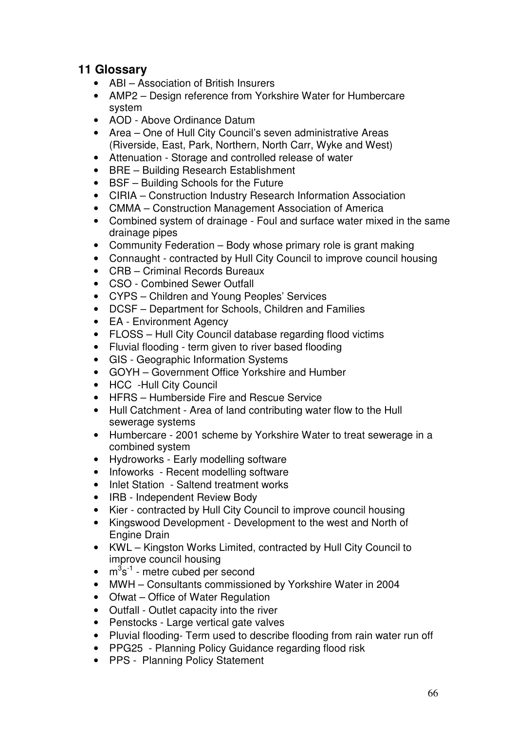## 11 Glossary

- ABI – Association of British Insurers
- AMP2 – Design reference from Yorkshire Water for Humbercare system
- AOD - Above Ordinance Datum
- Area – One of Hull City Council's seven administrative Areas (Riverside, East, Park, Northern, North Carr, Wyke and West)
- Attenuation - Storage and controlled release of water
- BRE – Building Research Establishment
- BSF – Building Schools for the Future
- CIRIA – Construction Industry Research Information Association
- CMMA – Construction Management Association of America
- Combined system of drainage - Foul and surface water mixed in the same drainage pipes
- Community Federation – Body whose primary role is grant making
- Connaught - contracted by Hull City Council to improve council housing
- CRB – Criminal Records Bureaux
- CSO - Combined Sewer Outfall
- CYPS – Children and Young Peoples' Services
- DCSF – Department for Schools, Children and Families
- EA - Environment Agency
- FLOSS – Hull City Council database regarding flood victims
- Fluvial flooding - term given to river based flooding
- GIS - Geographic Information Systems
- GOYH – Government Office Yorkshire and Humber
- HCC -Hull City Council
- HFRS – Humberside Fire and Rescue Service
- Hull Catchment - Area of land contributing water flow to the Hull sewerage systems
- Humbercare - 2001 scheme by Yorkshire Water to treat sewerage in a combined system
- Hydroworks - Early modelling software
- Infoworks - Recent modelling software
- Inlet Station - Saltend treatment works
- IRB - Independent Review Body
- Kier - contracted by Hull City Council to improve council housing
- Kingswood Development - Development to the west and North of Engine Drain
- KWL – Kingston Works Limited, contracted by Hull City Council to improve council housing
- $m^3s^{-1}$ - metre cubed per second
- MWH – Consultants commissioned by Yorkshire Water in 2004
- Ofwat – Office of Water Regulation
- Outfall - Outlet capacity into the river
- Penstocks - Large vertical gate valves
- Pluvial flooding- Term used to describe flooding from rain water run off
- PPG25 - Planning Policy Guidance regarding flood risk
- PPS - Planning Policy Statement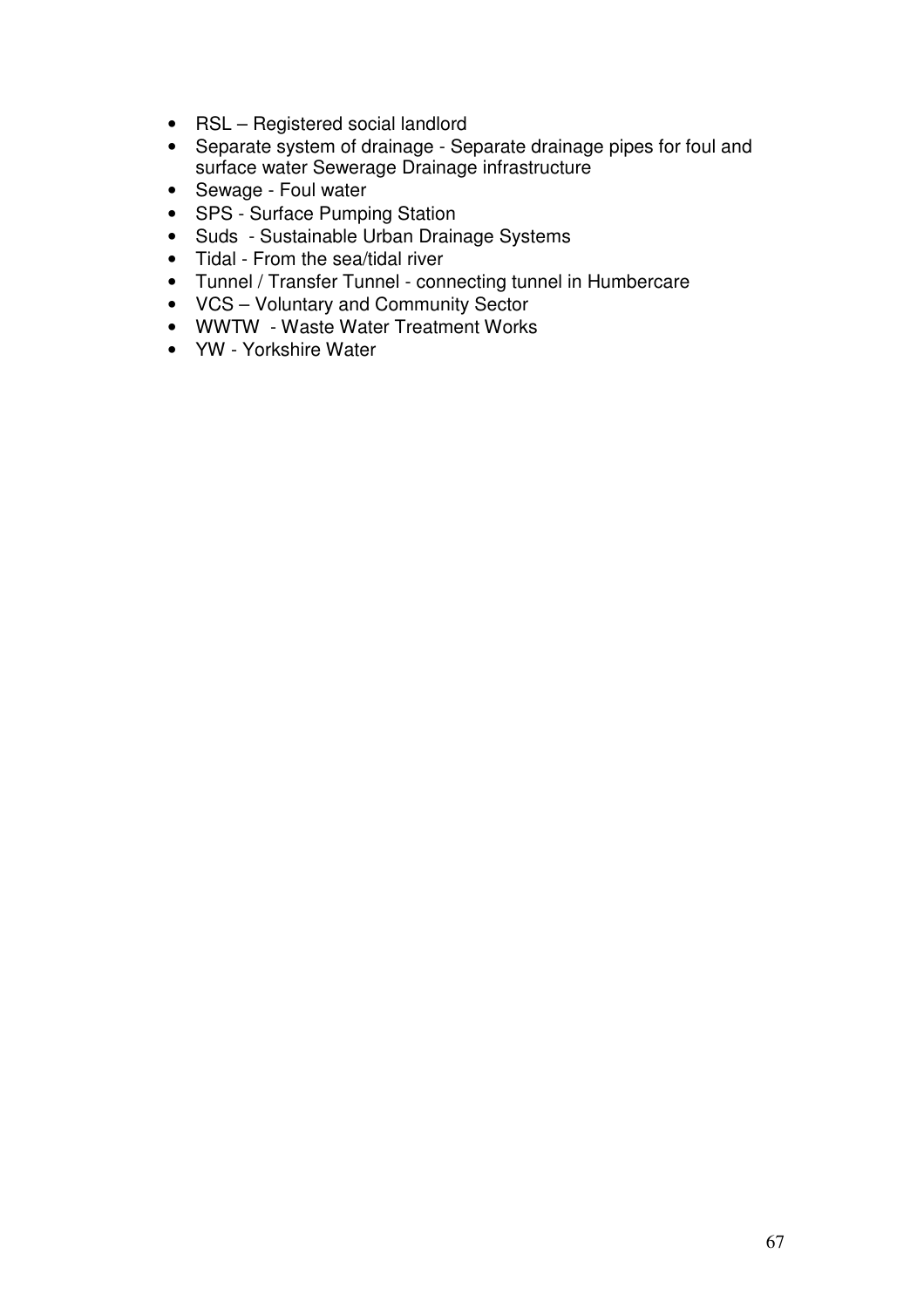- RSL – Registered social landlord
- Separate system of drainage - Separate drainage pipes for foul and surface water Sewerage Drainage infrastructure
- Sewage - Foul water
- SPS - Surface Pumping Station
- Suds  - Sustainable Urban Drainage Systems
- Tidal - From the sea/tidal river
- Tunnel / Transfer Tunnel - connecting tunnel in Humbercare
- VCS – Voluntary and Community Sector
- WWTW  - Waste Water Treatment Works
- YW - Yorkshire Water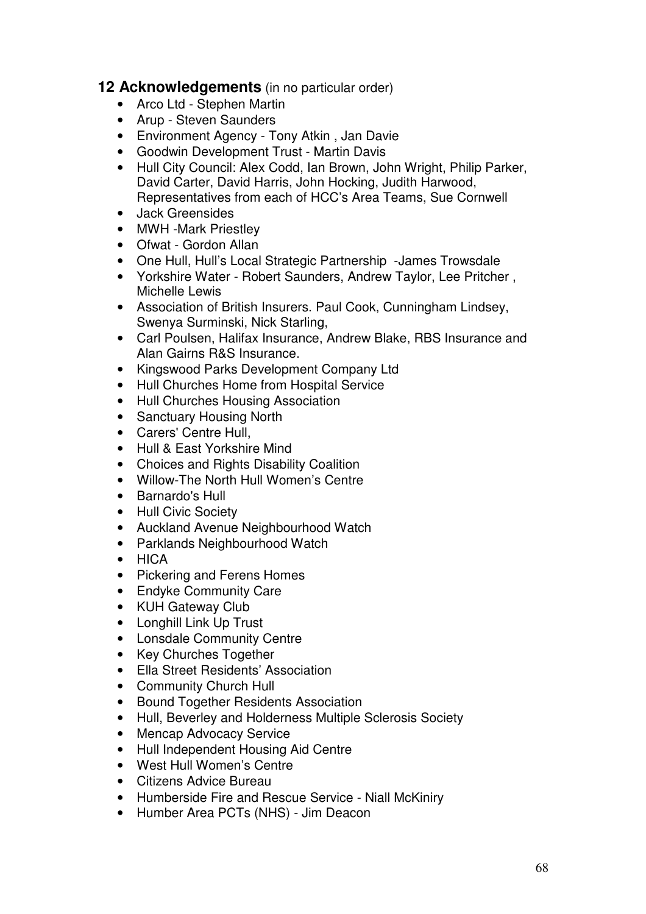## 12 Acknowledgements (in no particular order)

- Arco Ltd - Stephen Martin
- Arup - Steven Saunders
- Environment Agency - Tony Atkin , Jan Davie
- Goodwin Development Trust - Martin Davis
- Hull City Council: Alex Codd, Ian Brown, John Wright, Philip Parker, David Carter, David Harris, John Hocking, Judith Harwood, Representatives from each of HCC's Area Teams, Sue Cornwell
- Jack Greensides
- MWH -Mark Priestley
- Ofwat - Gordon Allan
- One Hull, Hull's Local Strategic Partnership -James Trowsdale
- Yorkshire Water - Robert Saunders, Andrew Taylor, Lee Pritcher , Michelle Lewis
- Association of British Insurers. Paul Cook, Cunningham Lindsey, Swenya Surminski, Nick Starling,
- Carl Poulsen, Halifax Insurance, Andrew Blake, RBS Insurance and Alan Gairns R&S Insurance.
- Kingswood Parks Development Company Ltd
- Hull Churches Home from Hospital Service
- Hull Churches Housing Association
- Sanctuary Housing North
- Carers' Centre Hull,
- Hull & East Yorkshire Mind
- Choices and Rights Disability Coalition
- Willow-The North Hull Women's Centre
- Barnardo's Hull
- Hull Civic Society
- Auckland Avenue Neighbourhood Watch
- Parklands Neighbourhood Watch
- HICA
- Pickering and Ferens Homes
- Endyke Community Care
- KUH Gateway Club
- Longhill Link Up Trust
- Lonsdale Community Centre
- Key Churches Together
- Ella Street Residents' Association
- Community Church Hull
- Bound Together Residents Association
- Hull, Beverley and Holderness Multiple Sclerosis Society
- Mencap Advocacy Service
- Hull Independent Housing Aid Centre
- West Hull Women's Centre
- Citizens Advice Bureau
- Humberside Fire and Rescue Service - Niall McKiniry
- Humber Area PCTs (NHS) - Jim Deacon